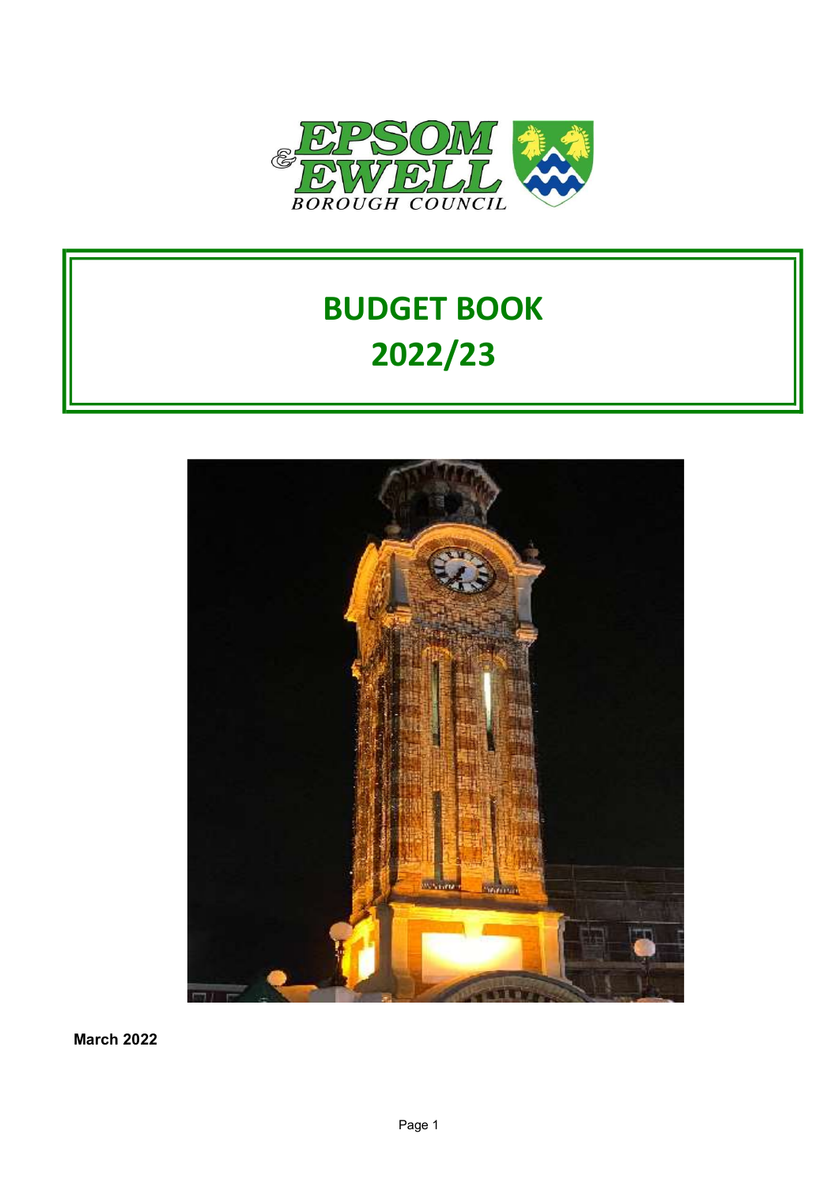EPSOM & EWELL BOROUGH COUNCIL

# BUDGET BOOK 2022/23

**March 2022**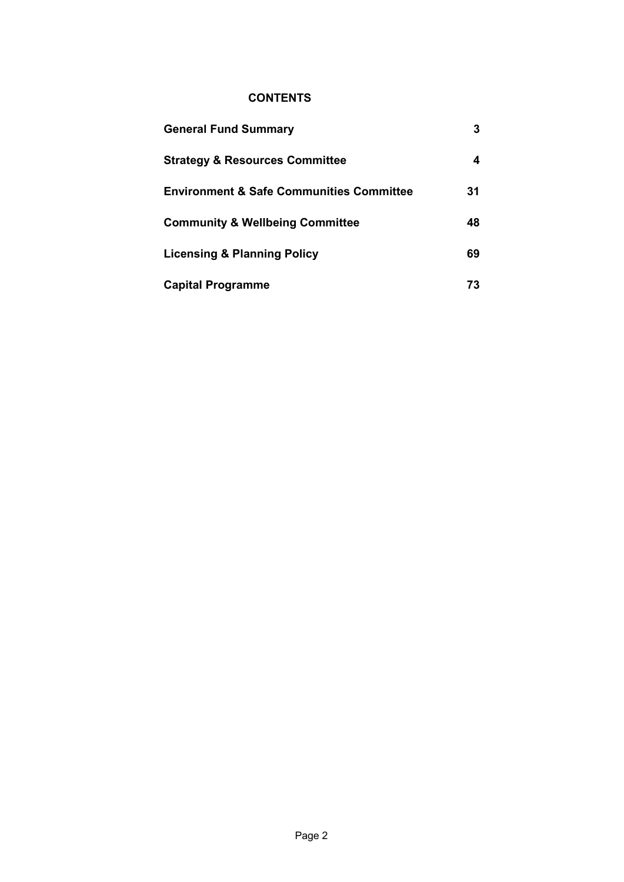# CONTENTS

| | |
|---|---|
| **General Fund Summary** | **3** |
| **Strategy & Resources Committee** | **4** |
| **Environment & Safe Communities Committee** | **31** |
| **Community & Wellbeing Committee** | **48** |
| **Licensing & Planning Policy** | **69** |
| **Capital Programme** | **73** |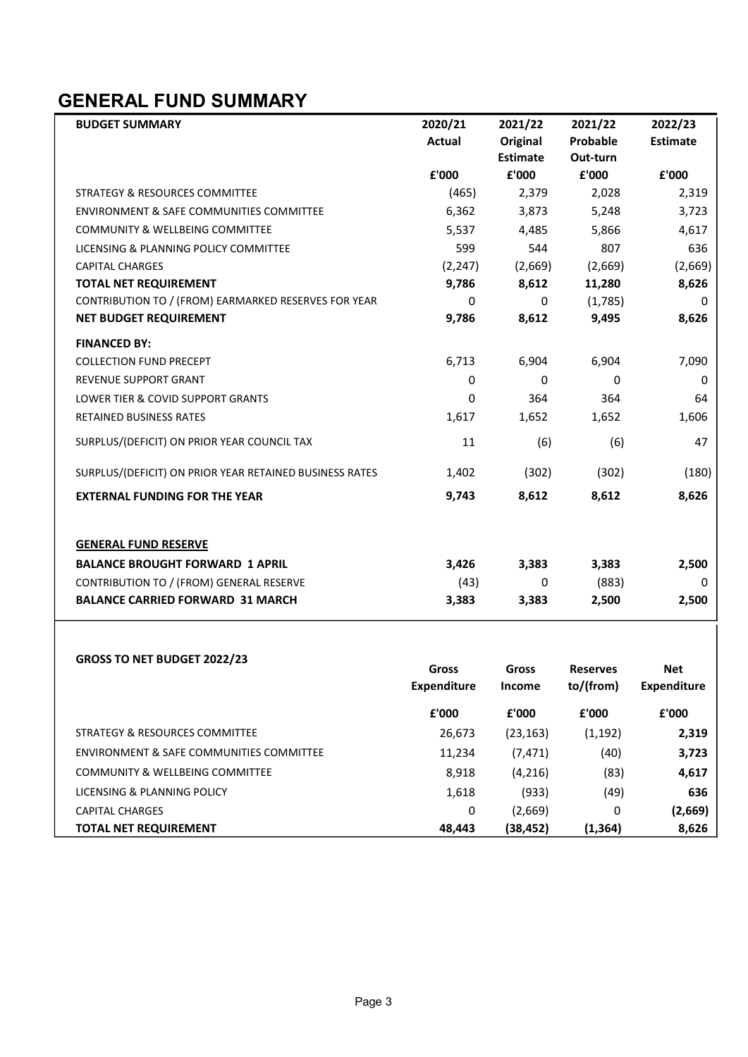# GENERAL FUND SUMMARY

| **BUDGET SUMMARY** | **2020/21 Actual** | **2021/22 Original Estimate** | **2021/22 Probable Out-turn** | **2022/23 Estimate** |
|---|---|---|---|---|
| | **£'000** | **£'000** | **£'000** | **£'000** |
| STRATEGY & RESOURCES COMMITTEE | (465) | 2,379 | 2,028 | 2,319 |
| ENVIRONMENT & SAFE COMMUNITIES COMMITTEE | 6,362 | 3,873 | 5,248 | 3,723 |
| COMMUNITY & WELLBEING COMMITTEE | 5,537 | 4,485 | 5,866 | 4,617 |
| LICENSING & PLANNING POLICY COMMITTEE | 599 | 544 | 807 | 636 |
| CAPITAL CHARGES | (2,247) | (2,669) | (2,669) | (2,669) |
| **TOTAL NET REQUIREMENT** | **9,786** | **8,612** | **11,280** | **8,626** |
| CONTRIBUTION TO / (FROM) EARMARKED RESERVES FOR YEAR | 0 | 0 | (1,785) | 0 |
| **NET BUDGET REQUIREMENT** | **9,786** | **8,612** | **9,495** | **8,626** |
| **FINANCED BY:** | | | | |
| COLLECTION FUND PRECEPT | 6,713 | 6,904 | 6,904 | 7,090 |
| REVENUE SUPPORT GRANT | 0 | 0 | 0 | 0 |
| LOWER TIER & COVID SUPPORT GRANTS | 0 | 364 | 364 | 64 |
| RETAINED BUSINESS RATES | 1,617 | 1,652 | 1,652 | 1,606 |
| SURPLUS/(DEFICIT) ON PRIOR YEAR COUNCIL TAX | 11 | (6) | (6) | 47 |
| SURPLUS/(DEFICIT) ON PRIOR YEAR RETAINED BUSINESS RATES | 1,402 | (302) | (302) | (180) |
| **EXTERNAL FUNDING FOR THE YEAR** | **9,743** | **8,612** | **8,612** | **8,626** |
| | | | | |
| **GENERAL FUND RESERVE** | | | | |
| **BALANCE BROUGHT FORWARD 1 APRIL** | **3,426** | **3,383** | **3,383** | **2,500** |
| CONTRIBUTION TO / (FROM) GENERAL RESERVE | (43) | 0 | (883) | 0 |
| **BALANCE CARRIED FORWARD 31 MARCH** | **3,383** | **3,383** | **2,500** | **2,500** |

| **GROSS TO NET BUDGET 2022/23** | **Gross Expenditure** | **Gross Income** | **Reserves to/(from)** | **Net Expenditure** |
|---|---|---|---|---|
| | **£'000** | **£'000** | **£'000** | **£'000** |
| STRATEGY & RESOURCES COMMITTEE | 26,673 | (23,163) | (1,192) | **2,319** |
| ENVIRONMENT & SAFE COMMUNITIES COMMITTEE | 11,234 | (7,471) | (40) | **3,723** |
| COMMUNITY & WELLBEING COMMITTEE | 8,918 | (4,216) | (83) | **4,617** |
| LICENSING & PLANNING POLICY | 1,618 | (933) | (49) | **636** |
| CAPITAL CHARGES | 0 | (2,669) | 0 | **(2,669)** |
| **TOTAL NET REQUIREMENT** | **48,443** | **(38,452)** | **(1,364)** | **8,626** |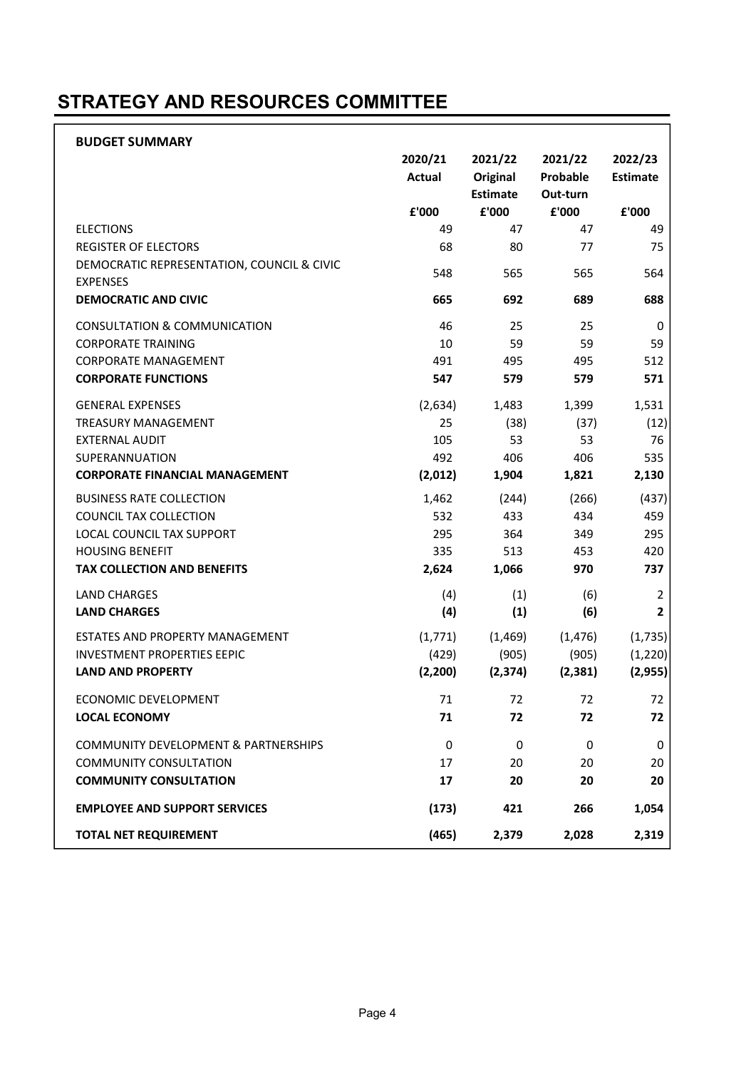# STRATEGY AND RESOURCES COMMITTEE

| BUDGET SUMMARY | 2020/21 Actual | 2021/22 Original Estimate | 2021/22 Probable Out-turn | 2022/23 Estimate |
|---|---|---|---|---|
| | £'000 | £'000 | £'000 | £'000 |
| ELECTIONS | 49 | 47 | 47 | 49 |
| REGISTER OF ELECTORS | 68 | 80 | 77 | 75 |
| DEMOCRATIC REPRESENTATION, COUNCIL & CIVIC EXPENSES | 548 | 565 | 565 | 564 |
| **DEMOCRATIC AND CIVIC** | **665** | **692** | **689** | **688** |
| CONSULTATION & COMMUNICATION | 46 | 25 | 25 | 0 |
| CORPORATE TRAINING | 10 | 59 | 59 | 59 |
| CORPORATE MANAGEMENT | 491 | 495 | 495 | 512 |
| **CORPORATE FUNCTIONS** | **547** | **579** | **579** | **571** |
| GENERAL EXPENSES | (2,634) | 1,483 | 1,399 | 1,531 |
| TREASURY MANAGEMENT | 25 | (38) | (37) | (12) |
| EXTERNAL AUDIT | 105 | 53 | 53 | 76 |
| SUPERANNUATION | 492 | 406 | 406 | 535 |
| **CORPORATE FINANCIAL MANAGEMENT** | **(2,012)** | **1,904** | **1,821** | **2,130** |
| BUSINESS RATE COLLECTION | 1,462 | (244) | (266) | (437) |
| COUNCIL TAX COLLECTION | 532 | 433 | 434 | 459 |
| LOCAL COUNCIL TAX SUPPORT | 295 | 364 | 349 | 295 |
| HOUSING BENEFIT | 335 | 513 | 453 | 420 |
| **TAX COLLECTION AND BENEFITS** | **2,624** | **1,066** | **970** | **737** |
| LAND CHARGES | (4) | (1) | (6) | 2 |
| **LAND CHARGES** | **(4)** | **(1)** | **(6)** | **2** |
| ESTATES AND PROPERTY MANAGEMENT | (1,771) | (1,469) | (1,476) | (1,735) |
| INVESTMENT PROPERTIES EEPIC | (429) | (905) | (905) | (1,220) |
| **LAND AND PROPERTY** | **(2,200)** | **(2,374)** | **(2,381)** | **(2,955)** |
| ECONOMIC DEVELOPMENT | 71 | 72 | 72 | 72 |
| **LOCAL ECONOMY** | **71** | **72** | **72** | **72** |
| COMMUNITY DEVELOPMENT & PARTNERSHIPS | 0 | 0 | 0 | 0 |
| COMMUNITY CONSULTATION | 17 | 20 | 20 | 20 |
| **COMMUNITY CONSULTATION** | **17** | **20** | **20** | **20** |
| **EMPLOYEE AND SUPPORT SERVICES** | **(173)** | **421** | **266** | **1,054** |
| **TOTAL NET REQUIREMENT** | **(465)** | **2,379** | **2,028** | **2,319** |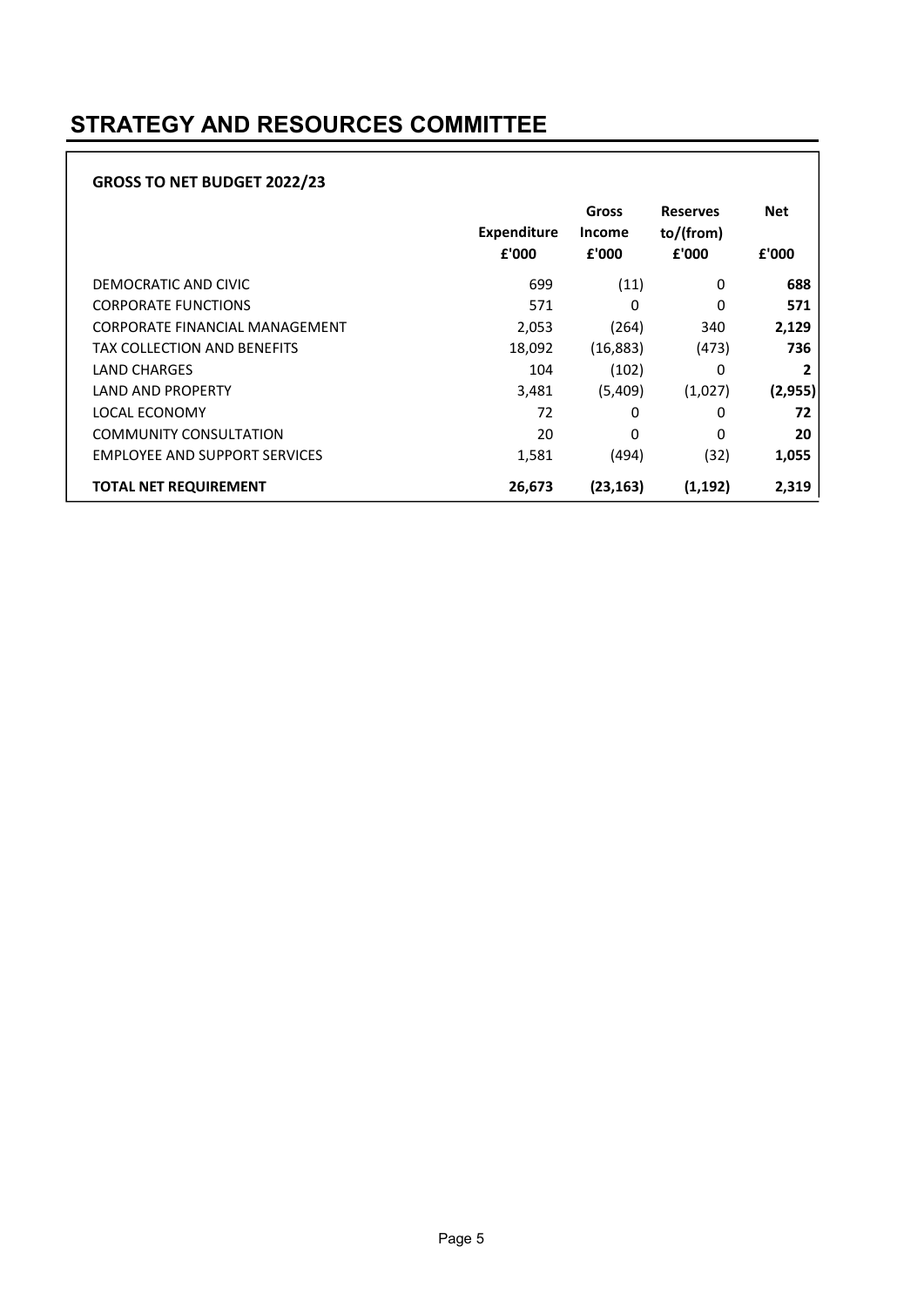# STRATEGY AND RESOURCES COMMITTEE

**GROSS TO NET BUDGET 2022/23**

| | Expenditure £'000 | Gross Income £'000 | Reserves to/(from) £'000 | Net £'000 |
|---|---|---|---|---|
| DEMOCRATIC AND CIVIC | 699 | (11) | 0 | **688** |
| CORPORATE FUNCTIONS | 571 | 0 | 0 | **571** |
| CORPORATE FINANCIAL MANAGEMENT | 2,053 | (264) | 340 | **2,129** |
| TAX COLLECTION AND BENEFITS | 18,092 | (16,883) | (473) | **736** |
| LAND CHARGES | 104 | (102) | 0 | **2** |
| LAND AND PROPERTY | 3,481 | (5,409) | (1,027) | **(2,955)** |
| LOCAL ECONOMY | 72 | 0 | 0 | **72** |
| COMMUNITY CONSULTATION | 20 | 0 | 0 | **20** |
| EMPLOYEE AND SUPPORT SERVICES | 1,581 | (494) | (32) | **1,055** |
| **TOTAL NET REQUIREMENT** | **26,673** | **(23,163)** | **(1,192)** | **2,319** |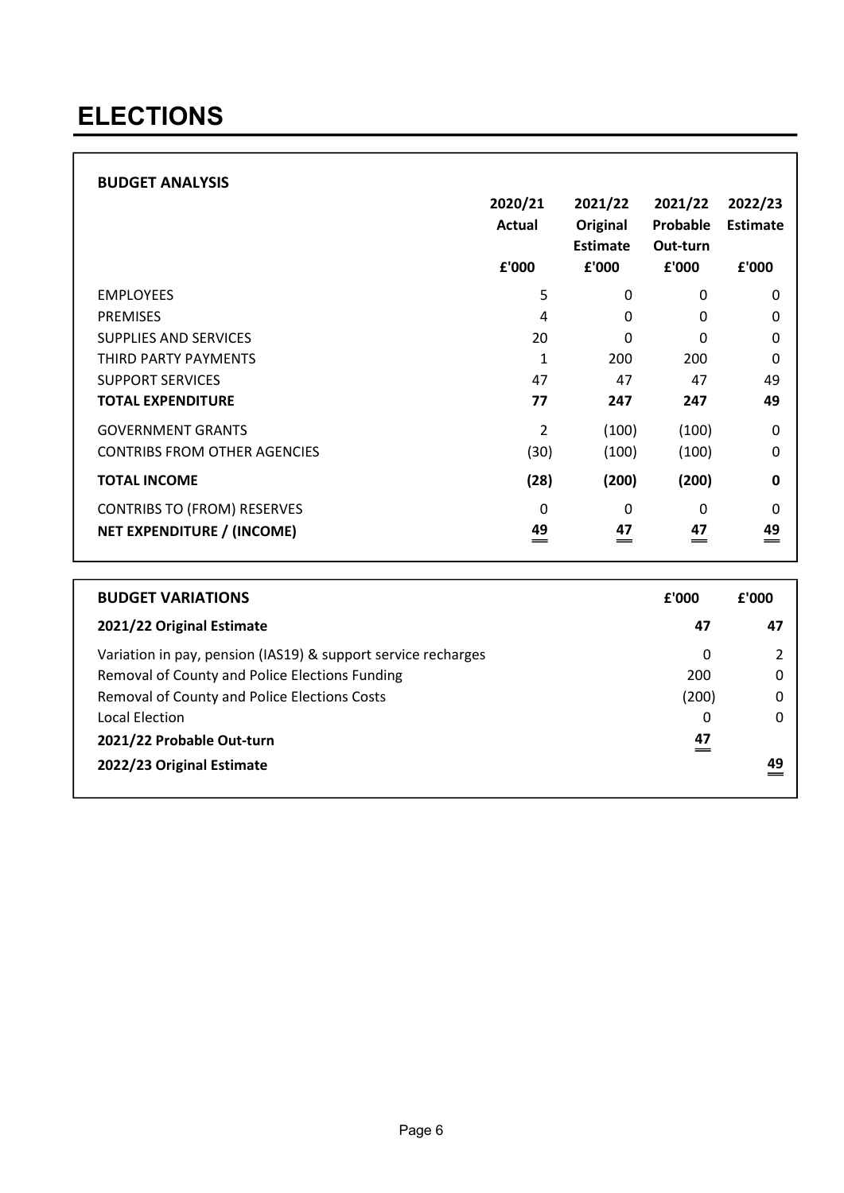# ELECTIONS

**BUDGET ANALYSIS**

| | 2020/21 Actual £'000 | 2021/22 Original Estimate £'000 | 2021/22 Probable Out-turn £'000 | 2022/23 Estimate £'000 |
|---|---|---|---|---|
| EMPLOYEES | 5 | 0 | 0 | 0 |
| PREMISES | 4 | 0 | 0 | 0 |
| SUPPLIES AND SERVICES | 20 | 0 | 0 | 0 |
| THIRD PARTY PAYMENTS | 1 | 200 | 200 | 0 |
| SUPPORT SERVICES | 47 | 47 | 47 | 49 |
| **TOTAL EXPENDITURE** | **77** | **247** | **247** | **49** |
| GOVERNMENT GRANTS | 2 | (100) | (100) | 0 |
| CONTRIBS FROM OTHER AGENCIES | (30) | (100) | (100) | 0 |
| **TOTAL INCOME** | **(28)** | **(200)** | **(200)** | **0** |
| CONTRIBS TO (FROM) RESERVES | 0 | 0 | 0 | 0 |
| **NET EXPENDITURE / (INCOME)** | **49** | **47** | **47** | **49** |

| **BUDGET VARIATIONS** | **£'000** | **£'000** |
|---|---|---|
| **2021/22 Original Estimate** | **47** | **47** |
| Variation in pay, pension (IAS19) & support service recharges | 0 | 2 |
| Removal of County and Police Elections Funding | 200 | 0 |
| Removal of County and Police Elections Costs | (200) | 0 |
| Local Election | 0 | 0 |
| **2021/22 Probable Out-turn** | **47** | |
| **2022/23 Original Estimate** | | **49** |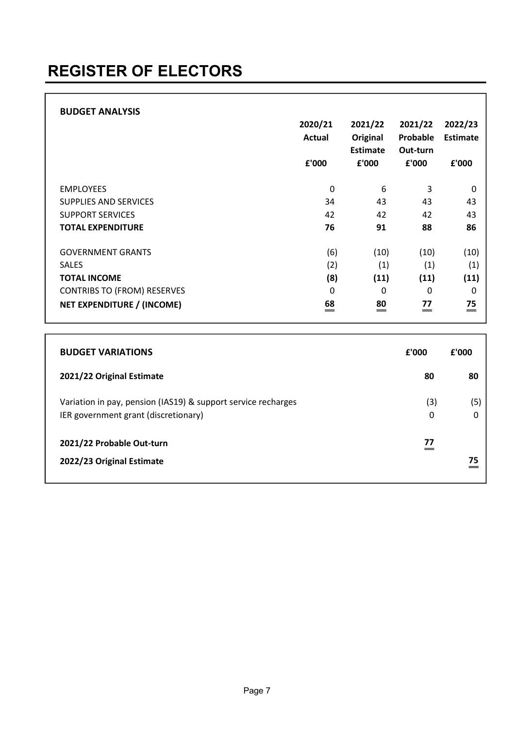# REGISTER OF ELECTORS

**BUDGET ANALYSIS**

| | 2020/21 Actual £'000 | 2021/22 Original Estimate £'000 | 2021/22 Probable Out-turn £'000 | 2022/23 Estimate £'000 |
|---|---|---|---|---|
| EMPLOYEES | 0 | 6 | 3 | 0 |
| SUPPLIES AND SERVICES | 34 | 43 | 43 | 43 |
| SUPPORT SERVICES | 42 | 42 | 42 | 43 |
| **TOTAL EXPENDITURE** | **76** | **91** | **88** | **86** |
| GOVERNMENT GRANTS | (6) | (10) | (10) | (10) |
| SALES | (2) | (1) | (1) | (1) |
| **TOTAL INCOME** | **(8)** | **(11)** | **(11)** | **(11)** |
| CONTRIBS TO (FROM) RESERVES | 0 | 0 | 0 | 0 |
| **NET EXPENDITURE / (INCOME)** | **68** | **80** | **77** | **75** |

| **BUDGET VARIATIONS** | £'000 | £'000 |
|---|---|---|
| **2021/22 Original Estimate** | **80** | **80** |
| Variation in pay, pension (IAS19) & support service recharges | (3) | (5) |
| IER government grant (discretionary) | 0 | 0 |
| **2021/22 Probable Out-turn** | **77** | |
| **2022/23 Original Estimate** | | **75** |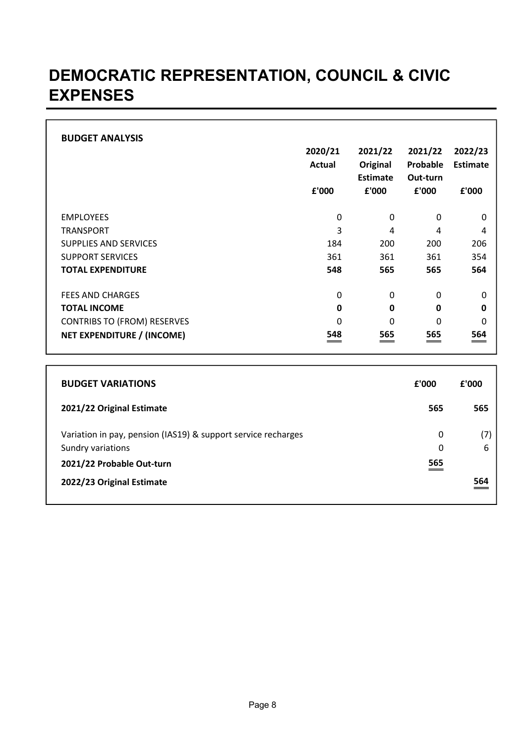# DEMOCRATIC REPRESENTATION, COUNCIL & CIVIC EXPENSES

**BUDGET ANALYSIS**

| | 2020/21 Actual £'000 | 2021/22 Original Estimate £'000 | 2021/22 Probable Out-turn £'000 | 2022/23 Estimate £'000 |
|---|---|---|---|---|
| EMPLOYEES | 0 | 0 | 0 | 0 |
| TRANSPORT | 3 | 4 | 4 | 4 |
| SUPPLIES AND SERVICES | 184 | 200 | 200 | 206 |
| SUPPORT SERVICES | 361 | 361 | 361 | 354 |
| **TOTAL EXPENDITURE** | **548** | **565** | **565** | **564** |
| FEES AND CHARGES | 0 | 0 | 0 | 0 |
| **TOTAL INCOME** | **0** | **0** | **0** | **0** |
| CONTRIBS TO (FROM) RESERVES | 0 | 0 | 0 | 0 |
| **NET EXPENDITURE / (INCOME)** | **548** | **565** | **565** | **564** |

| **BUDGET VARIATIONS** | £'000 | £'000 |
|---|---|---|
| **2021/22 Original Estimate** | **565** | **565** |
| Variation in pay, pension (IAS19) & support service recharges | 0 | (7) |
| Sundry variations | 0 | 6 |
| **2021/22 Probable Out-turn** | 565 | |
| **2022/23 Original Estimate** | | 564 |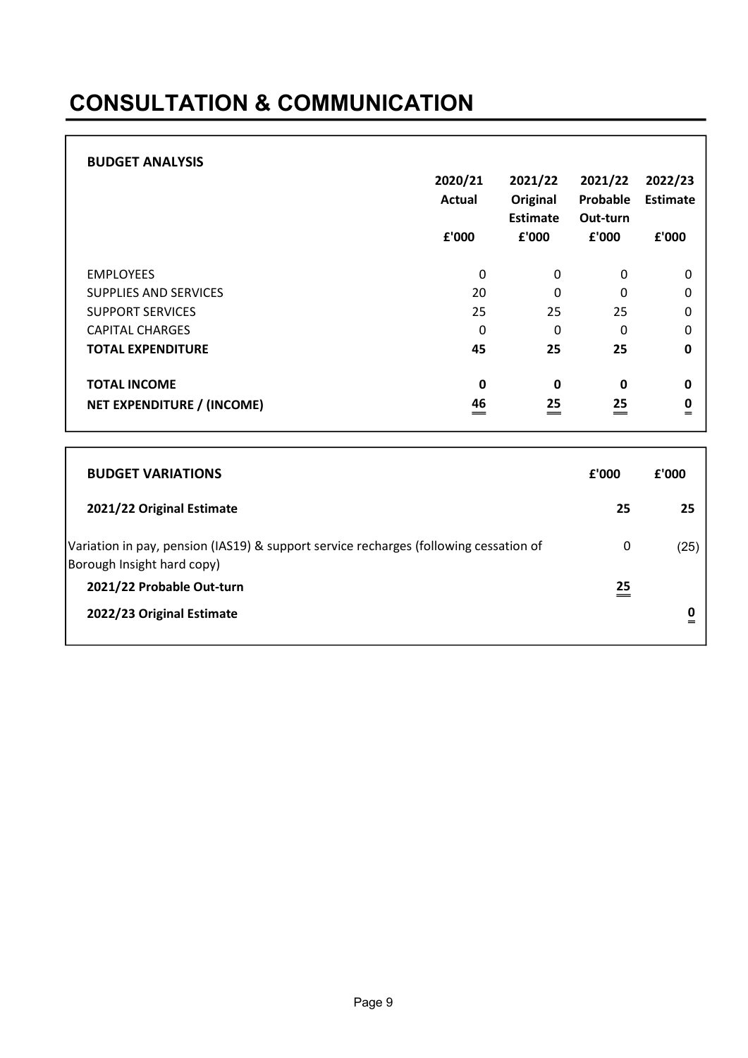# CONSULTATION & COMMUNICATION

## BUDGET ANALYSIS

| | 2020/21 Actual | 2021/22 Original Estimate | 2021/22 Probable Out-turn | 2022/23 Estimate |
|---|---|---|---|---|
| | £'000 | £'000 | £'000 | £'000 |
| EMPLOYEES | 0 | 0 | 0 | 0 |
| SUPPLIES AND SERVICES | 20 | 0 | 0 | 0 |
| SUPPORT SERVICES | 25 | 25 | 25 | 0 |
| CAPITAL CHARGES | 0 | 0 | 0 | 0 |
| **TOTAL EXPENDITURE** | **45** | **25** | **25** | **0** |
| **TOTAL INCOME** | **0** | **0** | **0** | **0** |
| **NET EXPENDITURE / (INCOME)** | **46** | **25** | **25** | **0** |

## BUDGET VARIATIONS

| | £'000 | £'000 |
|---|---|---|
| **2021/22 Original Estimate** | **25** | **25** |
| Variation in pay, pension (IAS19) & support service recharges (following cessation of Borough Insight hard copy) | 0 | (25) |
| **2021/22 Probable Out-turn** | **25** | |
| **2022/23 Original Estimate** | | **0** |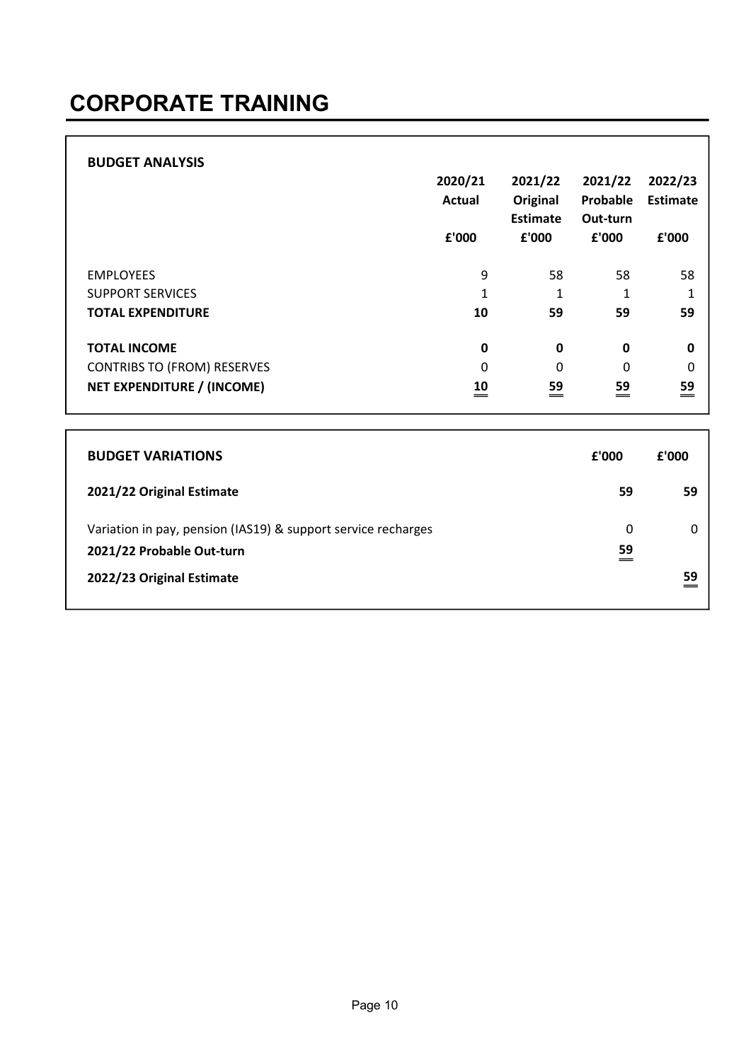# CORPORATE TRAINING

**BUDGET ANALYSIS**

| | 2020/21 Actual £'000 | 2021/22 Original Estimate £'000 | 2021/22 Probable Out-turn £'000 | 2022/23 Estimate £'000 |
|---|---|---|---|---|
| EMPLOYEES | 9 | 58 | 58 | 58 |
| SUPPORT SERVICES | 1 | 1 | 1 | 1 |
| **TOTAL EXPENDITURE** | **10** | **59** | **59** | **59** |
| **TOTAL INCOME** | **0** | **0** | **0** | **0** |
| CONTRIBS TO (FROM) RESERVES | 0 | 0 | 0 | 0 |
| **NET EXPENDITURE / (INCOME)** | **10** | **59** | **59** | **59** |

| **BUDGET VARIATIONS** | £'000 | £'000 |
|---|---|---|
| **2021/22 Original Estimate** | **59** | **59** |
| Variation in pay, pension (IAS19) & support service recharges | 0 | 0 |
| **2021/22 Probable Out-turn** | **59** | |
| **2022/23 Original Estimate** | | **59** |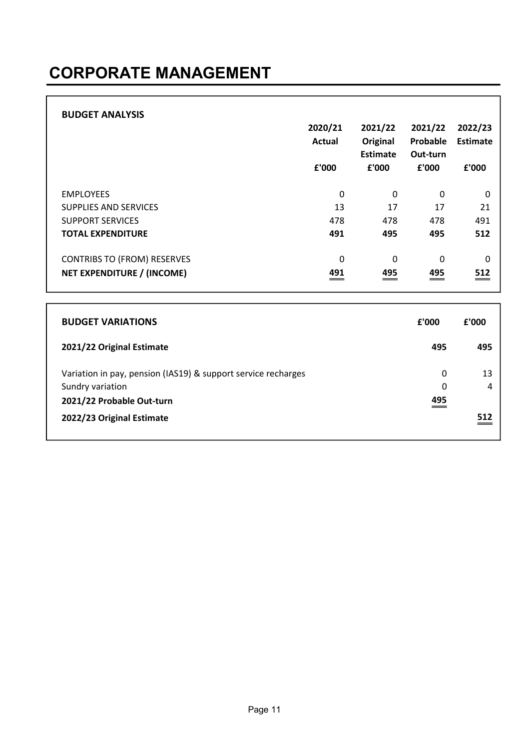# CORPORATE MANAGEMENT

**BUDGET ANALYSIS**

| | 2020/21 Actual £'000 | 2021/22 Original Estimate £'000 | 2021/22 Probable Out-turn £'000 | 2022/23 Estimate £'000 |
|---|---|---|---|---|
| EMPLOYEES | 0 | 0 | 0 | 0 |
| SUPPLIES AND SERVICES | 13 | 17 | 17 | 21 |
| SUPPORT SERVICES | 478 | 478 | 478 | 491 |
| **TOTAL EXPENDITURE** | **491** | **495** | **495** | **512** |
| CONTRIBS TO (FROM) RESERVES | 0 | 0 | 0 | 0 |
| **NET EXPENDITURE / (INCOME)** | **491** | **495** | **495** | **512** |

| **BUDGET VARIATIONS** | **£'000** | **£'000** |
|---|---|---|
| **2021/22 Original Estimate** | **495** | **495** |
| Variation in pay, pension (IAS19) & support service recharges | 0 | 13 |
| Sundry variation | 0 | 4 |
| **2021/22 Probable Out-turn** | **495** | |
| **2022/23 Original Estimate** | | **512** |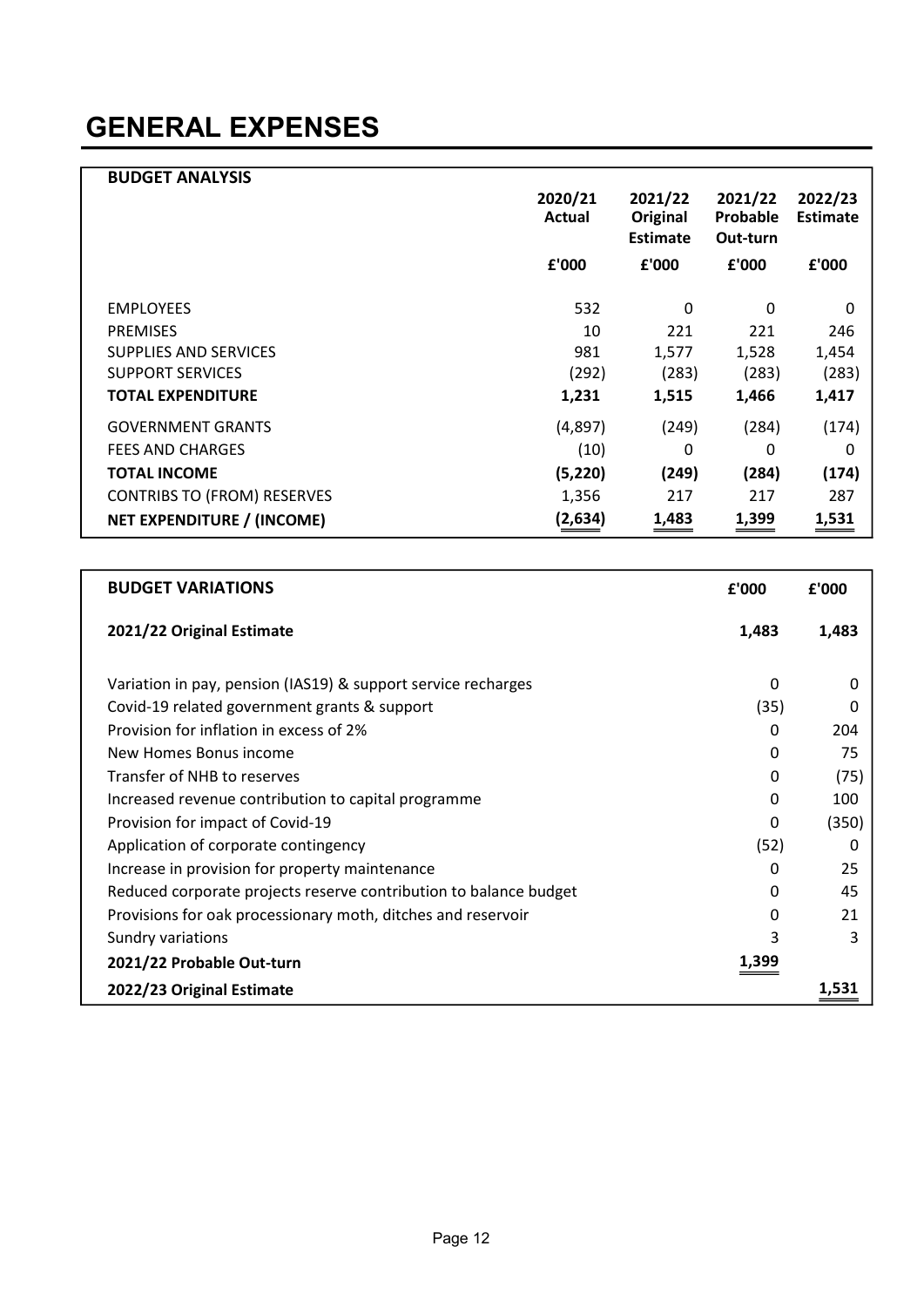# GENERAL EXPENSES

| BUDGET ANALYSIS | 2020/21 Actual | 2021/22 Original Estimate | 2021/22 Probable Out-turn | 2022/23 Estimate |
|---|---|---|---|---|
| | £'000 | £'000 | £'000 | £'000 |
| EMPLOYEES | 532 | 0 | 0 | 0 |
| PREMISES | 10 | 221 | 221 | 246 |
| SUPPLIES AND SERVICES | 981 | 1,577 | 1,528 | 1,454 |
| SUPPORT SERVICES | (292) | (283) | (283) | (283) |
| **TOTAL EXPENDITURE** | **1,231** | **1,515** | **1,466** | **1,417** |
| GOVERNMENT GRANTS | (4,897) | (249) | (284) | (174) |
| FEES AND CHARGES | (10) | 0 | 0 | 0 |
| **TOTAL INCOME** | **(5,220)** | **(249)** | **(284)** | **(174)** |
| CONTRIBS TO (FROM) RESERVES | 1,356 | 217 | 217 | 287 |
| **NET EXPENDITURE / (INCOME)** | **(2,634)** | **1,483** | **1,399** | **1,531** |

| BUDGET VARIATIONS | £'000 | £'000 |
|---|---|---|
| **2021/22 Original Estimate** | **1,483** | **1,483** |
| Variation in pay, pension (IAS19) & support service recharges | 0 | 0 |
| Covid-19 related government grants & support | (35) | 0 |
| Provision for inflation in excess of 2% | 0 | 204 |
| New Homes Bonus income | 0 | 75 |
| Transfer of NHB to reserves | 0 | (75) |
| Increased revenue contribution to capital programme | 0 | 100 |
| Provision for impact of Covid-19 | 0 | (350) |
| Application of corporate contingency | (52) | 0 |
| Increase in provision for property maintenance | 0 | 25 |
| Reduced corporate projects reserve contribution to balance budget | 0 | 45 |
| Provisions for oak processionary moth, ditches and reservoir | 0 | 21 |
| Sundry variations | 3 | 3 |
| **2021/22 Probable Out-turn** | **1,399** | |
| **2022/23 Original Estimate** | | **1,531** |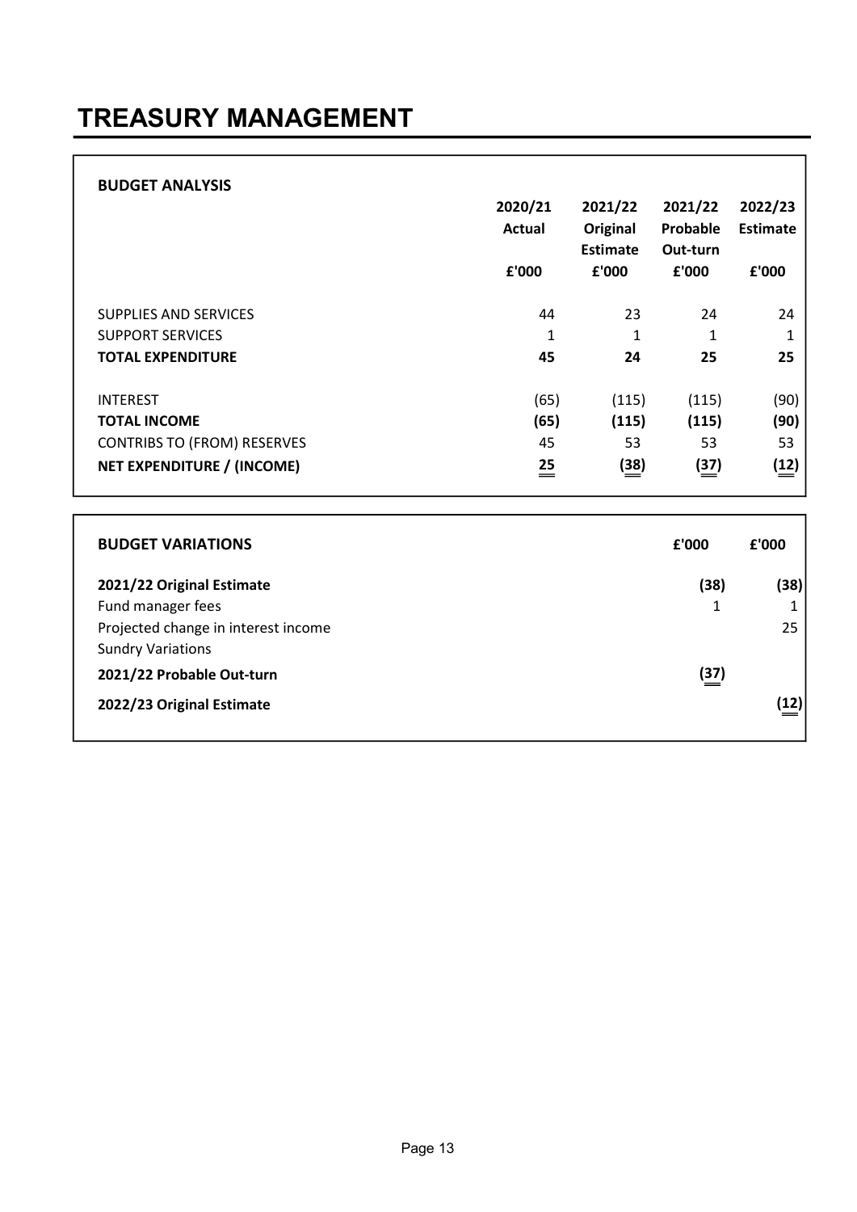# TREASURY MANAGEMENT

**BUDGET ANALYSIS**

| | 2020/21 Actual £'000 | 2021/22 Original Estimate £'000 | 2021/22 Probable Out-turn £'000 | 2022/23 Estimate £'000 |
|---|---|---|---|---|
| SUPPLIES AND SERVICES | 44 | 23 | 24 | 24 |
| SUPPORT SERVICES | 1 | 1 | 1 | 1 |
| **TOTAL EXPENDITURE** | **45** | **24** | **25** | **25** |
| INTEREST | (65) | (115) | (115) | (90) |
| **TOTAL INCOME** | **(65)** | **(115)** | **(115)** | **(90)** |
| CONTRIBS TO (FROM) RESERVES | 45 | 53 | 53 | 53 |
| **NET EXPENDITURE / (INCOME)** | **25** | **(38)** | **(37)** | **(12)** |

| **BUDGET VARIATIONS** | £'000 | £'000 |
|---|---|---|
| **2021/22 Original Estimate** | **(38)** | **(38)** |
| Fund manager fees | 1 | 1 |
| Projected change in interest income | | 25 |
| Sundry Variations | | |
| **2021/22 Probable Out-turn** | **(37)** | |
| **2022/23 Original Estimate** | | **(12)** |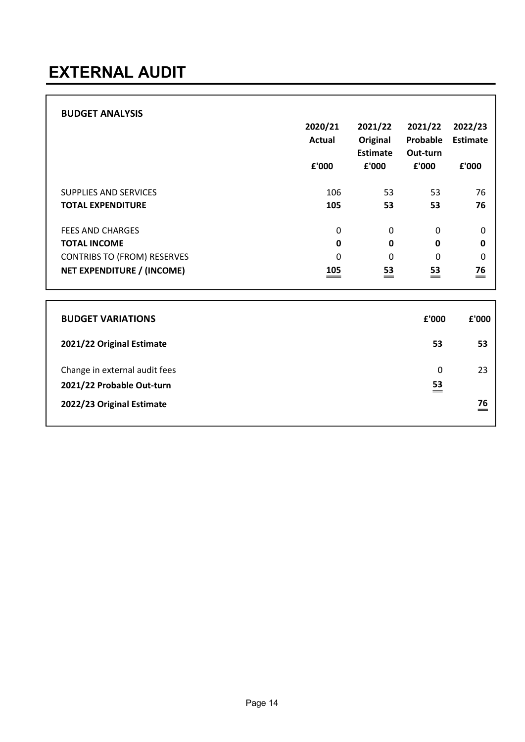# EXTERNAL AUDIT

**BUDGET ANALYSIS**

| | 2020/21 Actual £'000 | 2021/22 Original Estimate £'000 | 2021/22 Probable Out-turn £'000 | 2022/23 Estimate £'000 |
|---|---|---|---|---|
| SUPPLIES AND SERVICES | 106 | 53 | 53 | 76 |
| **TOTAL EXPENDITURE** | **105** | **53** | **53** | **76** |
| FEES AND CHARGES | 0 | 0 | 0 | 0 |
| **TOTAL INCOME** | **0** | **0** | **0** | **0** |
| CONTRIBS TO (FROM) RESERVES | 0 | 0 | 0 | 0 |
| **NET EXPENDITURE / (INCOME)** | **105** | **53** | **53** | **76** |

| **BUDGET VARIATIONS** | **£'000** | **£'000** |
|---|---|---|
| **2021/22 Original Estimate** | **53** | **53** |
| Change in external audit fees | 0 | 23 |
| **2021/22 Probable Out-turn** | **53** | |
| **2022/23 Original Estimate** | | **76** |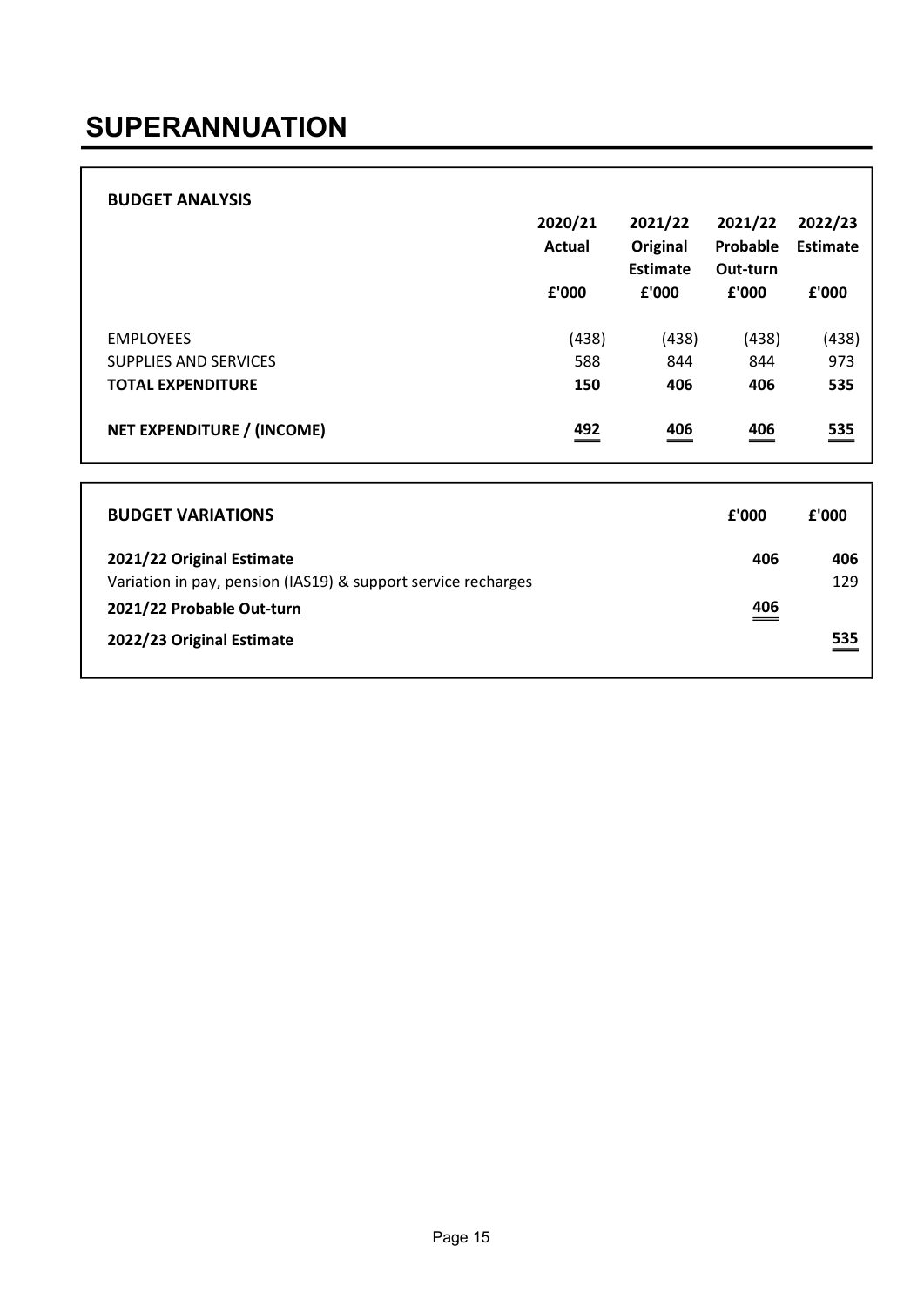# SUPERANNUATION

**BUDGET ANALYSIS**

| | 2020/21 Actual £'000 | 2021/22 Original Estimate £'000 | 2021/22 Probable Out-turn £'000 | 2022/23 Estimate £'000 |
|---|---|---|---|---|
| EMPLOYEES | (438) | (438) | (438) | (438) |
| SUPPLIES AND SERVICES | 588 | 844 | 844 | 973 |
| **TOTAL EXPENDITURE** | **150** | **406** | **406** | **535** |
| **NET EXPENDITURE / (INCOME)** | **492** | **406** | **406** | **535** |

| **BUDGET VARIATIONS** | **£'000** | **£'000** |
|---|---|---|
| **2021/22 Original Estimate** | **406** | **406** |
| Variation in pay, pension (IAS19) & support service recharges | | 129 |
| **2021/22 Probable Out-turn** | **406** | |
| **2022/23 Original Estimate** | | **535** |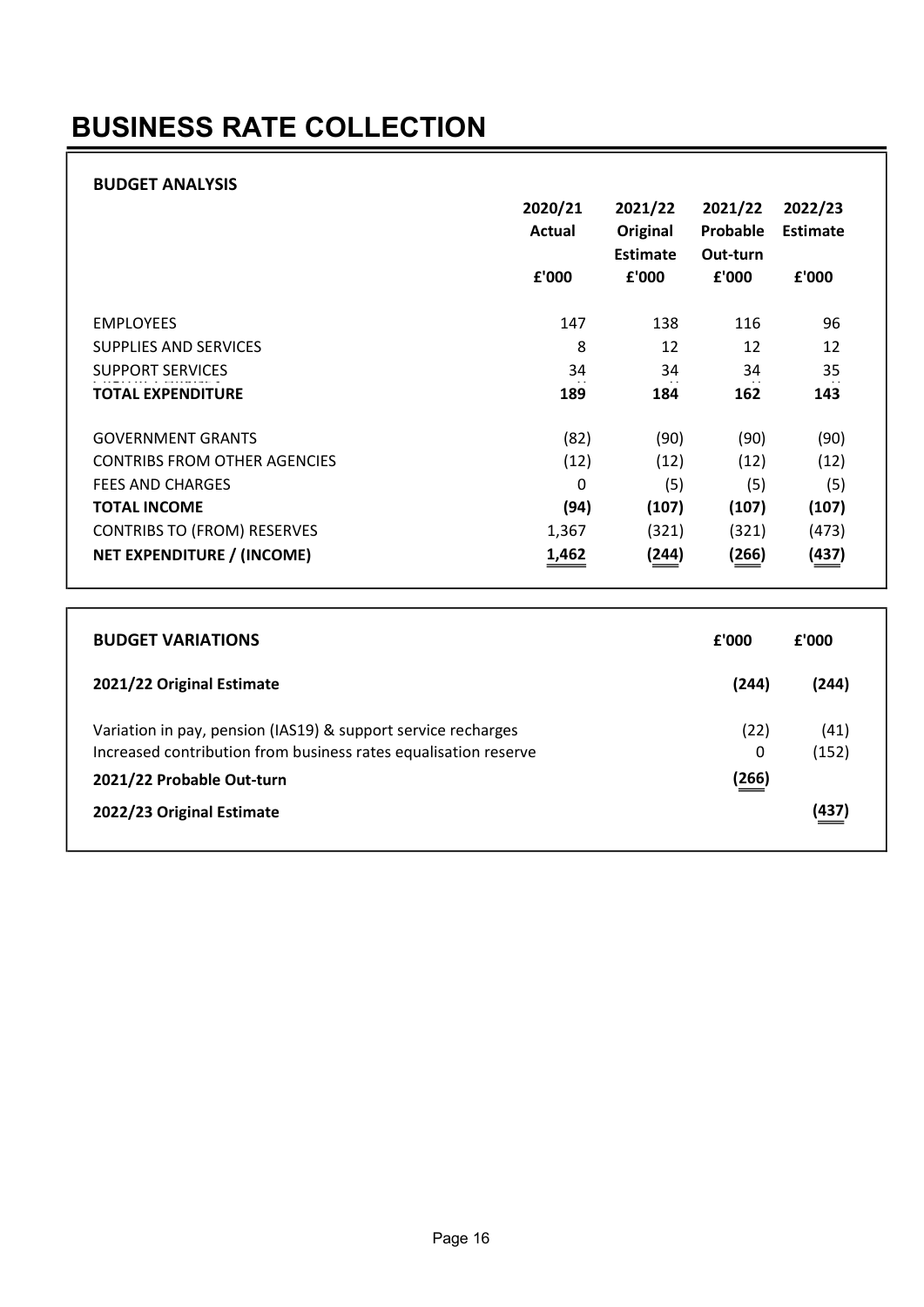# BUSINESS RATE COLLECTION

## BUDGET ANALYSIS

| | 2020/21 Actual £'000 | 2021/22 Original Estimate £'000 | 2021/22 Probable Out-turn £'000 | 2022/23 Estimate £'000 |
|---|---|---|---|---|
| EMPLOYEES | 147 | 138 | 116 | 96 |
| SUPPLIES AND SERVICES | 8 | 12 | 12 | 12 |
| SUPPORT SERVICES | 34 | 34 | 34 | 35 |
| **TOTAL EXPENDITURE** | **189** | **184** | **162** | **143** |
| GOVERNMENT GRANTS | (82) | (90) | (90) | (90) |
| CONTRIBS FROM OTHER AGENCIES | (12) | (12) | (12) | (12) |
| FEES AND CHARGES | 0 | (5) | (5) | (5) |
| **TOTAL INCOME** | **(94)** | **(107)** | **(107)** | **(107)** |
| CONTRIBS TO (FROM) RESERVES | 1,367 | (321) | (321) | (473) |
| **NET EXPENDITURE / (INCOME)** | **1,462** | **(244)** | **(266)** | **(437)** |

## BUDGET VARIATIONS

| | £'000 | £'000 |
|---|---|---|
| **2021/22 Original Estimate** | **(244)** | **(244)** |
| Variation in pay, pension (IAS19) & support service recharges | (22) | (41) |
| Increased contribution from business rates equalisation reserve | 0 | (152) |
| **2021/22 Probable Out-turn** | **(266)** | |
| **2022/23 Original Estimate** | | **(437)** |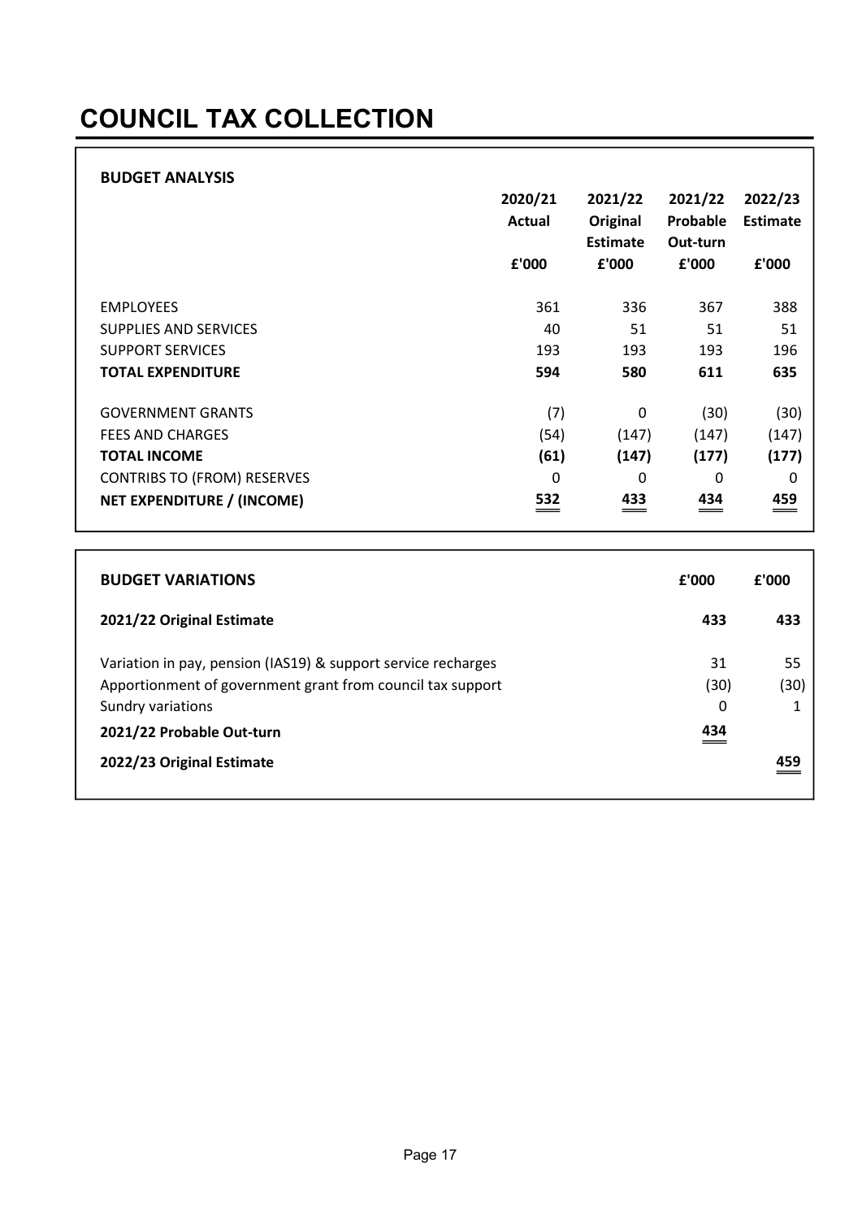# COUNCIL TAX COLLECTION

**BUDGET ANALYSIS**

| | 2020/21 Actual £'000 | 2021/22 Original Estimate £'000 | 2021/22 Probable Out-turn £'000 | 2022/23 Estimate £'000 |
|---|---|---|---|---|
| EMPLOYEES | 361 | 336 | 367 | 388 |
| SUPPLIES AND SERVICES | 40 | 51 | 51 | 51 |
| SUPPORT SERVICES | 193 | 193 | 193 | 196 |
| **TOTAL EXPENDITURE** | **594** | **580** | **611** | **635** |
| GOVERNMENT GRANTS | (7) | 0 | (30) | (30) |
| FEES AND CHARGES | (54) | (147) | (147) | (147) |
| **TOTAL INCOME** | **(61)** | **(147)** | **(177)** | **(177)** |
| CONTRIBS TO (FROM) RESERVES | 0 | 0 | 0 | 0 |
| **NET EXPENDITURE / (INCOME)** | **532** | **433** | **434** | **459** |

| **BUDGET VARIATIONS** | **£'000** | **£'000** |
|---|---|---|
| **2021/22 Original Estimate** | **433** | **433** |
| Variation in pay, pension (IAS19) & support service recharges | 31 | 55 |
| Apportionment of government grant from council tax support | (30) | (30) |
| Sundry variations | 0 | 1 |
| **2021/22 Probable Out-turn** | **434** | |
| **2022/23 Original Estimate** | | **459** |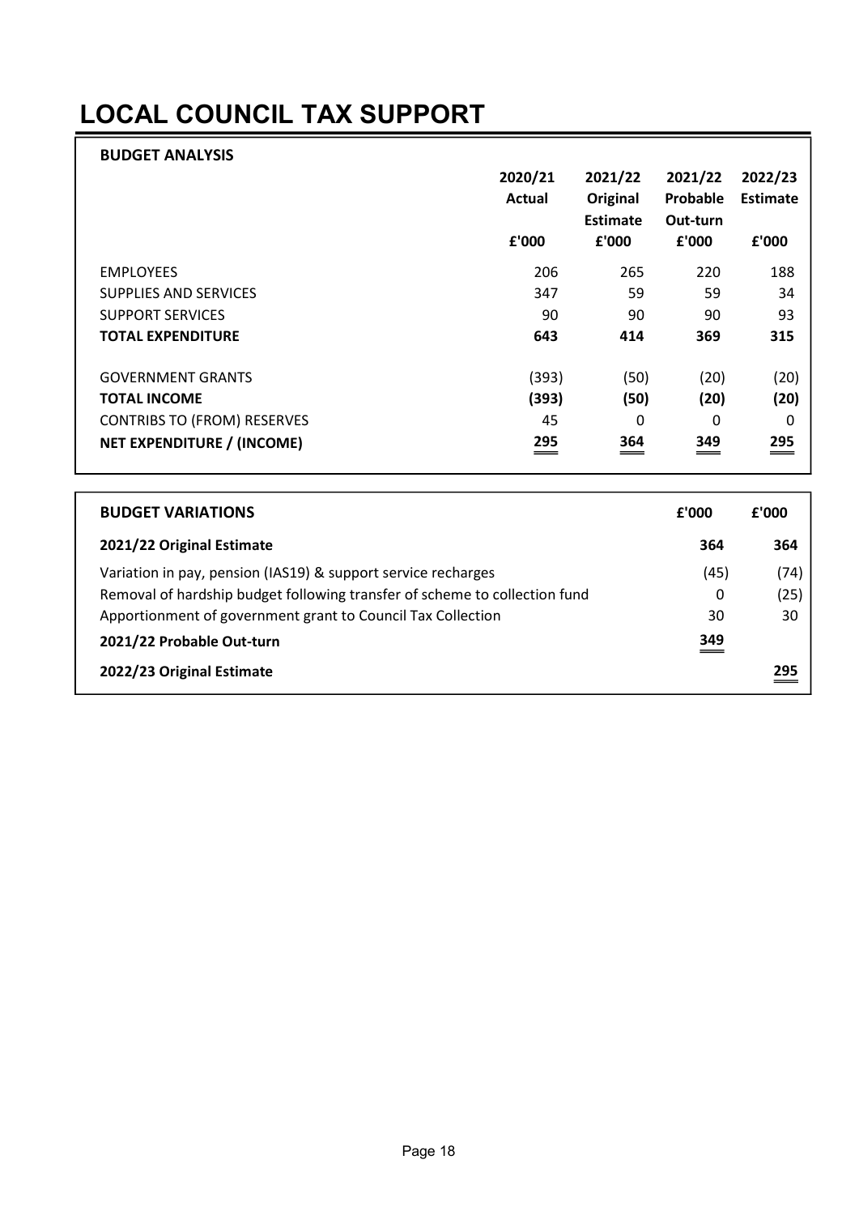# LOCAL COUNCIL TAX SUPPORT

## BUDGET ANALYSIS

| | 2020/21 Actual | 2021/22 Original Estimate | 2021/22 Probable Out-turn | 2022/23 Estimate |
|---|---|---|---|---|
| | £'000 | £'000 | £'000 | £'000 |
| EMPLOYEES | 206 | 265 | 220 | 188 |
| SUPPLIES AND SERVICES | 347 | 59 | 59 | 34 |
| SUPPORT SERVICES | 90 | 90 | 90 | 93 |
| **TOTAL EXPENDITURE** | **643** | **414** | **369** | **315** |
| GOVERNMENT GRANTS | (393) | (50) | (20) | (20) |
| **TOTAL INCOME** | **(393)** | **(50)** | **(20)** | **(20)** |
| CONTRIBS TO (FROM) RESERVES | 45 | 0 | 0 | 0 |
| **NET EXPENDITURE / (INCOME)** | **295** | **364** | **349** | **295** |

## BUDGET VARIATIONS

| | £'000 | £'000 |
|---|---|---|
| **2021/22 Original Estimate** | **364** | **364** |
| Variation in pay, pension (IAS19) & support service recharges | (45) | (74) |
| Removal of hardship budget following transfer of scheme to collection fund | 0 | (25) |
| Apportionment of government grant to Council Tax Collection | 30 | 30 |
| **2021/22 Probable Out-turn** | **349** | |
| **2022/23 Original Estimate** | | **295** |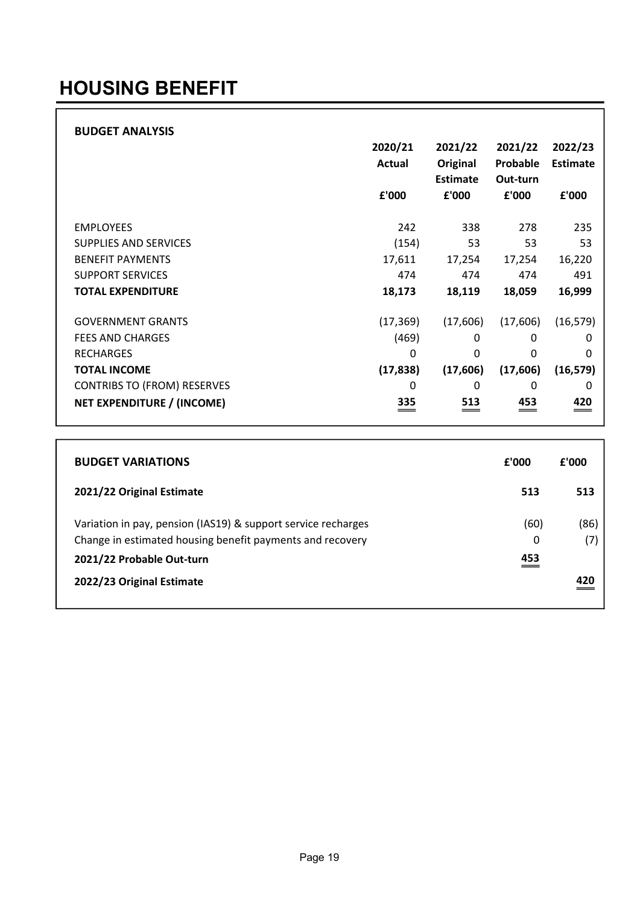# HOUSING BENEFIT

**BUDGET ANALYSIS**

| | 2020/21 Actual £'000 | 2021/22 Original Estimate £'000 | 2021/22 Probable Out-turn £'000 | 2022/23 Estimate £'000 |
|---|---|---|---|---|
| EMPLOYEES | 242 | 338 | 278 | 235 |
| SUPPLIES AND SERVICES | (154) | 53 | 53 | 53 |
| BENEFIT PAYMENTS | 17,611 | 17,254 | 17,254 | 16,220 |
| SUPPORT SERVICES | 474 | 474 | 474 | 491 |
| **TOTAL EXPENDITURE** | **18,173** | **18,119** | **18,059** | **16,999** |
| GOVERNMENT GRANTS | (17,369) | (17,606) | (17,606) | (16,579) |
| FEES AND CHARGES | (469) | 0 | 0 | 0 |
| RECHARGES | 0 | 0 | 0 | 0 |
| **TOTAL INCOME** | **(17,838)** | **(17,606)** | **(17,606)** | **(16,579)** |
| CONTRIBS TO (FROM) RESERVES | 0 | 0 | 0 | 0 |
| **NET EXPENDITURE / (INCOME)** | **335** | **513** | **453** | **420** |

| **BUDGET VARIATIONS** | **£'000** | **£'000** |
|---|---|---|
| **2021/22 Original Estimate** | **513** | **513** |
| Variation in pay, pension (IAS19) & support service recharges | (60) | (86) |
| Change in estimated housing benefit payments and recovery | 0 | (7) |
| **2021/22 Probable Out-turn** | **453** | |
| **2022/23 Original Estimate** | | **420** |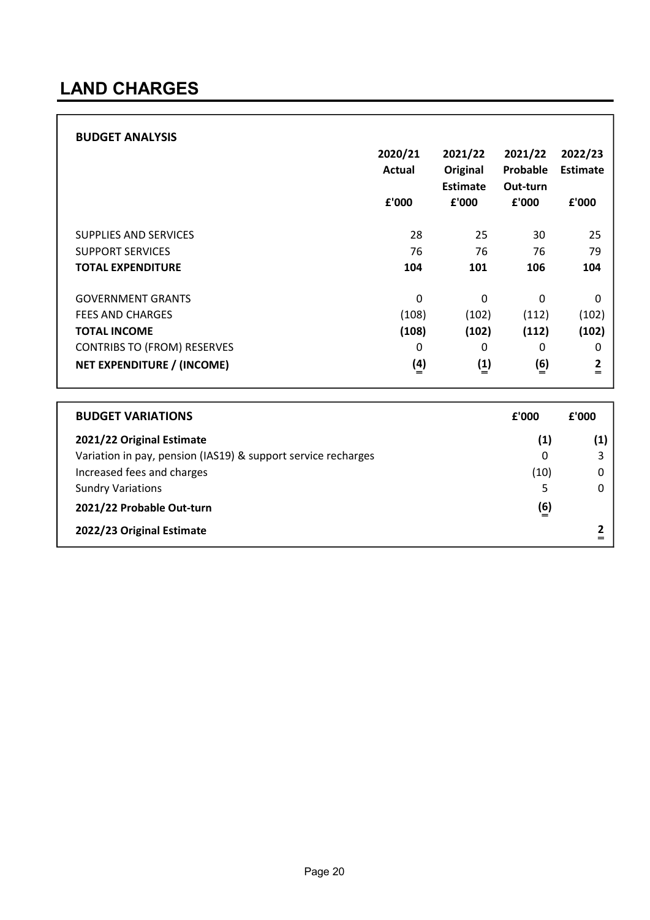# LAND CHARGES

**BUDGET ANALYSIS**

| | 2020/21 Actual | 2021/22 Original Estimate | 2021/22 Probable Out-turn | 2022/23 Estimate |
|---|---|---|---|---|
| | £'000 | £'000 | £'000 | £'000 |
| SUPPLIES AND SERVICES | 28 | 25 | 30 | 25 |
| SUPPORT SERVICES | 76 | 76 | 76 | 79 |
| **TOTAL EXPENDITURE** | **104** | **101** | **106** | **104** |
| GOVERNMENT GRANTS | 0 | 0 | 0 | 0 |
| FEES AND CHARGES | (108) | (102) | (112) | (102) |
| **TOTAL INCOME** | **(108)** | **(102)** | **(112)** | **(102)** |
| CONTRIBS TO (FROM) RESERVES | 0 | 0 | 0 | 0 |
| **NET EXPENDITURE / (INCOME)** | **(4)** | **(1)** | **(6)** | **2** |

| **BUDGET VARIATIONS** | **£'000** | **£'000** |
|---|---|---|
| **2021/22 Original Estimate** | **(1)** | **(1)** |
| Variation in pay, pension (IAS19) & support service recharges | 0 | 3 |
| Increased fees and charges | (10) | 0 |
| Sundry Variations | 5 | 0 |
| **2021/22 Probable Out-turn** | **(6)** | |
| **2022/23 Original Estimate** | | **2** |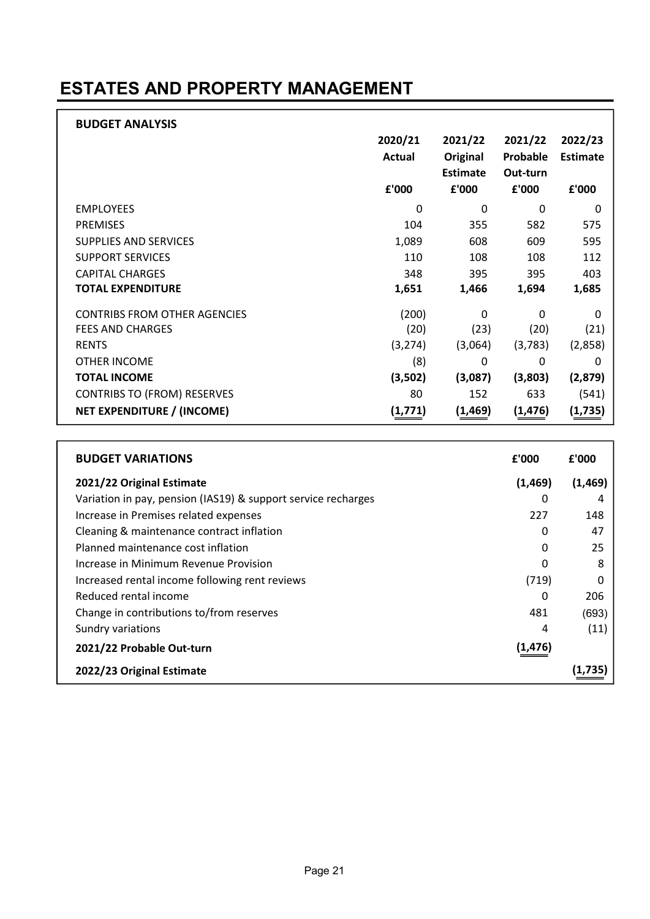# ESTATES AND PROPERTY MANAGEMENT

| BUDGET ANALYSIS | 2020/21 Actual | 2021/22 Original Estimate | 2021/22 Probable Out-turn | 2022/23 Estimate |
|---|---|---|---|---|
| | £'000 | £'000 | £'000 | £'000 |
| EMPLOYEES | 0 | 0 | 0 | 0 |
| PREMISES | 104 | 355 | 582 | 575 |
| SUPPLIES AND SERVICES | 1,089 | 608 | 609 | 595 |
| SUPPORT SERVICES | 110 | 108 | 108 | 112 |
| CAPITAL CHARGES | 348 | 395 | 395 | 403 |
| **TOTAL EXPENDITURE** | **1,651** | **1,466** | **1,694** | **1,685** |
| CONTRIBS FROM OTHER AGENCIES | (200) | 0 | 0 | 0 |
| FEES AND CHARGES | (20) | (23) | (20) | (21) |
| RENTS | (3,274) | (3,064) | (3,783) | (2,858) |
| OTHER INCOME | (8) | 0 | 0 | 0 |
| **TOTAL INCOME** | **(3,502)** | **(3,087)** | **(3,803)** | **(2,879)** |
| CONTRIBS TO (FROM) RESERVES | 80 | 152 | 633 | (541) |
| **NET EXPENDITURE / (INCOME)** | **(1,771)** | **(1,469)** | **(1,476)** | **(1,735)** |

| BUDGET VARIATIONS | £'000 | £'000 |
|---|---|---|
| **2021/22 Original Estimate** | **(1,469)** | **(1,469)** |
| Variation in pay, pension (IAS19) & support service recharges | 0 | 4 |
| Increase in Premises related expenses | 227 | 148 |
| Cleaning & maintenance contract inflation | 0 | 47 |
| Planned maintenance cost inflation | 0 | 25 |
| Increase in Minimum Revenue Provision | 0 | 8 |
| Increased rental income following rent reviews | (719) | 0 |
| Reduced rental income | 0 | 206 |
| Change in contributions to/from reserves | 481 | (693) |
| Sundry variations | 4 | (11) |
| **2021/22 Probable Out-turn** | **(1,476)** | |
| **2022/23 Original Estimate** | | **(1,735)** |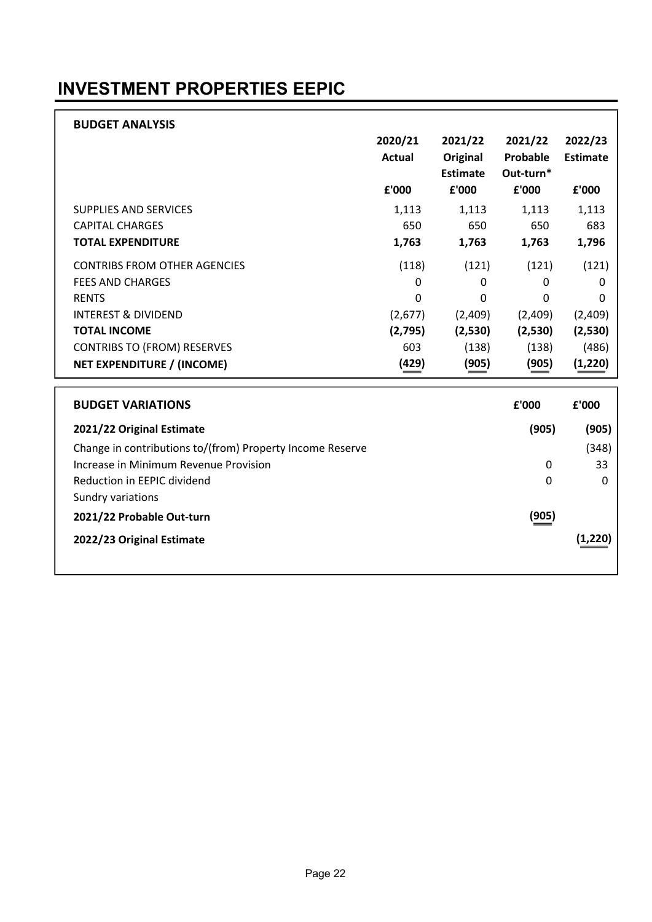# INVESTMENT PROPERTIES EEPIC

**BUDGET ANALYSIS**

| | 2020/21 Actual | 2021/22 Original Estimate | 2021/22 Probable Out-turn* | 2022/23 Estimate |
|---|---|---|---|---|
| | £'000 | £'000 | £'000 | £'000 |
| SUPPLIES AND SERVICES | 1,113 | 1,113 | 1,113 | 1,113 |
| CAPITAL CHARGES | 650 | 650 | 650 | 683 |
| **TOTAL EXPENDITURE** | **1,763** | **1,763** | **1,763** | **1,796** |
| CONTRIBS FROM OTHER AGENCIES | (118) | (121) | (121) | (121) |
| FEES AND CHARGES | 0 | 0 | 0 | 0 |
| RENTS | 0 | 0 | 0 | 0 |
| INTEREST & DIVIDEND | (2,677) | (2,409) | (2,409) | (2,409) |
| **TOTAL INCOME** | **(2,795)** | **(2,530)** | **(2,530)** | **(2,530)** |
| CONTRIBS TO (FROM) RESERVES | 603 | (138) | (138) | (486) |
| **NET EXPENDITURE / (INCOME)** | **(429)** | **(905)** | **(905)** | **(1,220)** |

| **BUDGET VARIATIONS** | **£'000** | **£'000** |
|---|---|---|
| **2021/22 Original Estimate** | **(905)** | **(905)** |
| Change in contributions to/(from) Property Income Reserve | | (348) |
| Increase in Minimum Revenue Provision | 0 | 33 |
| Reduction in EEPIC dividend | 0 | 0 |
| Sundry variations | | |
| **2021/22 Probable Out-turn** | **(905)** | |
| **2022/23 Original Estimate** | | **(1,220)** |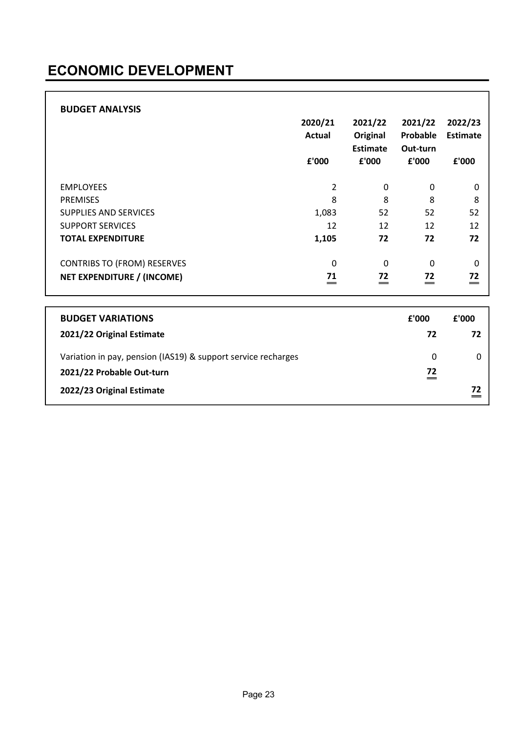# ECONOMIC DEVELOPMENT

**BUDGET ANALYSIS**

| | 2020/21 Actual £'000 | 2021/22 Original Estimate £'000 | 2021/22 Probable Out-turn £'000 | 2022/23 Estimate £'000 |
|---|---|---|---|---|
| EMPLOYEES | 2 | 0 | 0 | 0 |
| PREMISES | 8 | 8 | 8 | 8 |
| SUPPLIES AND SERVICES | 1,083 | 52 | 52 | 52 |
| SUPPORT SERVICES | 12 | 12 | 12 | 12 |
| **TOTAL EXPENDITURE** | **1,105** | **72** | **72** | **72** |
| CONTRIBS TO (FROM) RESERVES | 0 | 0 | 0 | 0 |
| **NET EXPENDITURE / (INCOME)** | **71** | **72** | **72** | **72** |

| **BUDGET VARIATIONS** | £'000 | £'000 |
|---|---|---|
| **2021/22 Original Estimate** | **72** | **72** |
| Variation in pay, pension (IAS19) & support service recharges | 0 | 0 |
| **2021/22 Probable Out-turn** | **72** | |
| **2022/23 Original Estimate** | | **72** |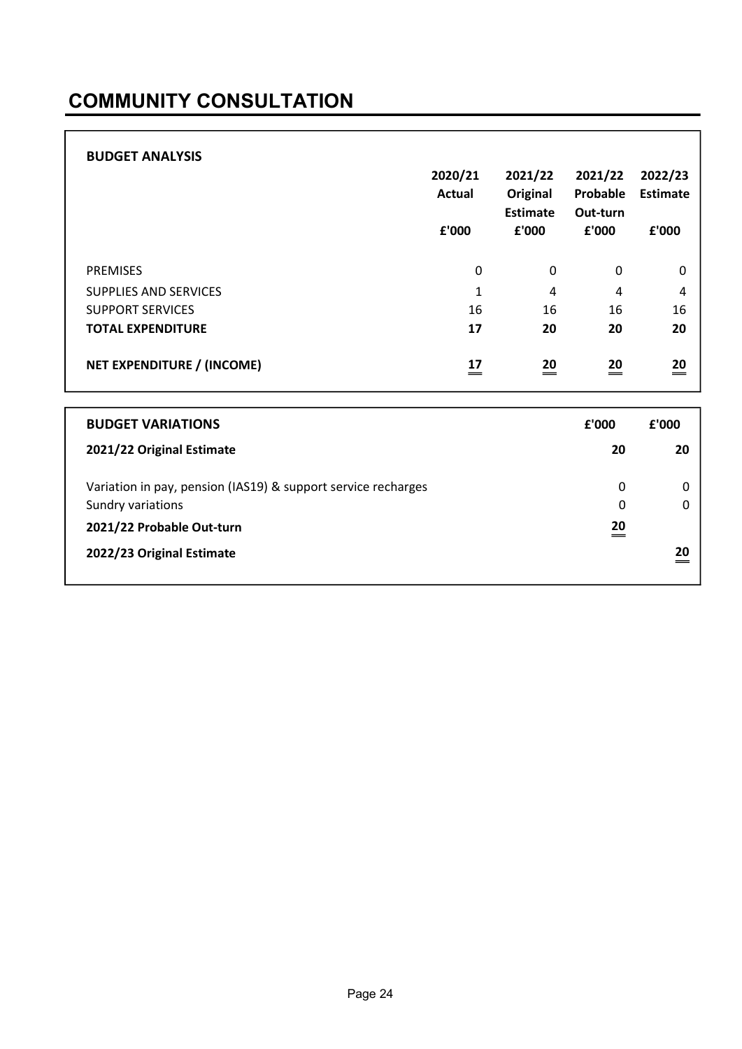# COMMUNITY CONSULTATION

**BUDGET ANALYSIS**

| | 2020/21 Actual £'000 | 2021/22 Original Estimate £'000 | 2021/22 Probable Out-turn £'000 | 2022/23 Estimate £'000 |
|---|---|---|---|---|
| PREMISES | 0 | 0 | 0 | 0 |
| SUPPLIES AND SERVICES | 1 | 4 | 4 | 4 |
| SUPPORT SERVICES | 16 | 16 | 16 | 16 |
| **TOTAL EXPENDITURE** | **17** | **20** | **20** | **20** |
| **NET EXPENDITURE / (INCOME)** | **17** | **20** | **20** | **20** |

| **BUDGET VARIATIONS** | **£'000** | **£'000** |
|---|---|---|
| **2021/22 Original Estimate** | **20** | **20** |
| Variation in pay, pension (IAS19) & support service recharges | 0 | 0 |
| Sundry variations | 0 | 0 |
| **2021/22 Probable Out-turn** | **20** | |
| **2022/23 Original Estimate** | | **20** |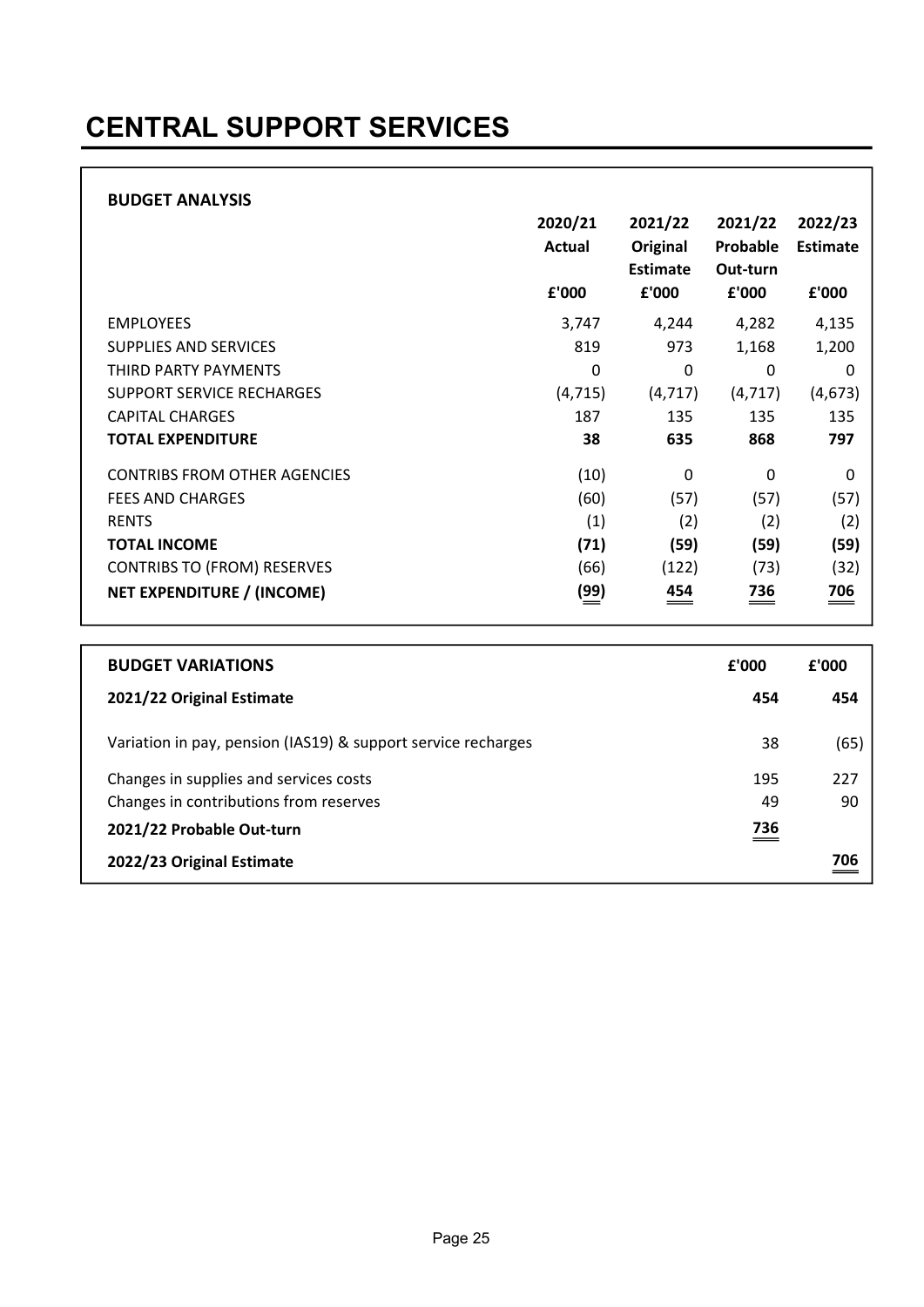# CENTRAL SUPPORT SERVICES

**BUDGET ANALYSIS**

| | 2020/21 Actual £'000 | 2021/22 Original Estimate £'000 | 2021/22 Probable Out-turn £'000 | 2022/23 Estimate £'000 |
|---|---|---|---|---|
| EMPLOYEES | 3,747 | 4,244 | 4,282 | 4,135 |
| SUPPLIES AND SERVICES | 819 | 973 | 1,168 | 1,200 |
| THIRD PARTY PAYMENTS | 0 | 0 | 0 | 0 |
| SUPPORT SERVICE RECHARGES | (4,715) | (4,717) | (4,717) | (4,673) |
| CAPITAL CHARGES | 187 | 135 | 135 | 135 |
| **TOTAL EXPENDITURE** | **38** | **635** | **868** | **797** |
| CONTRIBS FROM OTHER AGENCIES | (10) | 0 | 0 | 0 |
| FEES AND CHARGES | (60) | (57) | (57) | (57) |
| RENTS | (1) | (2) | (2) | (2) |
| **TOTAL INCOME** | **(71)** | **(59)** | **(59)** | **(59)** |
| CONTRIBS TO (FROM) RESERVES | (66) | (122) | (73) | (32) |
| **NET EXPENDITURE / (INCOME)** | **(99)** | **454** | **736** | **706** |

| **BUDGET VARIATIONS** | **£'000** | **£'000** |
|---|---|---|
| **2021/22 Original Estimate** | **454** | **454** |
| Variation in pay, pension (IAS19) & support service recharges | 38 | (65) |
| Changes in supplies and services costs | 195 | 227 |
| Changes in contributions from reserves | 49 | 90 |
| **2021/22 Probable Out-turn** | **736** | |
| **2022/23 Original Estimate** | | **706** |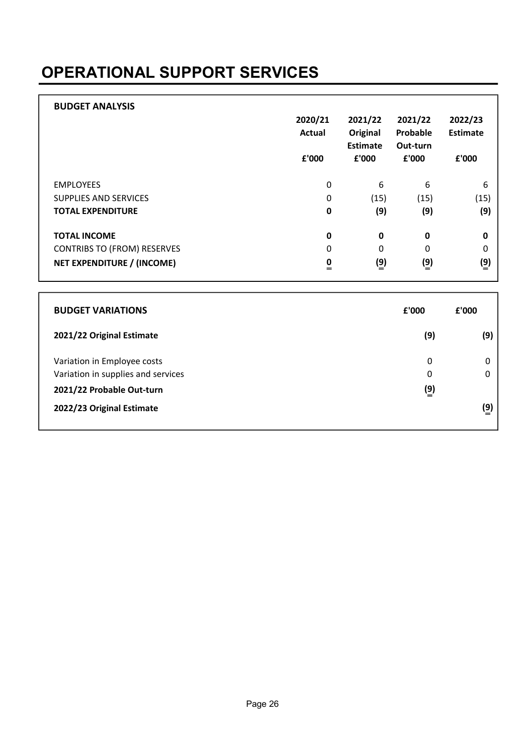# OPERATIONAL SUPPORT SERVICES

**BUDGET ANALYSIS**

| | 2020/21 Actual £'000 | 2021/22 Original Estimate £'000 | 2021/22 Probable Out-turn £'000 | 2022/23 Estimate £'000 |
|---|---|---|---|---|
| EMPLOYEES | 0 | 6 | 6 | 6 |
| SUPPLIES AND SERVICES | 0 | (15) | (15) | (15) |
| **TOTAL EXPENDITURE** | **0** | **(9)** | **(9)** | **(9)** |
| **TOTAL INCOME** | **0** | **0** | **0** | **0** |
| CONTRIBS TO (FROM) RESERVES | 0 | 0 | 0 | 0 |
| **NET EXPENDITURE / (INCOME)** | **0** | **(9)** | **(9)** | **(9)** |

| **BUDGET VARIATIONS** | **£'000** | **£'000** |
|---|---|---|
| **2021/22 Original Estimate** | **(9)** | **(9)** |
| Variation in Employee costs | 0 | 0 |
| Variation in supplies and services | 0 | 0 |
| **2021/22 Probable Out-turn** | **(9)** | |
| **2022/23 Original Estimate** | | **(9)** |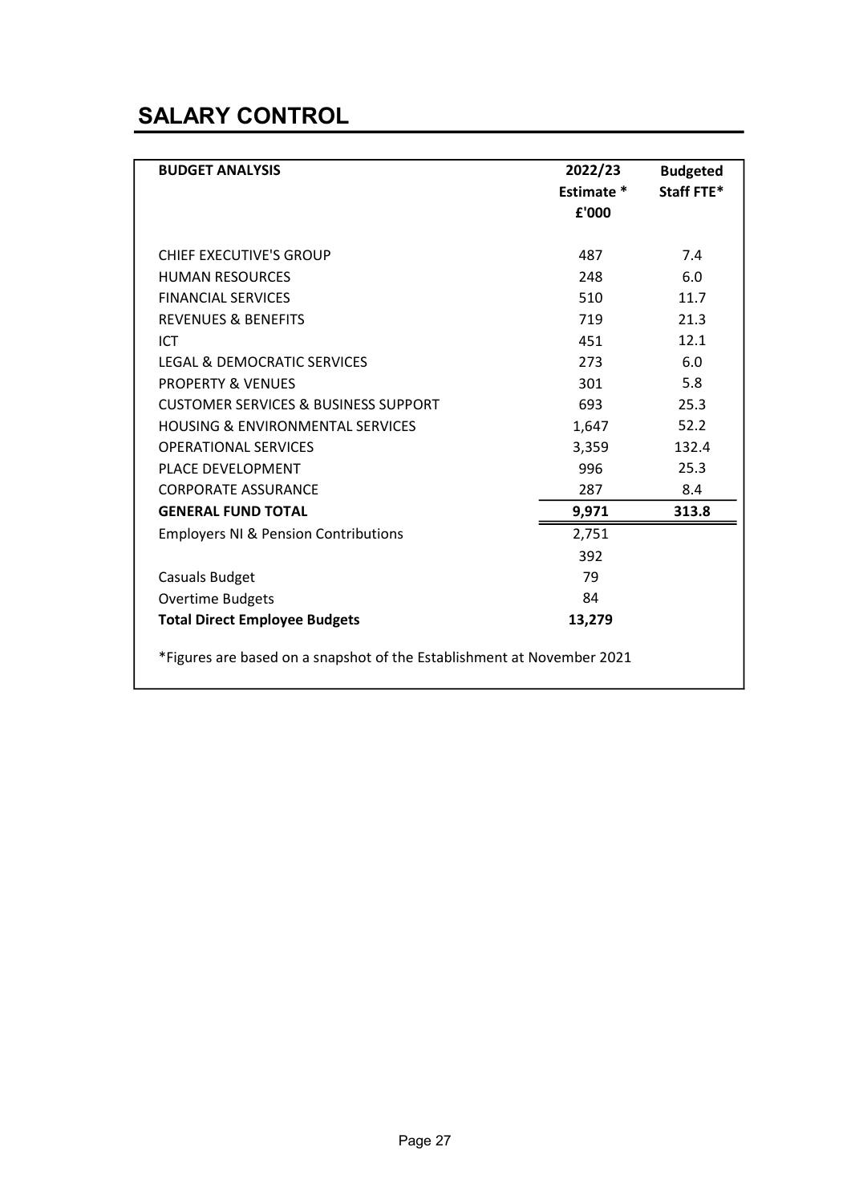# SALARY CONTROL

| BUDGET ANALYSIS | 2022/23 Estimate * £'000 | Budgeted Staff FTE* |
|---|---|---|
| CHIEF EXECUTIVE'S GROUP | 487 | 7.4 |
| HUMAN RESOURCES | 248 | 6.0 |
| FINANCIAL SERVICES | 510 | 11.7 |
| REVENUES & BENEFITS | 719 | 21.3 |
| ICT | 451 | 12.1 |
| LEGAL & DEMOCRATIC SERVICES | 273 | 6.0 |
| PROPERTY & VENUES | 301 | 5.8 |
| CUSTOMER SERVICES & BUSINESS SUPPORT | 693 | 25.3 |
| HOUSING & ENVIRONMENTAL SERVICES | 1,647 | 52.2 |
| OPERATIONAL SERVICES | 3,359 | 132.4 |
| PLACE DEVELOPMENT | 996 | 25.3 |
| CORPORATE ASSURANCE | 287 | 8.4 |
| **GENERAL FUND TOTAL** | **9,971** | **313.8** |
| Employers NI & Pension Contributions | 2,751 | |
| | 392 | |
| Casuals Budget | 79 | |
| Overtime Budgets | 84 | |
| **Total Direct Employee Budgets** | **13,279** | |

*Figures are based on a snapshot of the Establishment at November 2021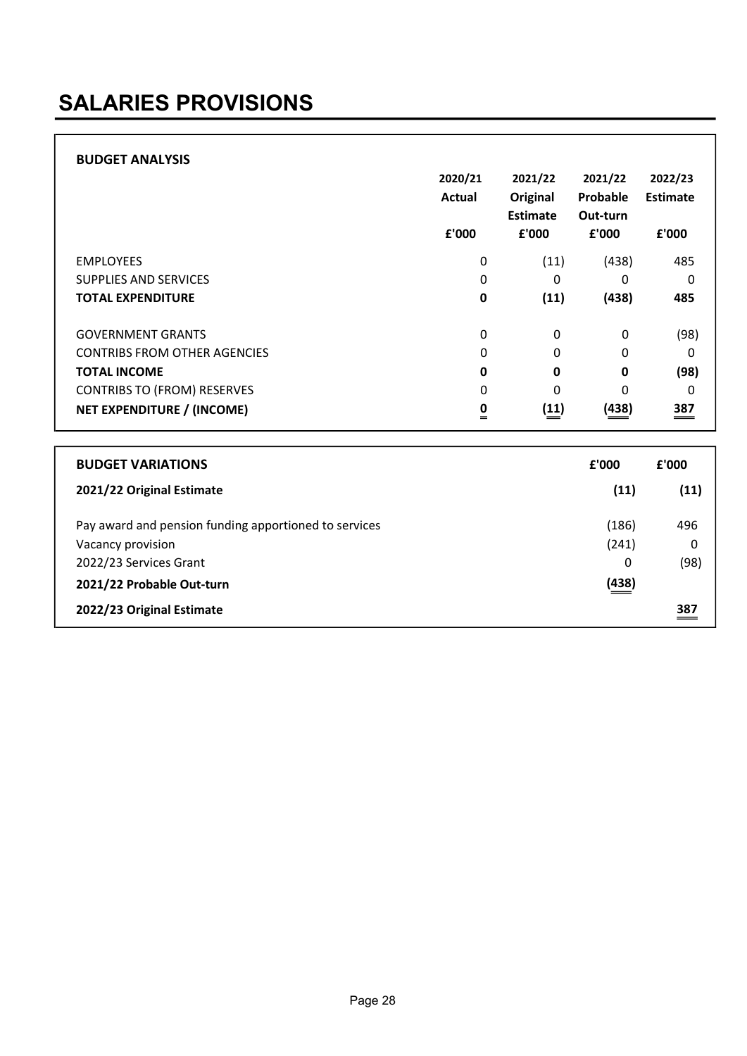# SALARIES PROVISIONS

## BUDGET ANALYSIS

| | 2020/21 Actual £'000 | 2021/22 Original Estimate £'000 | 2021/22 Probable Out-turn £'000 | 2022/23 Estimate £'000 |
|---|---|---|---|---|
| EMPLOYEES | 0 | (11) | (438) | 485 |
| SUPPLIES AND SERVICES | 0 | 0 | 0 | 0 |
| **TOTAL EXPENDITURE** | **0** | **(11)** | **(438)** | **485** |
| GOVERNMENT GRANTS | 0 | 0 | 0 | (98) |
| CONTRIBS FROM OTHER AGENCIES | 0 | 0 | 0 | 0 |
| **TOTAL INCOME** | **0** | **0** | **0** | **(98)** |
| CONTRIBS TO (FROM) RESERVES | 0 | 0 | 0 | 0 |
| **NET EXPENDITURE / (INCOME)** | **0** | **(11)** | **(438)** | **387** |

## BUDGET VARIATIONS

| | £'000 | £'000 |
|---|---|---|
| **2021/22 Original Estimate** | **(11)** | **(11)** |
| Pay award and pension funding apportioned to services | (186) | 496 |
| Vacancy provision | (241) | 0 |
| 2022/23 Services Grant | 0 | (98) |
| **2021/22 Probable Out-turn** | **(438)** | |
| **2022/23 Original Estimate** | | **387** |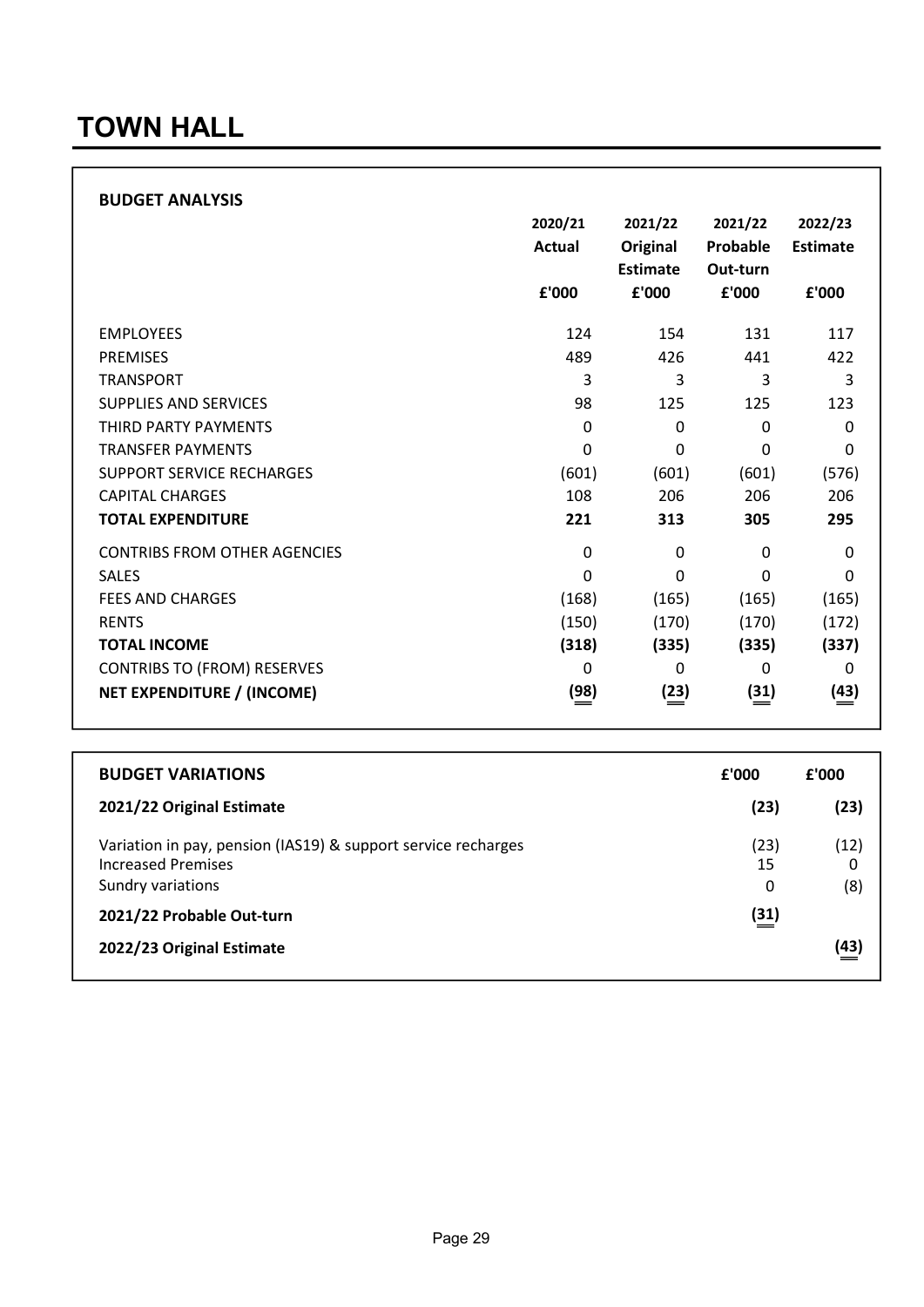# TOWN HALL

**BUDGET ANALYSIS**

| | 2020/21 Actual £'000 | 2021/22 Original Estimate £'000 | 2021/22 Probable Out-turn £'000 | 2022/23 Estimate £'000 |
|---|---|---|---|---|
| EMPLOYEES | 124 | 154 | 131 | 117 |
| PREMISES | 489 | 426 | 441 | 422 |
| TRANSPORT | 3 | 3 | 3 | 3 |
| SUPPLIES AND SERVICES | 98 | 125 | 125 | 123 |
| THIRD PARTY PAYMENTS | 0 | 0 | 0 | 0 |
| TRANSFER PAYMENTS | 0 | 0 | 0 | 0 |
| SUPPORT SERVICE RECHARGES | (601) | (601) | (601) | (576) |
| CAPITAL CHARGES | 108 | 206 | 206 | 206 |
| **TOTAL EXPENDITURE** | **221** | **313** | **305** | **295** |
| CONTRIBS FROM OTHER AGENCIES | 0 | 0 | 0 | 0 |
| SALES | 0 | 0 | 0 | 0 |
| FEES AND CHARGES | (168) | (165) | (165) | (165) |
| RENTS | (150) | (170) | (170) | (172) |
| **TOTAL INCOME** | **(318)** | **(335)** | **(335)** | **(337)** |
| CONTRIBS TO (FROM) RESERVES | 0 | 0 | 0 | 0 |
| **NET EXPENDITURE / (INCOME)** | **(98)** | **(23)** | **(31)** | **(43)** |

| **BUDGET VARIATIONS** | **£'000** | **£'000** |
|---|---|---|
| **2021/22 Original Estimate** | **(23)** | **(23)** |
| Variation in pay, pension (IAS19) & support service recharges | (23) | (12) |
| Increased Premises | 15 | 0 |
| Sundry variations | 0 | (8) |
| **2021/22 Probable Out-turn** | **(31)** | |
| **2022/23 Original Estimate** | | **(43)** |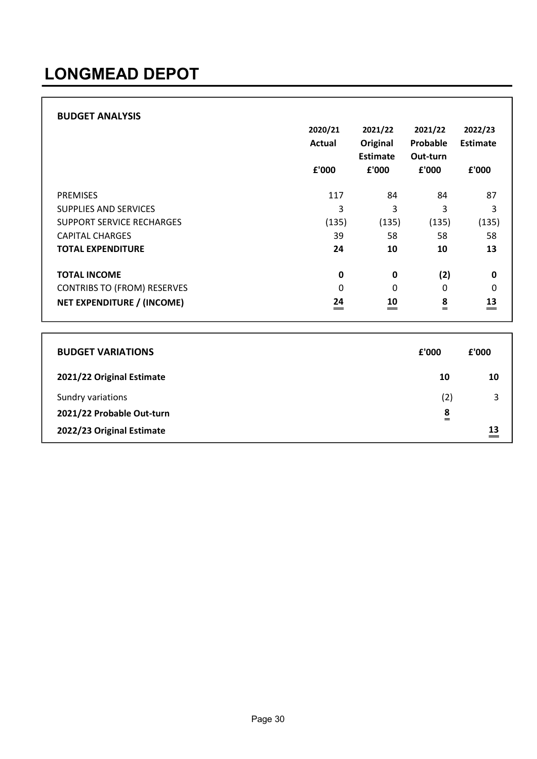# LONGMEAD DEPOT

| BUDGET ANALYSIS | 2020/21 Actual | 2021/22 Original Estimate | 2021/22 Probable Out-turn | 2022/23 Estimate |
|---|---|---|---|---|
| | £'000 | £'000 | £'000 | £'000 |
| PREMISES | 117 | 84 | 84 | 87 |
| SUPPLIES AND SERVICES | 3 | 3 | 3 | 3 |
| SUPPORT SERVICE RECHARGES | (135) | (135) | (135) | (135) |
| CAPITAL CHARGES | 39 | 58 | 58 | 58 |
| **TOTAL EXPENDITURE** | **24** | **10** | **10** | **13** |
| **TOTAL INCOME** | **0** | **0** | **(2)** | **0** |
| CONTRIBS TO (FROM) RESERVES | 0 | 0 | 0 | 0 |
| **NET EXPENDITURE / (INCOME)** | **24** | **10** | **8** | **13** |

| BUDGET VARIATIONS | £'000 | £'000 |
|---|---|---|
| **2021/22 Original Estimate** | **10** | **10** |
| Sundry variations | (2) | 3 |
| **2021/22 Probable Out-turn** | **8** | |
| **2022/23 Original Estimate** | | **13** |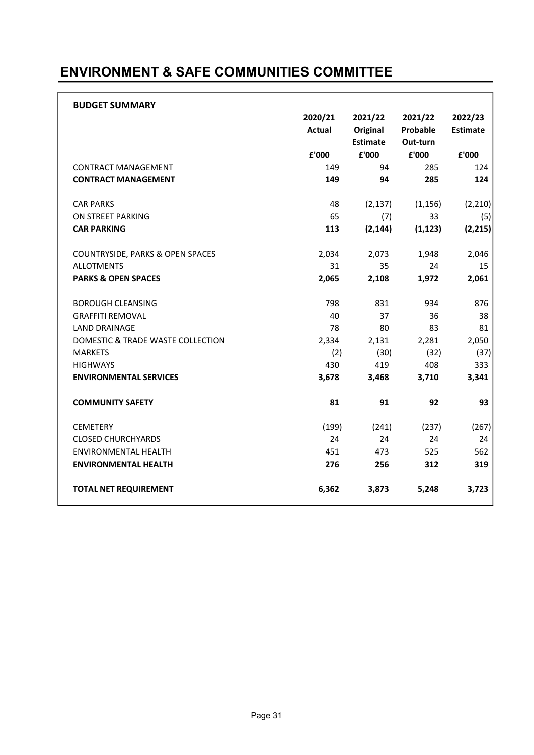# ENVIRONMENT & SAFE COMMUNITIES COMMITTEE

**BUDGET SUMMARY**

| | 2020/21 Actual | 2021/22 Original Estimate | 2021/22 Probable Out-turn | 2022/23 Estimate |
|---|---|---|---|---|
| | £'000 | £'000 | £'000 | £'000 |
| CONTRACT MANAGEMENT | 149 | 94 | 285 | 124 |
| **CONTRACT MANAGEMENT** | **149** | **94** | **285** | **124** |
| | | | | |
| CAR PARKS | 48 | (2,137) | (1,156) | (2,210) |
| ON STREET PARKING | 65 | (7) | 33 | (5) |
| **CAR PARKING** | **113** | **(2,144)** | **(1,123)** | **(2,215)** |
| | | | | |
| COUNTRYSIDE, PARKS & OPEN SPACES | 2,034 | 2,073 | 1,948 | 2,046 |
| ALLOTMENTS | 31 | 35 | 24 | 15 |
| **PARKS & OPEN SPACES** | **2,065** | **2,108** | **1,972** | **2,061** |
| | | | | |
| BOROUGH CLEANSING | 798 | 831 | 934 | 876 |
| GRAFFITI REMOVAL | 40 | 37 | 36 | 38 |
| LAND DRAINAGE | 78 | 80 | 83 | 81 |
| DOMESTIC & TRADE WASTE COLLECTION | 2,334 | 2,131 | 2,281 | 2,050 |
| MARKETS | (2) | (30) | (32) | (37) |
| HIGHWAYS | 430 | 419 | 408 | 333 |
| **ENVIRONMENTAL SERVICES** | **3,678** | **3,468** | **3,710** | **3,341** |
| | | | | |
| **COMMUNITY SAFETY** | **81** | **91** | **92** | **93** |
| | | | | |
| CEMETERY | (199) | (241) | (237) | (267) |
| CLOSED CHURCHYARDS | 24 | 24 | 24 | 24 |
| ENVIRONMENTAL HEALTH | 451 | 473 | 525 | 562 |
| **ENVIRONMENTAL HEALTH** | **276** | **256** | **312** | **319** |
| | | | | |
| **TOTAL NET REQUIREMENT** | **6,362** | **3,873** | **5,248** | **3,723** |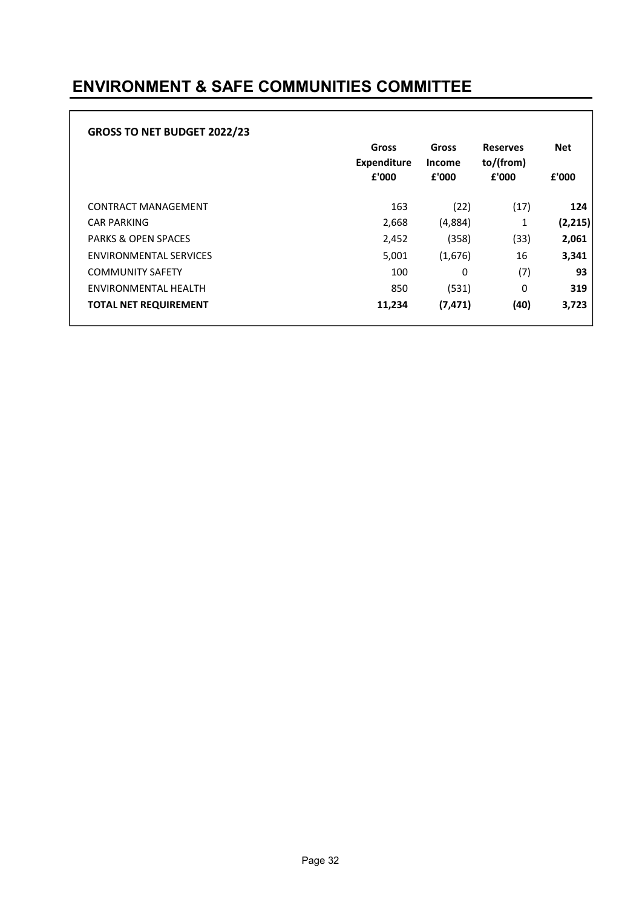# ENVIRONMENT & SAFE COMMUNITIES COMMITTEE

**GROSS TO NET BUDGET 2022/23**

| | Gross Expenditure £'000 | Gross Income £'000 | Reserves to/(from) £'000 | Net £'000 |
|---|---|---|---|---|
| CONTRACT MANAGEMENT | 163 | (22) | (17) | **124** |
| CAR PARKING | 2,668 | (4,884) | 1 | **(2,215)** |
| PARKS & OPEN SPACES | 2,452 | (358) | (33) | **2,061** |
| ENVIRONMENTAL SERVICES | 5,001 | (1,676) | 16 | **3,341** |
| COMMUNITY SAFETY | 100 | 0 | (7) | **93** |
| ENVIRONMENTAL HEALTH | 850 | (531) | 0 | **319** |
| **TOTAL NET REQUIREMENT** | **11,234** | **(7,471)** | **(40)** | **3,723** |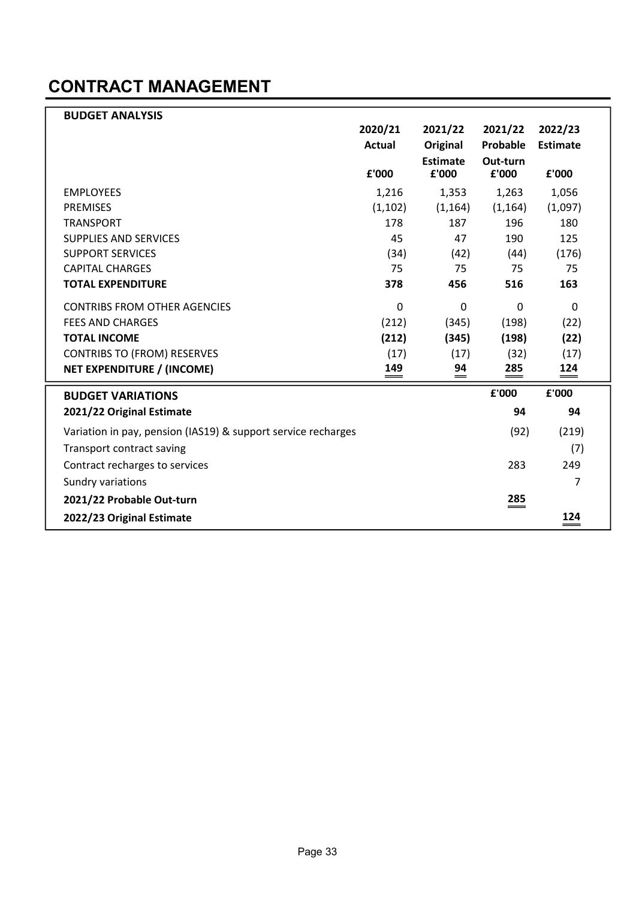# CONTRACT MANAGEMENT

| BUDGET ANALYSIS | 2020/21 Actual £'000 | 2021/22 Original Estimate £'000 | 2021/22 Probable Out-turn £'000 | 2022/23 Estimate £'000 |
|---|---|---|---|---|
| EMPLOYEES | 1,216 | 1,353 | 1,263 | 1,056 |
| PREMISES | (1,102) | (1,164) | (1,164) | (1,097) |
| TRANSPORT | 178 | 187 | 196 | 180 |
| SUPPLIES AND SERVICES | 45 | 47 | 190 | 125 |
| SUPPORT SERVICES | (34) | (42) | (44) | (176) |
| CAPITAL CHARGES | 75 | 75 | 75 | 75 |
| **TOTAL EXPENDITURE** | **378** | **456** | **516** | **163** |
| CONTRIBS FROM OTHER AGENCIES | 0 | 0 | 0 | 0 |
| FEES AND CHARGES | (212) | (345) | (198) | (22) |
| **TOTAL INCOME** | **(212)** | **(345)** | **(198)** | **(22)** |
| CONTRIBS TO (FROM) RESERVES | (17) | (17) | (32) | (17) |
| **NET EXPENDITURE / (INCOME)** | **149** | **94** | **285** | **124** |

| BUDGET VARIATIONS | £'000 | £'000 |
|---|---|---|
| **2021/22 Original Estimate** | **94** | **94** |
| Variation in pay, pension (IAS19) & support service recharges | (92) | (219) |
| Transport contract saving | | (7) |
| Contract recharges to services | 283 | 249 |
| Sundry variations | | 7 |
| **2021/22 Probable Out-turn** | **285** | |
| **2022/23 Original Estimate** | | **124** |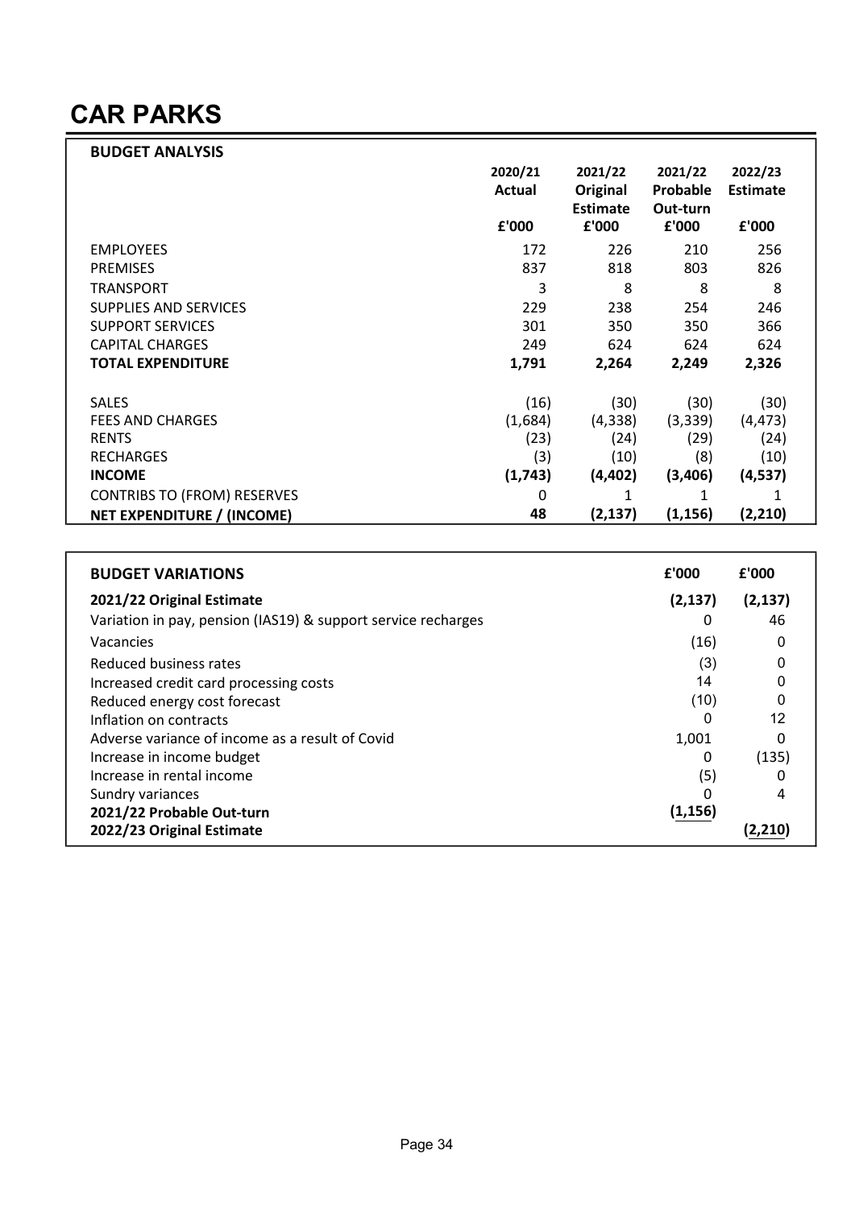# CAR PARKS

| BUDGET ANALYSIS | 2020/21 Actual | 2021/22 Original Estimate | 2021/22 Probable Out-turn | 2022/23 Estimate |
|---|---|---|---|---|
| | £'000 | £'000 | £'000 | £'000 |
| EMPLOYEES | 172 | 226 | 210 | 256 |
| PREMISES | 837 | 818 | 803 | 826 |
| TRANSPORT | 3 | 8 | 8 | 8 |
| SUPPLIES AND SERVICES | 229 | 238 | 254 | 246 |
| SUPPORT SERVICES | 301 | 350 | 350 | 366 |
| CAPITAL CHARGES | 249 | 624 | 624 | 624 |
| **TOTAL EXPENDITURE** | **1,791** | **2,264** | **2,249** | **2,326** |
| SALES | (16) | (30) | (30) | (30) |
| FEES AND CHARGES | (1,684) | (4,338) | (3,339) | (4,473) |
| RENTS | (23) | (24) | (29) | (24) |
| RECHARGES | (3) | (10) | (8) | (10) |
| **INCOME** | **(1,743)** | **(4,402)** | **(3,406)** | **(4,537)** |
| CONTRIBS TO (FROM) RESERVES | 0 | 1 | 1 | 1 |
| **NET EXPENDITURE / (INCOME)** | **48** | **(2,137)** | **(1,156)** | **(2,210)** |

| BUDGET VARIATIONS | £'000 | £'000 |
|---|---|---|
| **2021/22 Original Estimate** | **(2,137)** | **(2,137)** |
| Variation in pay, pension (IAS19) & support service recharges | 0 | 46 |
| Vacancies | (16) | 0 |
| Reduced business rates | (3) | 0 |
| Increased credit card processing costs | 14 | 0 |
| Reduced energy cost forecast | (10) | 0 |
| Inflation on contracts | 0 | 12 |
| Adverse variance of income as a result of Covid | 1,001 | 0 |
| Increase in income budget | 0 | (135) |
| Increase in rental income | (5) | 0 |
| Sundry variances | 0 | 4 |
| **2021/22 Probable Out-turn** | **(1,156)** | |
| **2022/23 Original Estimate** | | **(2,210)** |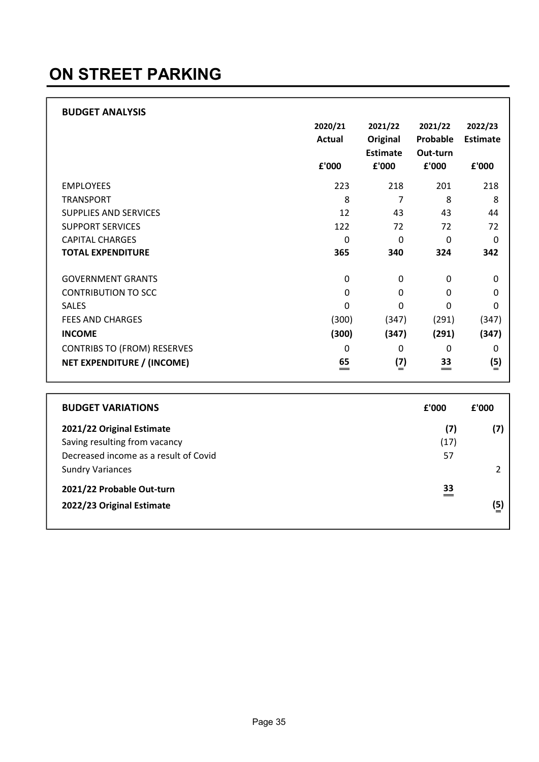# ON STREET PARKING

**BUDGET ANALYSIS**

| | 2020/21 Actual £'000 | 2021/22 Original Estimate £'000 | 2021/22 Probable Out-turn £'000 | 2022/23 Estimate £'000 |
|---|---|---|---|---|
| EMPLOYEES | 223 | 218 | 201 | 218 |
| TRANSPORT | 8 | 7 | 8 | 8 |
| SUPPLIES AND SERVICES | 12 | 43 | 43 | 44 |
| SUPPORT SERVICES | 122 | 72 | 72 | 72 |
| CAPITAL CHARGES | 0 | 0 | 0 | 0 |
| **TOTAL EXPENDITURE** | **365** | **340** | **324** | **342** |
| GOVERNMENT GRANTS | 0 | 0 | 0 | 0 |
| CONTRIBUTION TO SCC | 0 | 0 | 0 | 0 |
| SALES | 0 | 0 | 0 | 0 |
| FEES AND CHARGES | (300) | (347) | (291) | (347) |
| **INCOME** | **(300)** | **(347)** | **(291)** | **(347)** |
| CONTRIBS TO (FROM) RESERVES | 0 | 0 | 0 | 0 |
| **NET EXPENDITURE / (INCOME)** | **65** | **(7)** | **33** | **(5)** |

| **BUDGET VARIATIONS** | **£'000** | **£'000** |
|---|---|---|
| **2021/22 Original Estimate** | **(7)** | **(7)** |
| Saving resulting from vacancy | (17) | |
| Decreased income as a result of Covid | 57 | |
| Sundry Variances | | 2 |
| **2021/22 Probable Out-turn** | **33** | |
| **2022/23 Original Estimate** | | **(5)** |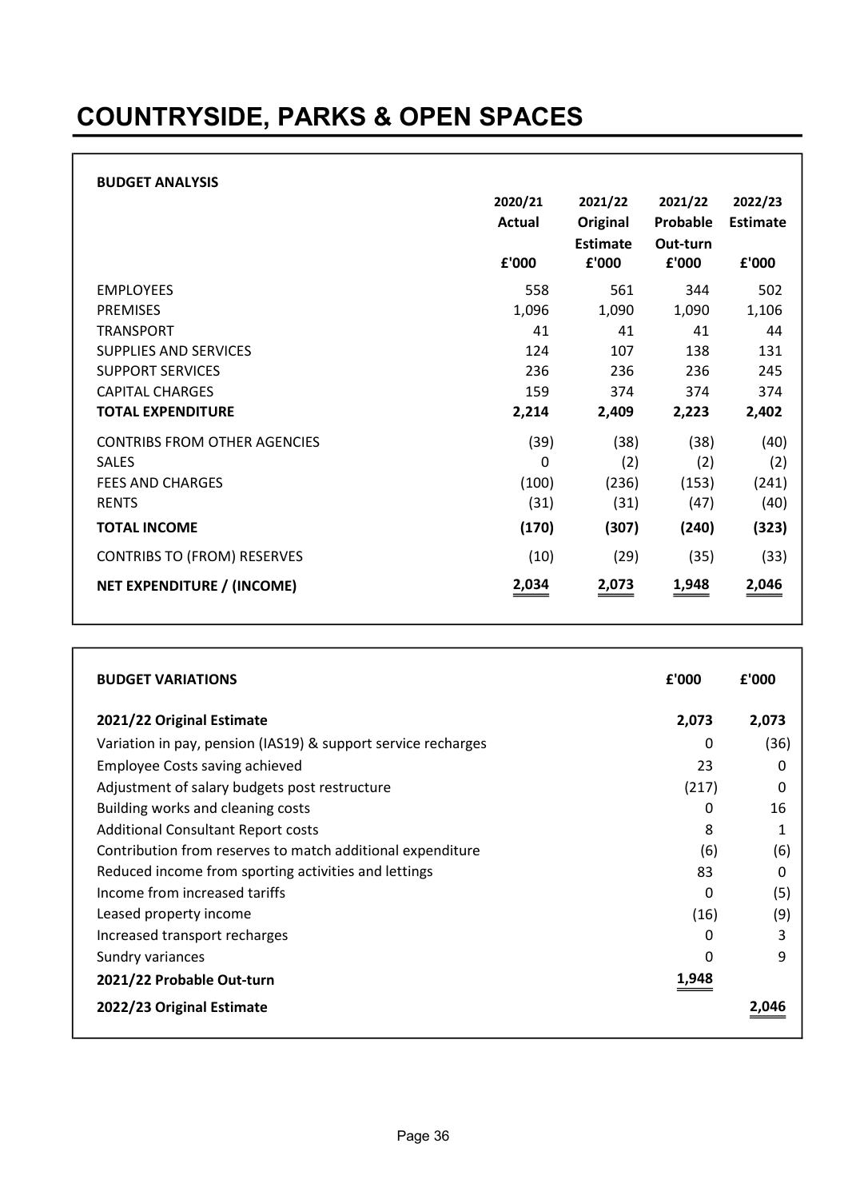# COUNTRYSIDE, PARKS & OPEN SPACES

**BUDGET ANALYSIS**

| | 2020/21 Actual | 2021/22 Original Estimate | 2021/22 Probable Out-turn | 2022/23 Estimate |
|---|---|---|---|---|
| | £'000 | £'000 | £'000 | £'000 |
| EMPLOYEES | 558 | 561 | 344 | 502 |
| PREMISES | 1,096 | 1,090 | 1,090 | 1,106 |
| TRANSPORT | 41 | 41 | 41 | 44 |
| SUPPLIES AND SERVICES | 124 | 107 | 138 | 131 |
| SUPPORT SERVICES | 236 | 236 | 236 | 245 |
| CAPITAL CHARGES | 159 | 374 | 374 | 374 |
| **TOTAL EXPENDITURE** | **2,214** | **2,409** | **2,223** | **2,402** |
| CONTRIBS FROM OTHER AGENCIES | (39) | (38) | (38) | (40) |
| SALES | 0 | (2) | (2) | (2) |
| FEES AND CHARGES | (100) | (236) | (153) | (241) |
| RENTS | (31) | (31) | (47) | (40) |
| **TOTAL INCOME** | **(170)** | **(307)** | **(240)** | **(323)** |
| CONTRIBS TO (FROM) RESERVES | (10) | (29) | (35) | (33) |
| **NET EXPENDITURE / (INCOME)** | **2,034** | **2,073** | **1,948** | **2,046** |

| **BUDGET VARIATIONS** | **£'000** | **£'000** |
|---|---|---|
| **2021/22 Original Estimate** | **2,073** | **2,073** |
| Variation in pay, pension (IAS19) & support service recharges | 0 | (36) |
| Employee Costs saving achieved | 23 | 0 |
| Adjustment of salary budgets post restructure | (217) | 0 |
| Building works and cleaning costs | 0 | 16 |
| Additional Consultant Report costs | 8 | 1 |
| Contribution from reserves to match additional expenditure | (6) | (6) |
| Reduced income from sporting activities and lettings | 83 | 0 |
| Income from increased tariffs | 0 | (5) |
| Leased property income | (16) | (9) |
| Increased transport recharges | 0 | 3 |
| Sundry variances | 0 | 9 |
| **2021/22 Probable Out-turn** | **1,948** | |
| **2022/23 Original Estimate** | | **2,046** |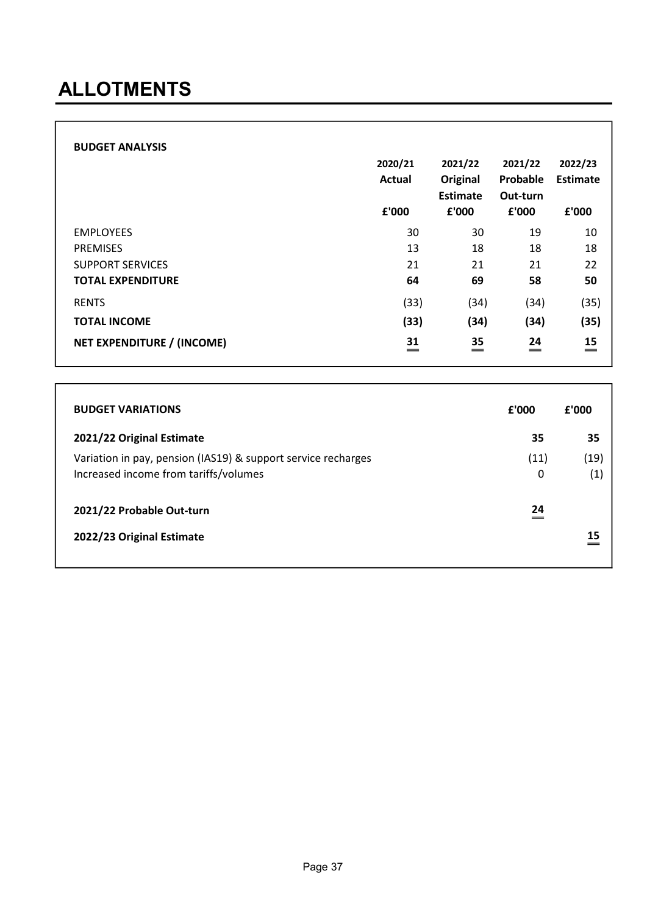# ALLOTMENTS

| BUDGET ANALYSIS | 2020/21 Actual £'000 | 2021/22 Original Estimate £'000 | 2021/22 Probable Out-turn £'000 | 2022/23 Estimate £'000 |
|---|---|---|---|---|
| EMPLOYEES | 30 | 30 | 19 | 10 |
| PREMISES | 13 | 18 | 18 | 18 |
| SUPPORT SERVICES | 21 | 21 | 21 | 22 |
| **TOTAL EXPENDITURE** | **64** | **69** | **58** | **50** |
| RENTS | (33) | (34) | (34) | (35) |
| **TOTAL INCOME** | **(33)** | **(34)** | **(34)** | **(35)** |
| **NET EXPENDITURE / (INCOME)** | **31** | **35** | **24** | **15** |

| BUDGET VARIATIONS | £'000 | £'000 |
|---|---|---|
| **2021/22 Original Estimate** | **35** | **35** |
| Variation in pay, pension (IAS19) & support service recharges | (11) | (19) |
| Increased income from tariffs/volumes | 0 | (1) |
| **2021/22 Probable Out-turn** | **24** | |
| **2022/23 Original Estimate** | | **15** |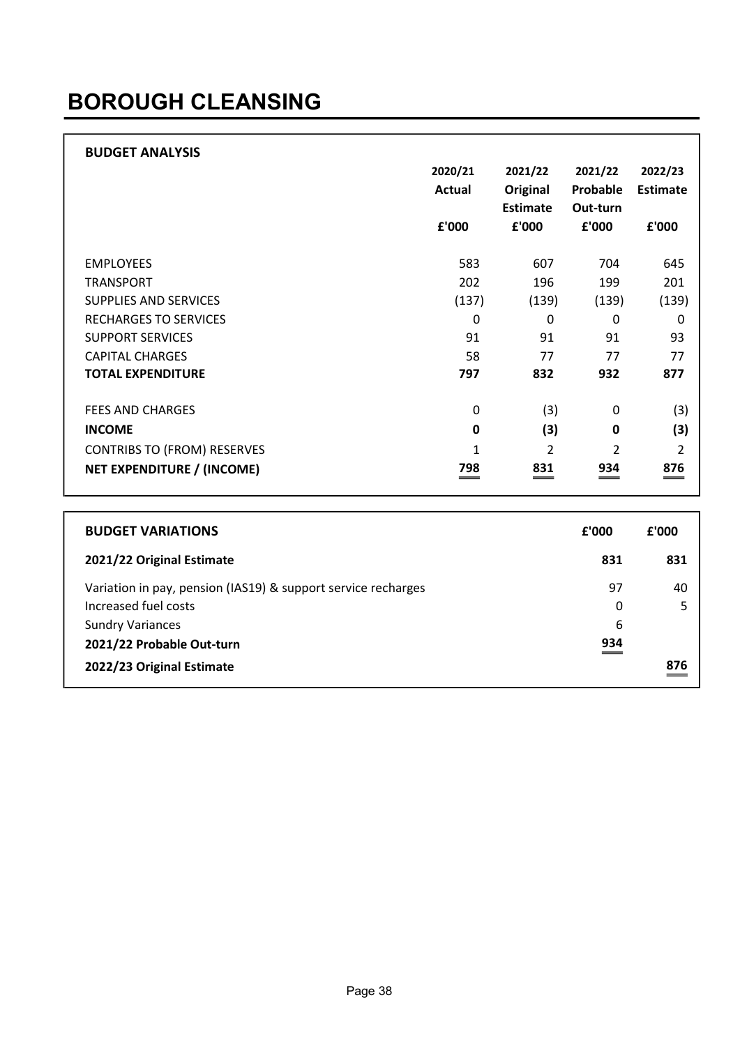# BOROUGH CLEANSING

**BUDGET ANALYSIS**

| | 2020/21 Actual £'000 | 2021/22 Original Estimate £'000 | 2021/22 Probable Out-turn £'000 | 2022/23 Estimate £'000 |
|---|---|---|---|---|
| EMPLOYEES | 583 | 607 | 704 | 645 |
| TRANSPORT | 202 | 196 | 199 | 201 |
| SUPPLIES AND SERVICES | (137) | (139) | (139) | (139) |
| RECHARGES TO SERVICES | 0 | 0 | 0 | 0 |
| SUPPORT SERVICES | 91 | 91 | 91 | 93 |
| CAPITAL CHARGES | 58 | 77 | 77 | 77 |
| **TOTAL EXPENDITURE** | **797** | **832** | **932** | **877** |
| FEES AND CHARGES | 0 | (3) | 0 | (3) |
| **INCOME** | **0** | **(3)** | **0** | **(3)** |
| CONTRIBS TO (FROM) RESERVES | 1 | 2 | 2 | 2 |
| **NET EXPENDITURE / (INCOME)** | **798** | **831** | **934** | **876** |

| **BUDGET VARIATIONS** | £'000 | £'000 |
|---|---|---|
| **2021/22 Original Estimate** | **831** | **831** |
| Variation in pay, pension (IAS19) & support service recharges | 97 | 40 |
| Increased fuel costs | 0 | 5 |
| Sundry Variances | 6 | |
| **2021/22 Probable Out-turn** | **934** | |
| **2022/23 Original Estimate** | | **876** |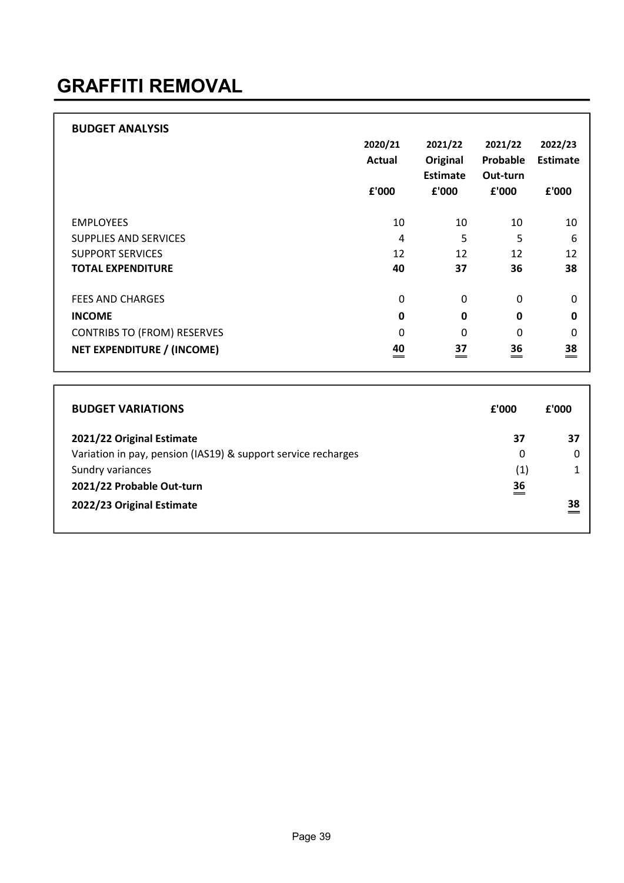# GRAFFITI REMOVAL

**BUDGET ANALYSIS**

| | 2020/21 Actual £'000 | 2021/22 Original Estimate £'000 | 2021/22 Probable Out-turn £'000 | 2022/23 Estimate £'000 |
|---|---|---|---|---|
| EMPLOYEES | 10 | 10 | 10 | 10 |
| SUPPLIES AND SERVICES | 4 | 5 | 5 | 6 |
| SUPPORT SERVICES | 12 | 12 | 12 | 12 |
| **TOTAL EXPENDITURE** | **40** | **37** | **36** | **38** |
| FEES AND CHARGES | 0 | 0 | 0 | 0 |
| **INCOME** | **0** | **0** | **0** | **0** |
| CONTRIBS TO (FROM) RESERVES | 0 | 0 | 0 | 0 |
| **NET EXPENDITURE / (INCOME)** | **40** | **37** | **36** | **38** |

| **BUDGET VARIATIONS** | £'000 | £'000 |
|---|---|---|
| **2021/22 Original Estimate** | **37** | **37** |
| Variation in pay, pension (IAS19) & support service recharges | 0 | 0 |
| Sundry variances | (1) | 1 |
| **2021/22 Probable Out-turn** | **36** | |
| **2022/23 Original Estimate** | | **38** |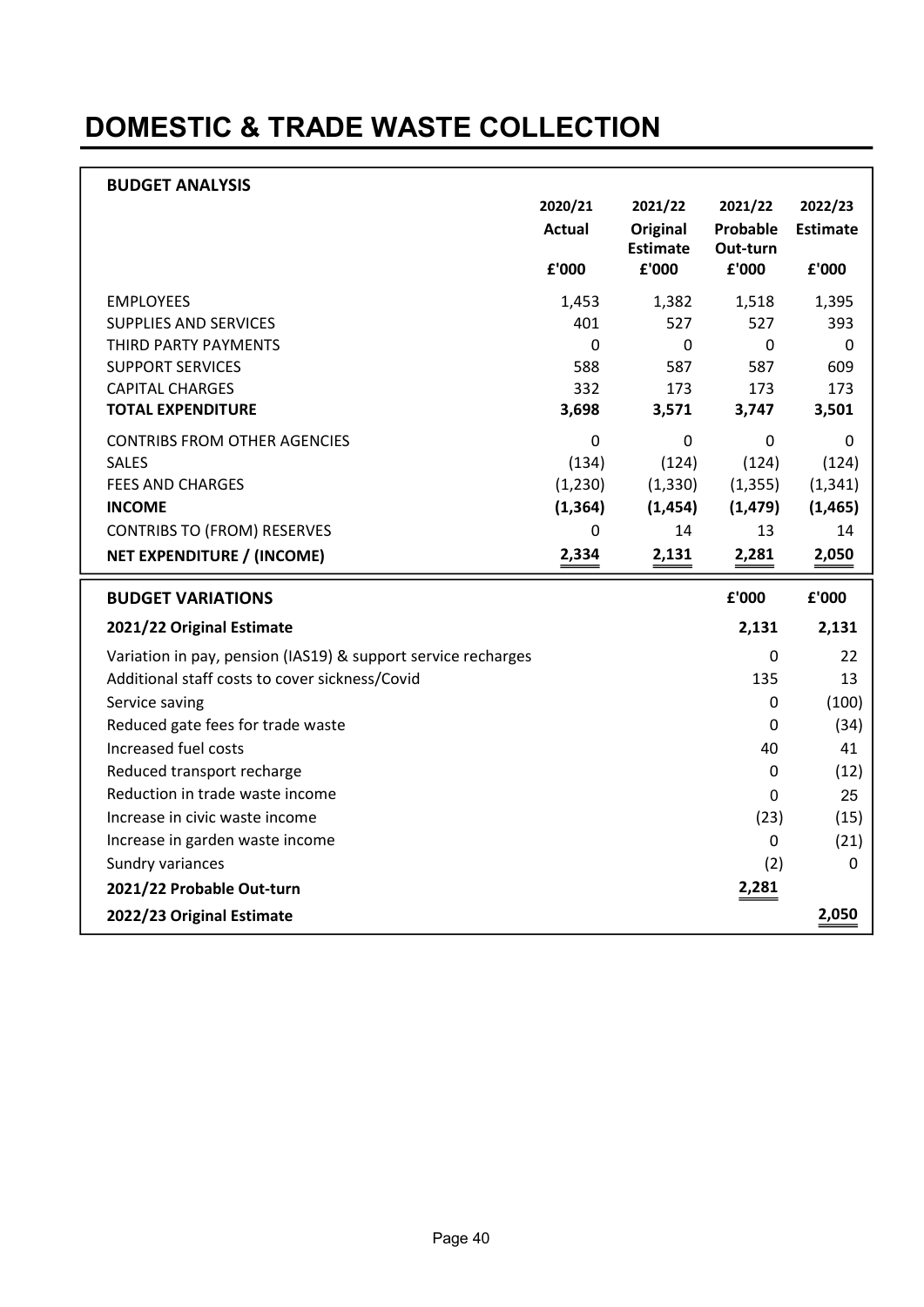# DOMESTIC & TRADE WASTE COLLECTION

**BUDGET ANALYSIS**

| | 2020/21 Actual £'000 | 2021/22 Original Estimate £'000 | 2021/22 Probable Out-turn £'000 | 2022/23 Estimate £'000 |
|---|---|---|---|---|
| EMPLOYEES | 1,453 | 1,382 | 1,518 | 1,395 |
| SUPPLIES AND SERVICES | 401 | 527 | 527 | 393 |
| THIRD PARTY PAYMENTS | 0 | 0 | 0 | 0 |
| SUPPORT SERVICES | 588 | 587 | 587 | 609 |
| CAPITAL CHARGES | 332 | 173 | 173 | 173 |
| **TOTAL EXPENDITURE** | **3,698** | **3,571** | **3,747** | **3,501** |
| CONTRIBS FROM OTHER AGENCIES | 0 | 0 | 0 | 0 |
| SALES | (134) | (124) | (124) | (124) |
| FEES AND CHARGES | (1,230) | (1,330) | (1,355) | (1,341) |
| **INCOME** | **(1,364)** | **(1,454)** | **(1,479)** | **(1,465)** |
| CONTRIBS TO (FROM) RESERVES | 0 | 14 | 13 | 14 |
| **NET EXPENDITURE / (INCOME)** | **2,334** | **2,131** | **2,281** | **2,050** |

| **BUDGET VARIATIONS** | **£'000** | **£'000** |
|---|---|---|
| **2021/22 Original Estimate** | **2,131** | **2,131** |
| Variation in pay, pension (IAS19) & support service recharges | 0 | 22 |
| Additional staff costs to cover sickness/Covid | 135 | 13 |
| Service saving | 0 | (100) |
| Reduced gate fees for trade waste | 0 | (34) |
| Increased fuel costs | 40 | 41 |
| Reduced transport recharge | 0 | (12) |
| Reduction in trade waste income | 0 | 25 |
| Increase in civic waste income | (23) | (15) |
| Increase in garden waste income | 0 | (21) |
| Sundry variances | (2) | 0 |
| **2021/22 Probable Out-turn** | **2,281** | |
| **2022/23 Original Estimate** | | **2,050** |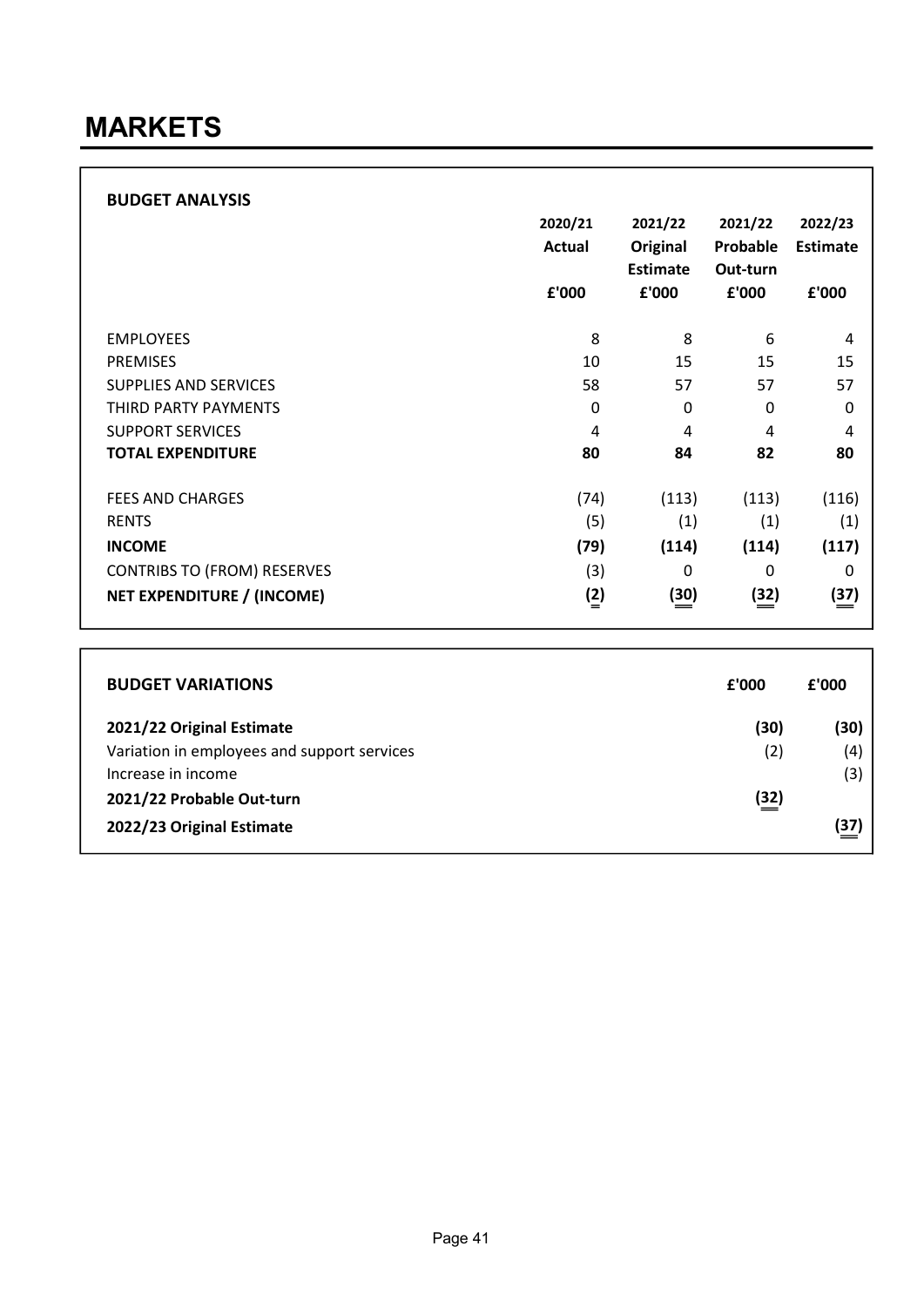# MARKETS

**BUDGET ANALYSIS**

| | 2020/21 Actual £'000 | 2021/22 Original Estimate £'000 | 2021/22 Probable Out-turn £'000 | 2022/23 Estimate £'000 |
|---|---|---|---|---|
| EMPLOYEES | 8 | 8 | 6 | 4 |
| PREMISES | 10 | 15 | 15 | 15 |
| SUPPLIES AND SERVICES | 58 | 57 | 57 | 57 |
| THIRD PARTY PAYMENTS | 0 | 0 | 0 | 0 |
| SUPPORT SERVICES | 4 | 4 | 4 | 4 |
| **TOTAL EXPENDITURE** | **80** | **84** | **82** | **80** |
| FEES AND CHARGES | (74) | (113) | (113) | (116) |
| RENTS | (5) | (1) | (1) | (1) |
| **INCOME** | **(79)** | **(114)** | **(114)** | **(117)** |
| CONTRIBS TO (FROM) RESERVES | (3) | 0 | 0 | 0 |
| **NET EXPENDITURE / (INCOME)** | **(2)** | **(30)** | **(32)** | **(37)** |

| **BUDGET VARIATIONS** | £'000 | £'000 |
|---|---|---|
| **2021/22 Original Estimate** | **(30)** | **(30)** |
| Variation in employees and support services | (2) | (4) |
| Increase in income | | (3) |
| **2021/22 Probable Out-turn** | **(32)** | |
| **2022/23 Original Estimate** | | **(37)** |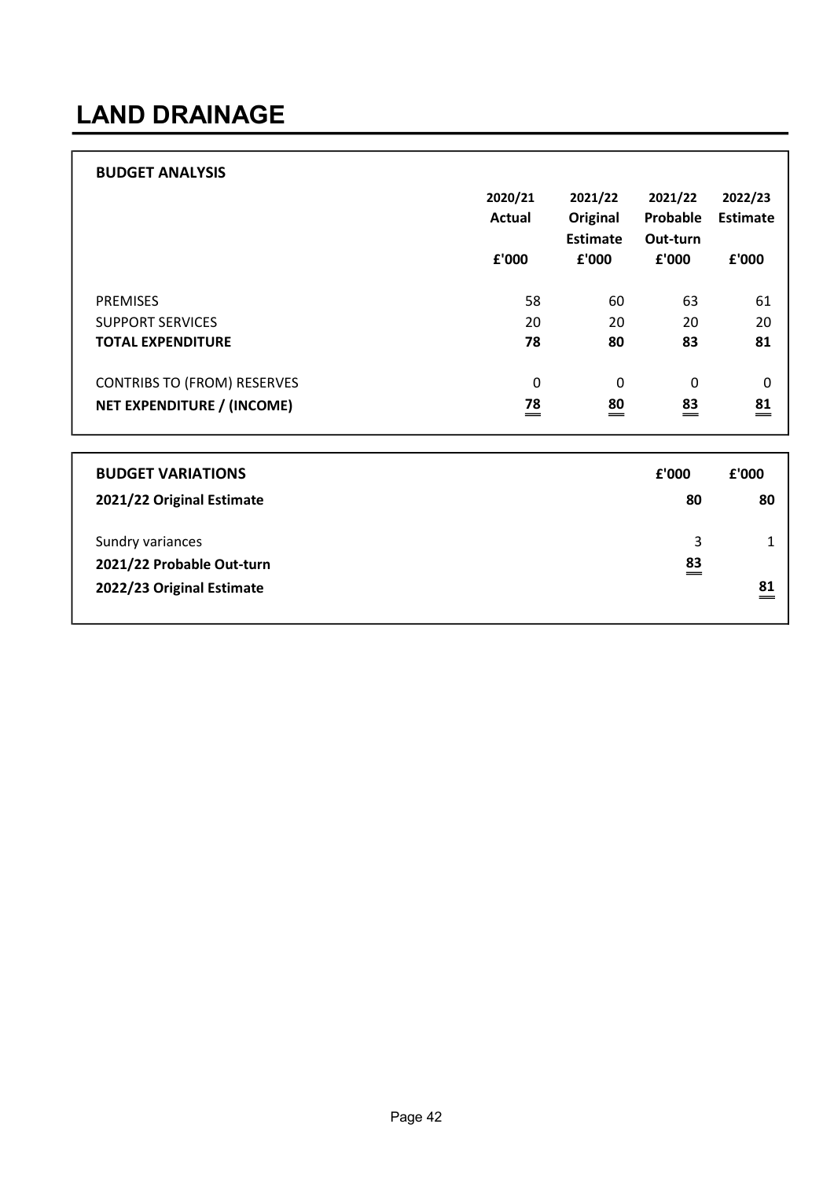# LAND DRAINAGE

## BUDGET ANALYSIS

| | 2020/21 Actual £'000 | 2021/22 Original Estimate £'000 | 2021/22 Probable Out-turn £'000 | 2022/23 Estimate £'000 |
|---|---|---|---|---|
| PREMISES | 58 | 60 | 63 | 61 |
| SUPPORT SERVICES | 20 | 20 | 20 | 20 |
| **TOTAL EXPENDITURE** | **78** | **80** | **83** | **81** |
| CONTRIBS TO (FROM) RESERVES | 0 | 0 | 0 | 0 |
| **NET EXPENDITURE / (INCOME)** | **78** | **80** | **83** | **81** |

## BUDGET VARIATIONS

| | £'000 | £'000 |
|---|---|---|
| **2021/22 Original Estimate** | **80** | **80** |
| Sundry variances | 3 | 1 |
| **2021/22 Probable Out-turn** | **83** | |
| **2022/23 Original Estimate** | | **81** |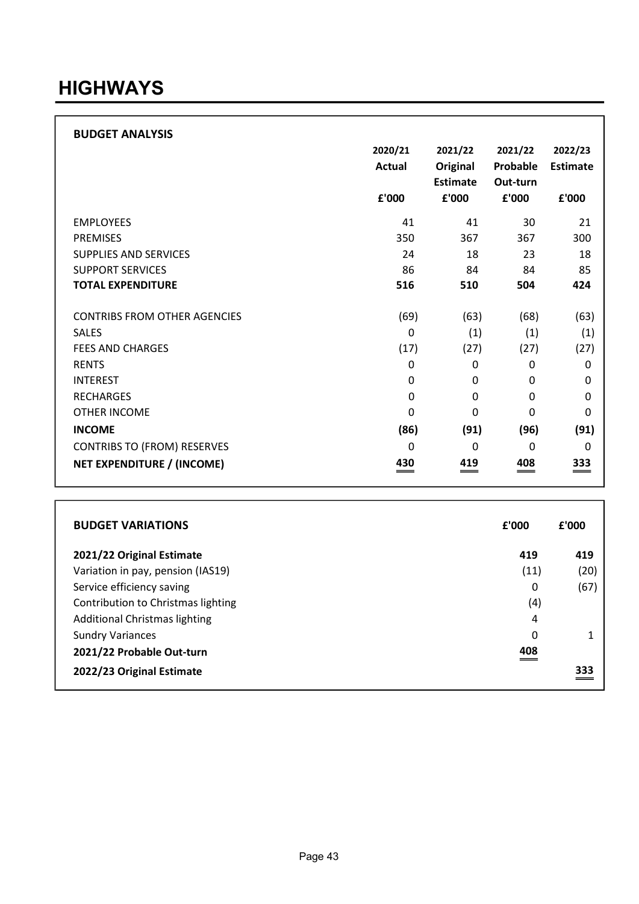# HIGHWAYS

| BUDGET ANALYSIS | 2020/21 Actual £'000 | 2021/22 Original Estimate £'000 | 2021/22 Probable Out-turn £'000 | 2022/23 Estimate £'000 |
|---|---|---|---|---|
| EMPLOYEES | 41 | 41 | 30 | 21 |
| PREMISES | 350 | 367 | 367 | 300 |
| SUPPLIES AND SERVICES | 24 | 18 | 23 | 18 |
| SUPPORT SERVICES | 86 | 84 | 84 | 85 |
| **TOTAL EXPENDITURE** | **516** | **510** | **504** | **424** |
| CONTRIBS FROM OTHER AGENCIES | (69) | (63) | (68) | (63) |
| SALES | 0 | (1) | (1) | (1) |
| FEES AND CHARGES | (17) | (27) | (27) | (27) |
| RENTS | 0 | 0 | 0 | 0 |
| INTEREST | 0 | 0 | 0 | 0 |
| RECHARGES | 0 | 0 | 0 | 0 |
| OTHER INCOME | 0 | 0 | 0 | 0 |
| **INCOME** | **(86)** | **(91)** | **(96)** | **(91)** |
| CONTRIBS TO (FROM) RESERVES | 0 | 0 | 0 | 0 |
| **NET EXPENDITURE / (INCOME)** | **430** | **419** | **408** | **333** |

| BUDGET VARIATIONS | £'000 | £'000 |
|---|---|---|
| **2021/22 Original Estimate** | **419** | **419** |
| Variation in pay, pension (IAS19) | (11) | (20) |
| Service efficiency saving | 0 | (67) |
| Contribution to Christmas lighting | (4) | |
| Additional Christmas lighting | 4 | |
| Sundry Variances | 0 | 1 |
| **2021/22 Probable Out-turn** | 408 | |
| **2022/23 Original Estimate** | | 333 |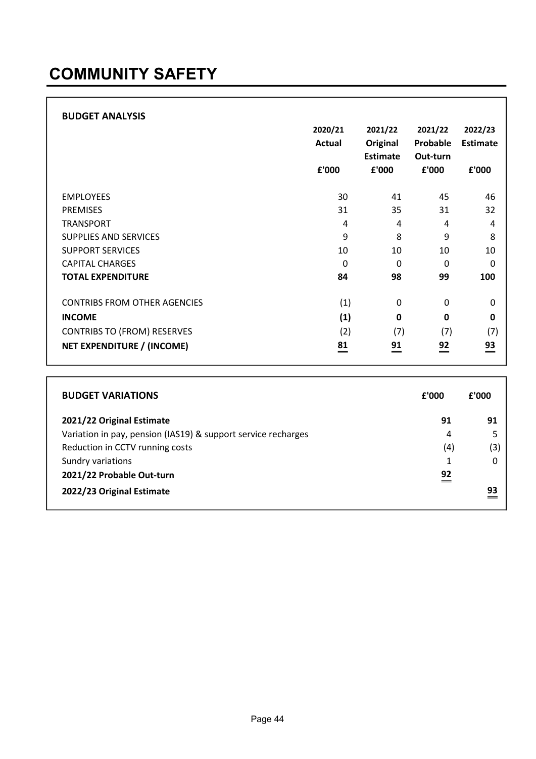# COMMUNITY SAFETY

**BUDGET ANALYSIS**

| | 2020/21 Actual £'000 | 2021/22 Original Estimate £'000 | 2021/22 Probable Out-turn £'000 | 2022/23 Estimate £'000 |
|---|---|---|---|---|
| EMPLOYEES | 30 | 41 | 45 | 46 |
| PREMISES | 31 | 35 | 31 | 32 |
| TRANSPORT | 4 | 4 | 4 | 4 |
| SUPPLIES AND SERVICES | 9 | 8 | 9 | 8 |
| SUPPORT SERVICES | 10 | 10 | 10 | 10 |
| CAPITAL CHARGES | 0 | 0 | 0 | 0 |
| **TOTAL EXPENDITURE** | **84** | **98** | **99** | **100** |
| CONTRIBS FROM OTHER AGENCIES | (1) | 0 | 0 | 0 |
| **INCOME** | **(1)** | **0** | **0** | **0** |
| CONTRIBS TO (FROM) RESERVES | (2) | (7) | (7) | (7) |
| **NET EXPENDITURE / (INCOME)** | **81** | **91** | **92** | **93** |

| **BUDGET VARIATIONS** | £'000 | £'000 |
|---|---|---|
| **2021/22 Original Estimate** | **91** | **91** |
| Variation in pay, pension (IAS19) & support service recharges | 4 | 5 |
| Reduction in CCTV running costs | (4) | (3) |
| Sundry variations | 1 | 0 |
| **2021/22 Probable Out-turn** | **92** | |
| **2022/23 Original Estimate** | | **93** |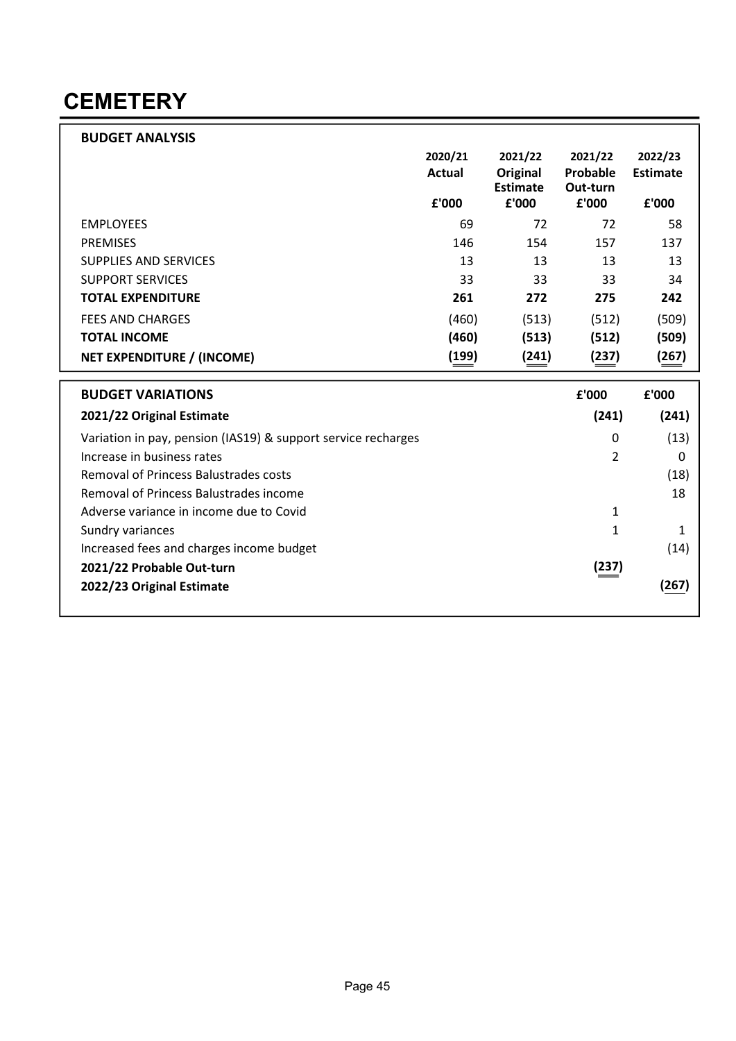# CEMETERY

| BUDGET ANALYSIS | 2020/21 Actual | 2021/22 Original Estimate | 2021/22 Probable Out-turn | 2022/23 Estimate |
|---|---|---|---|---|
| | £'000 | £'000 | £'000 | £'000 |
| EMPLOYEES | 69 | 72 | 72 | 58 |
| PREMISES | 146 | 154 | 157 | 137 |
| SUPPLIES AND SERVICES | 13 | 13 | 13 | 13 |
| SUPPORT SERVICES | 33 | 33 | 33 | 34 |
| **TOTAL EXPENDITURE** | **261** | **272** | **275** | **242** |
| FEES AND CHARGES | (460) | (513) | (512) | (509) |
| **TOTAL INCOME** | **(460)** | **(513)** | **(512)** | **(509)** |
| **NET EXPENDITURE / (INCOME)** | **(199)** | **(241)** | **(237)** | **(267)** |

| BUDGET VARIATIONS | £'000 | £'000 |
|---|---|---|
| **2021/22 Original Estimate** | **(241)** | **(241)** |
| Variation in pay, pension (IAS19) & support service recharges | 0 | (13) |
| Increase in business rates | 2 | 0 |
| Removal of Princess Balustrades costs | | (18) |
| Removal of Princess Balustrades income | | 18 |
| Adverse variance in income due to Covid | 1 | |
| Sundry variances | 1 | 1 |
| Increased fees and charges income budget | | (14) |
| **2021/22 Probable Out-turn** | **(237)** | |
| **2022/23 Original Estimate** | | **(267)** |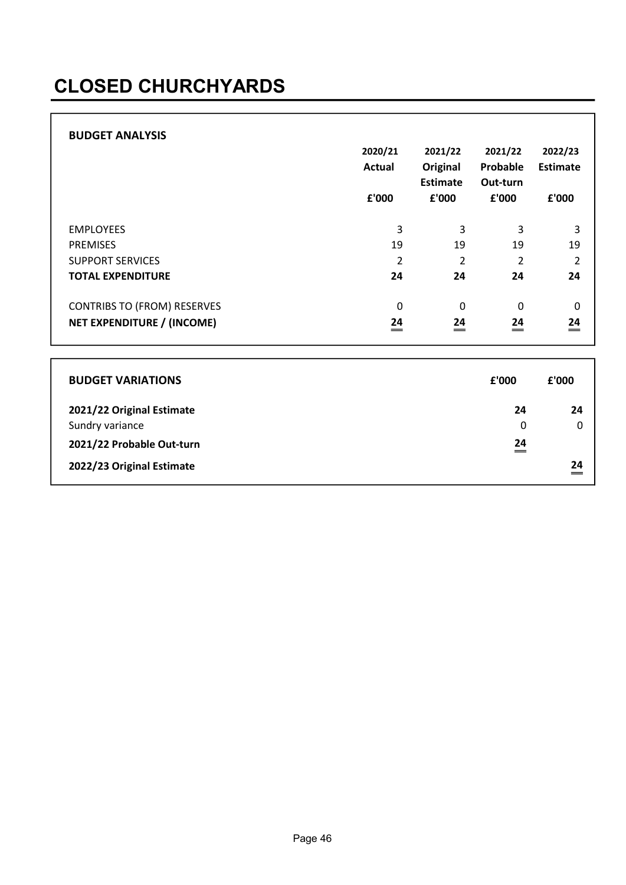# CLOSED CHURCHYARDS

**BUDGET ANALYSIS**

| | 2020/21 Actual £'000 | 2021/22 Original Estimate £'000 | 2021/22 Probable Out-turn £'000 | 2022/23 Estimate £'000 |
|---|---|---|---|---|
| EMPLOYEES | 3 | 3 | 3 | 3 |
| PREMISES | 19 | 19 | 19 | 19 |
| SUPPORT SERVICES | 2 | 2 | 2 | 2 |
| **TOTAL EXPENDITURE** | **24** | **24** | **24** | **24** |
| CONTRIBS TO (FROM) RESERVES | 0 | 0 | 0 | 0 |
| **NET EXPENDITURE / (INCOME)** | **24** | **24** | **24** | **24** |

| **BUDGET VARIATIONS** | £'000 | £'000 |
|---|---|---|
| **2021/22 Original Estimate** | **24** | **24** |
| Sundry variance | 0 | 0 |
| **2021/22 Probable Out-turn** | **24** | |
| **2022/23 Original Estimate** | | **24** |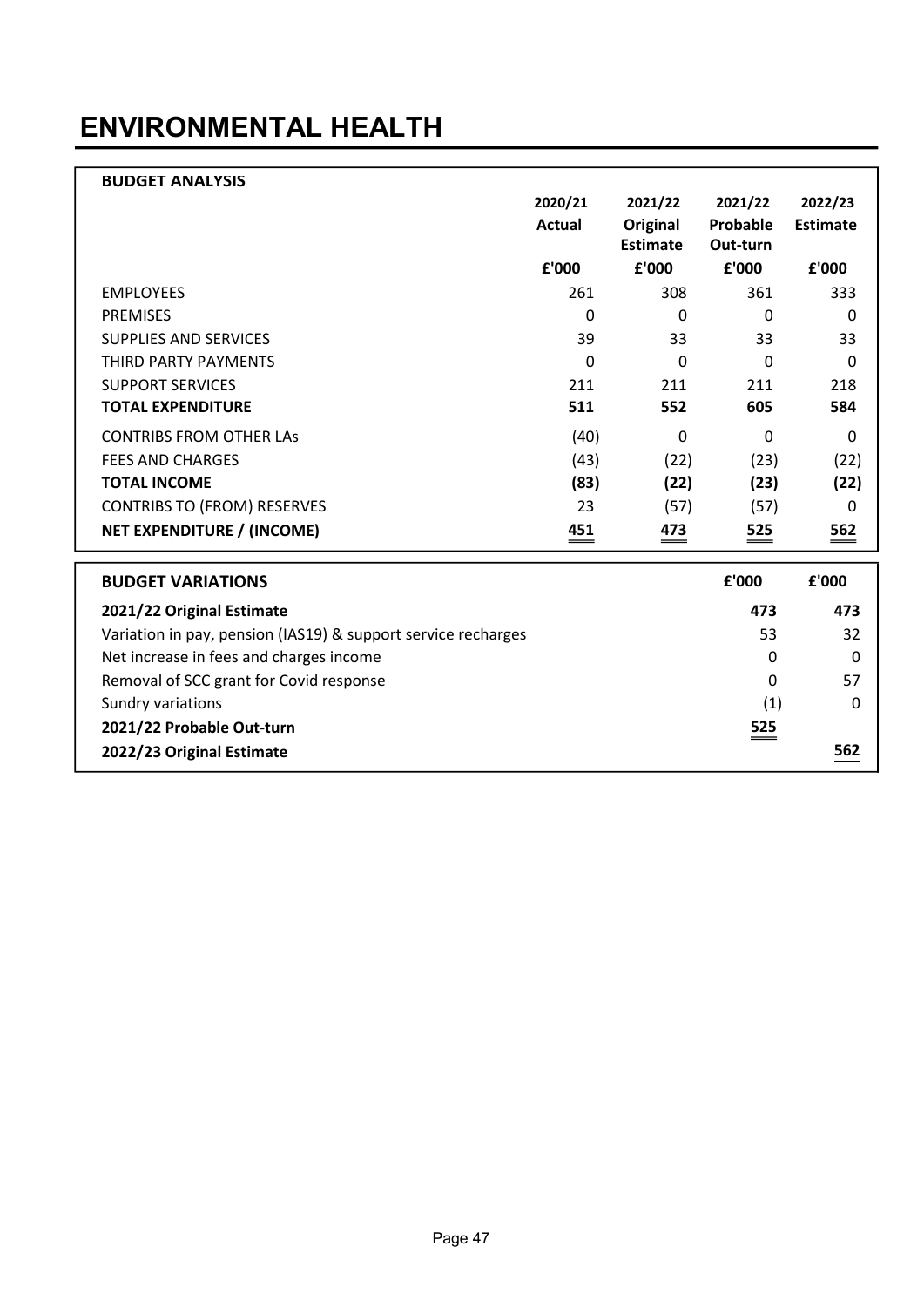# ENVIRONMENTAL HEALTH

**BUDGET ANALYSIS**

| | 2020/21 Actual | 2021/22 Original Estimate | 2021/22 Probable Out-turn | 2022/23 Estimate |
|---|---|---|---|---|
| | £'000 | £'000 | £'000 | £'000 |
| EMPLOYEES | 261 | 308 | 361 | 333 |
| PREMISES | 0 | 0 | 0 | 0 |
| SUPPLIES AND SERVICES | 39 | 33 | 33 | 33 |
| THIRD PARTY PAYMENTS | 0 | 0 | 0 | 0 |
| SUPPORT SERVICES | 211 | 211 | 211 | 218 |
| **TOTAL EXPENDITURE** | **511** | **552** | **605** | **584** |
| CONTRIBS FROM OTHER LAs | (40) | 0 | 0 | 0 |
| FEES AND CHARGES | (43) | (22) | (23) | (22) |
| **TOTAL INCOME** | **(83)** | **(22)** | **(23)** | **(22)** |
| CONTRIBS TO (FROM) RESERVES | 23 | (57) | (57) | 0 |
| **NET EXPENDITURE / (INCOME)** | **451** | **473** | **525** | **562** |

| **BUDGET VARIATIONS** | **£'000** | **£'000** |
|---|---|---|
| **2021/22 Original Estimate** | **473** | **473** |
| Variation in pay, pension (IAS19) & support service recharges | 53 | 32 |
| Net increase in fees and charges income | 0 | 0 |
| Removal of SCC grant for Covid response | 0 | 57 |
| Sundry variations | (1) | 0 |
| **2021/22 Probable Out-turn** | **525** | |
| **2022/23 Original Estimate** | | **562** |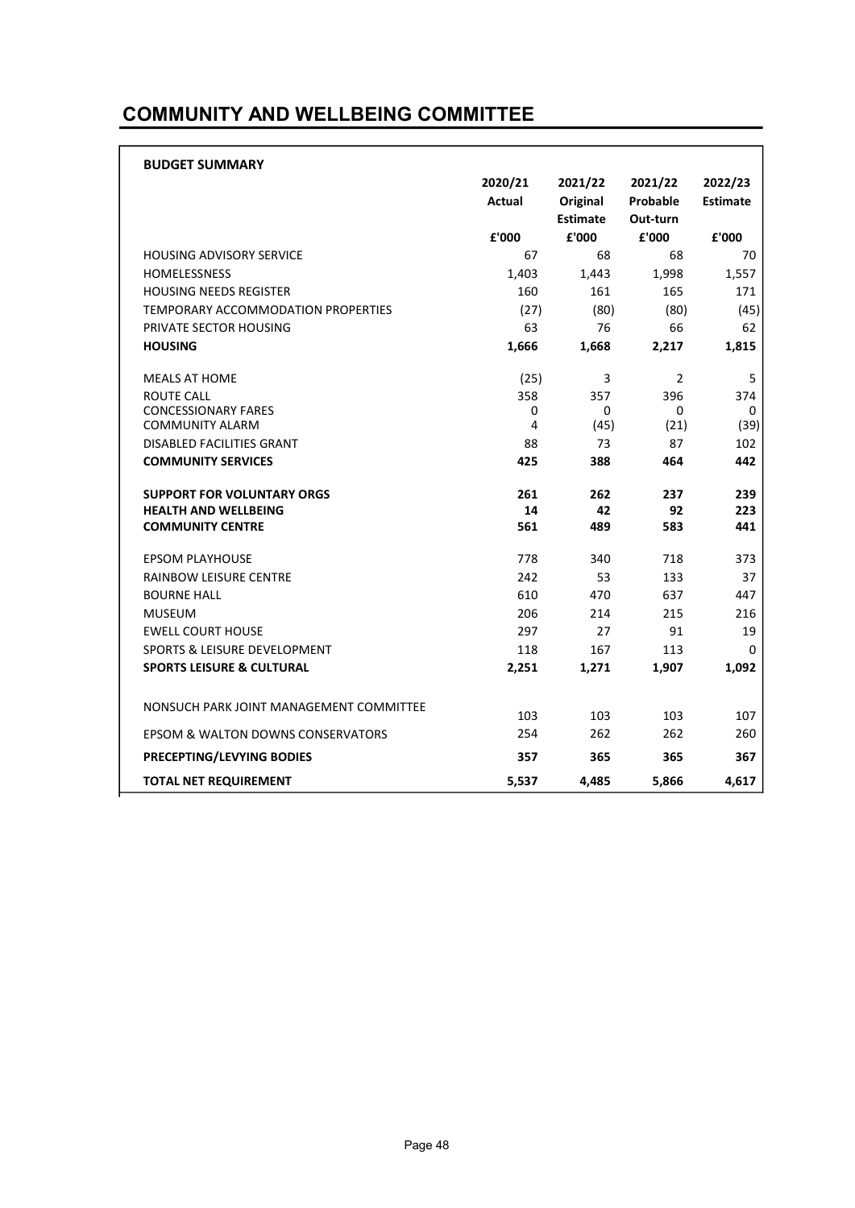# COMMUNITY AND WELLBEING COMMITTEE

**BUDGET SUMMARY**

| | 2020/21 Actual | 2021/22 Original Estimate | 2021/22 Probable Out-turn | 2022/23 Estimate |
|---|---|---|---|---|
| | £'000 | £'000 | £'000 | £'000 |
| HOUSING ADVISORY SERVICE | 67 | 68 | 68 | 70 |
| HOMELESSNESS | 1,403 | 1,443 | 1,998 | 1,557 |
| HOUSING NEEDS REGISTER | 160 | 161 | 165 | 171 |
| TEMPORARY ACCOMMODATION PROPERTIES | (27) | (80) | (80) | (45) |
| PRIVATE SECTOR HOUSING | 63 | 76 | 66 | 62 |
| **HOUSING** | **1,666** | **1,668** | **2,217** | **1,815** |
| | | | | |
| MEALS AT HOME | (25) | 3 | 2 | 5 |
| ROUTE CALL | 358 | 357 | 396 | 374 |
| CONCESSIONARY FARES | 0 | 0 | 0 | 0 |
| COMMUNITY ALARM | 4 | (45) | (21) | (39) |
| DISABLED FACILITIES GRANT | 88 | 73 | 87 | 102 |
| **COMMUNITY SERVICES** | **425** | **388** | **464** | **442** |
| | | | | |
| **SUPPORT FOR VOLUNTARY ORGS** | **261** | **262** | **237** | **239** |
| **HEALTH AND WELLBEING** | **14** | **42** | **92** | **223** |
| **COMMUNITY CENTRE** | **561** | **489** | **583** | **441** |
| | | | | |
| EPSOM PLAYHOUSE | 778 | 340 | 718 | 373 |
| RAINBOW LEISURE CENTRE | 242 | 53 | 133 | 37 |
| BOURNE HALL | 610 | 470 | 637 | 447 |
| MUSEUM | 206 | 214 | 215 | 216 |
| EWELL COURT HOUSE | 297 | 27 | 91 | 19 |
| SPORTS & LEISURE DEVELOPMENT | 118 | 167 | 113 | 0 |
| **SPORTS LEISURE & CULTURAL** | **2,251** | **1,271** | **1,907** | **1,092** |
| | | | | |
| NONSUCH PARK JOINT MANAGEMENT COMMITTEE | 103 | 103 | 103 | 107 |
| EPSOM & WALTON DOWNS CONSERVATORS | 254 | 262 | 262 | 260 |
| **PRECEPTING/LEVYING BODIES** | **357** | **365** | **365** | **367** |
| **TOTAL NET REQUIREMENT** | **5,537** | **4,485** | **5,866** | **4,617** |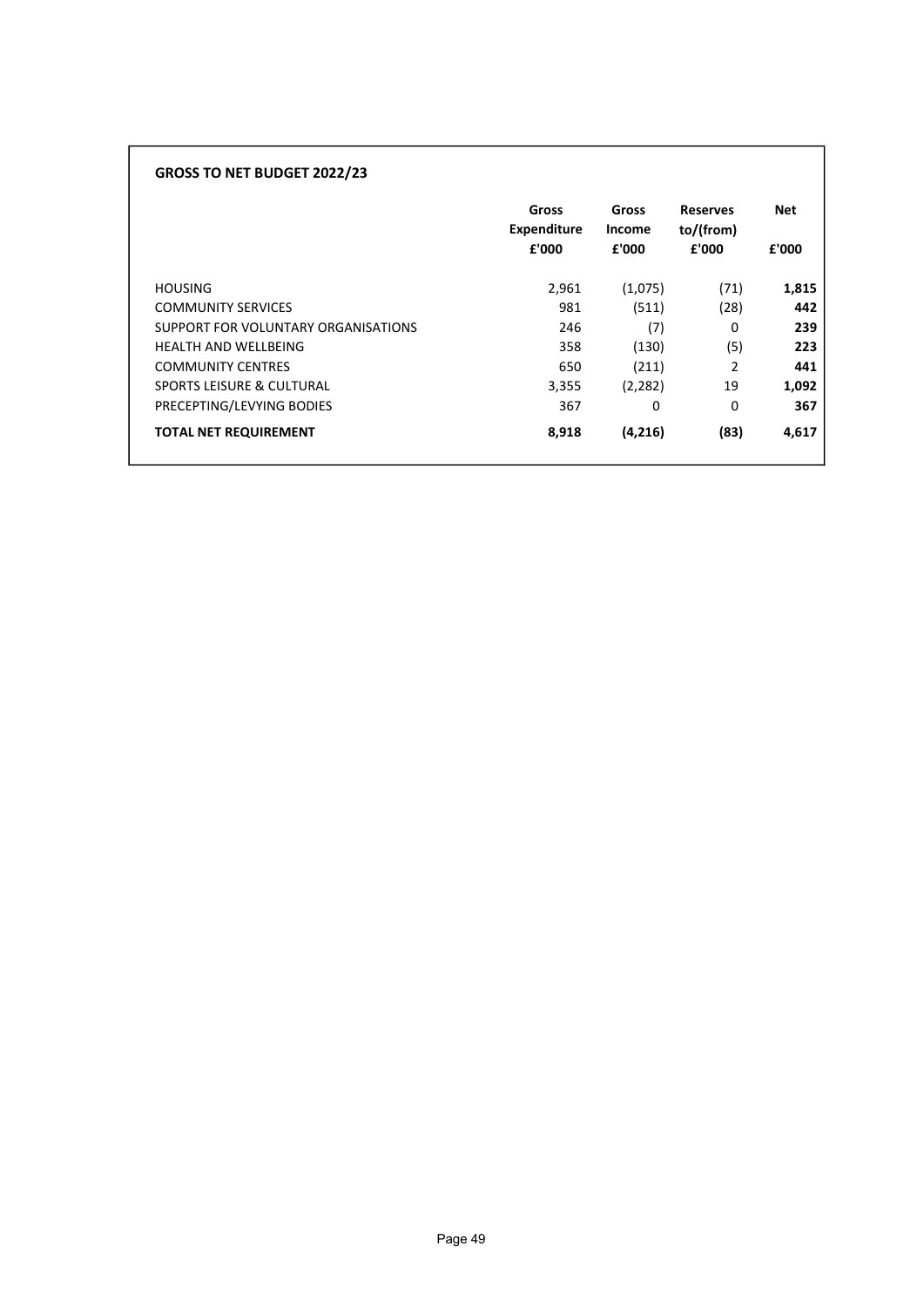**GROSS TO NET BUDGET 2022/23**

| | Gross Expenditure £'000 | Gross Income £'000 | Reserves to/(from) £'000 | Net £'000 |
|---|---|---|---|---|
| HOUSING | 2,961 | (1,075) | (71) | **1,815** |
| COMMUNITY SERVICES | 981 | (511) | (28) | **442** |
| SUPPORT FOR VOLUNTARY ORGANISATIONS | 246 | (7) | 0 | **239** |
| HEALTH AND WELLBEING | 358 | (130) | (5) | **223** |
| COMMUNITY CENTRES | 650 | (211) | 2 | **441** |
| SPORTS LEISURE & CULTURAL | 3,355 | (2,282) | 19 | **1,092** |
| PRECEPTING/LEVYING BODIES | 367 | 0 | 0 | **367** |
| **TOTAL NET REQUIREMENT** | **8,918** | **(4,216)** | **(83)** | **4,617** |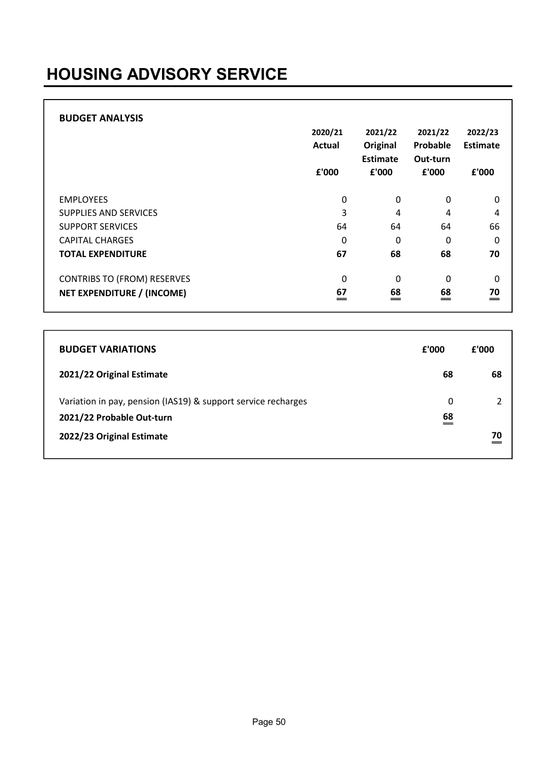# HOUSING ADVISORY SERVICE

**BUDGET ANALYSIS**

| | 2020/21 Actual £'000 | 2021/22 Original Estimate £'000 | 2021/22 Probable Out-turn £'000 | 2022/23 Estimate £'000 |
|---|---|---|---|---|
| EMPLOYEES | 0 | 0 | 0 | 0 |
| SUPPLIES AND SERVICES | 3 | 4 | 4 | 4 |
| SUPPORT SERVICES | 64 | 64 | 64 | 66 |
| CAPITAL CHARGES | 0 | 0 | 0 | 0 |
| **TOTAL EXPENDITURE** | **67** | **68** | **68** | **70** |
| | | | | |
| CONTRIBS TO (FROM) RESERVES | 0 | 0 | 0 | 0 |
| **NET EXPENDITURE / (INCOME)** | **67** | **68** | **68** | **70** |

| **BUDGET VARIATIONS** | **£'000** | **£'000** |
|---|---|---|
| **2021/22 Original Estimate** | **68** | **68** |
| Variation in pay, pension (IAS19) & support service recharges | 0 | 2 |
| **2021/22 Probable Out-turn** | **68** | |
| **2022/23 Original Estimate** | | **70** |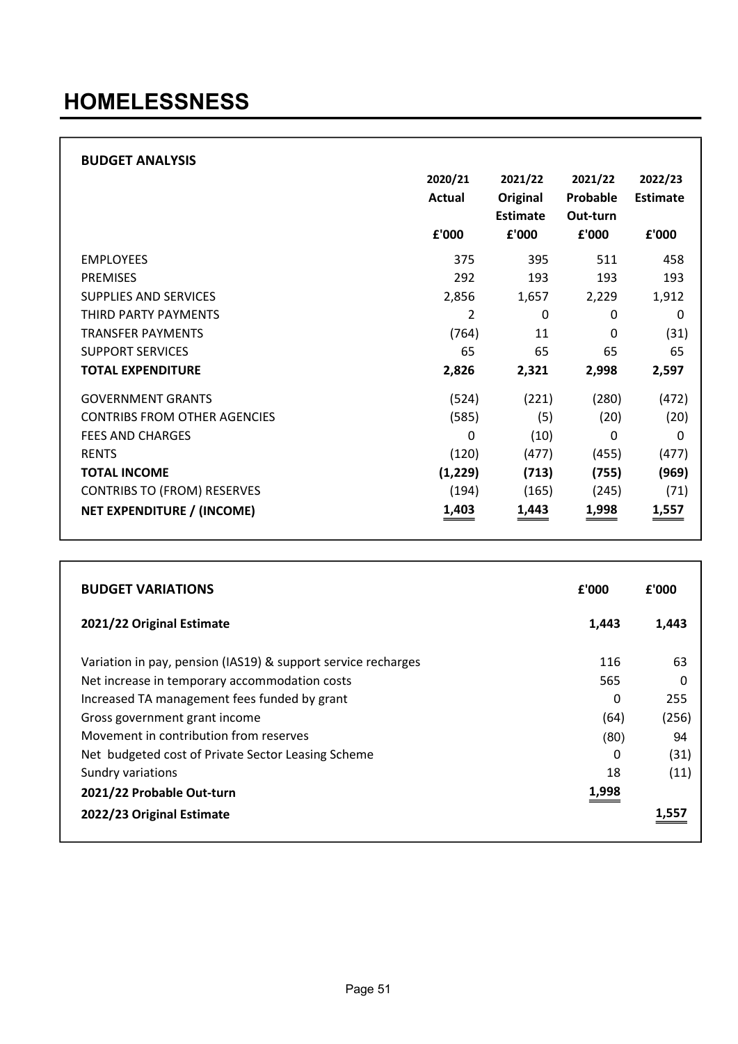# HOMELESSNESS

**BUDGET ANALYSIS**

| | 2020/21 Actual £'000 | 2021/22 Original Estimate £'000 | 2021/22 Probable Out-turn £'000 | 2022/23 Estimate £'000 |
|---|---|---|---|---|
| EMPLOYEES | 375 | 395 | 511 | 458 |
| PREMISES | 292 | 193 | 193 | 193 |
| SUPPLIES AND SERVICES | 2,856 | 1,657 | 2,229 | 1,912 |
| THIRD PARTY PAYMENTS | 2 | 0 | 0 | 0 |
| TRANSFER PAYMENTS | (764) | 11 | 0 | (31) |
| SUPPORT SERVICES | 65 | 65 | 65 | 65 |
| **TOTAL EXPENDITURE** | **2,826** | **2,321** | **2,998** | **2,597** |
| GOVERNMENT GRANTS | (524) | (221) | (280) | (472) |
| CONTRIBS FROM OTHER AGENCIES | (585) | (5) | (20) | (20) |
| FEES AND CHARGES | 0 | (10) | 0 | 0 |
| RENTS | (120) | (477) | (455) | (477) |
| **TOTAL INCOME** | **(1,229)** | **(713)** | **(755)** | **(969)** |
| CONTRIBS TO (FROM) RESERVES | (194) | (165) | (245) | (71) |
| **NET EXPENDITURE / (INCOME)** | **1,403** | **1,443** | **1,998** | **1,557** |

| **BUDGET VARIATIONS** | **£'000** | **£'000** |
|---|---|---|
| **2021/22 Original Estimate** | **1,443** | **1,443** |
| Variation in pay, pension (IAS19) & support service recharges | 116 | 63 |
| Net increase in temporary accommodation costs | 565 | 0 |
| Increased TA management fees funded by grant | 0 | 255 |
| Gross government grant income | (64) | (256) |
| Movement in contribution from reserves | (80) | 94 |
| Net budgeted cost of Private Sector Leasing Scheme | 0 | (31) |
| Sundry variations | 18 | (11) |
| **2021/22 Probable Out-turn** | **1,998** | |
| **2022/23 Original Estimate** | | **1,557** |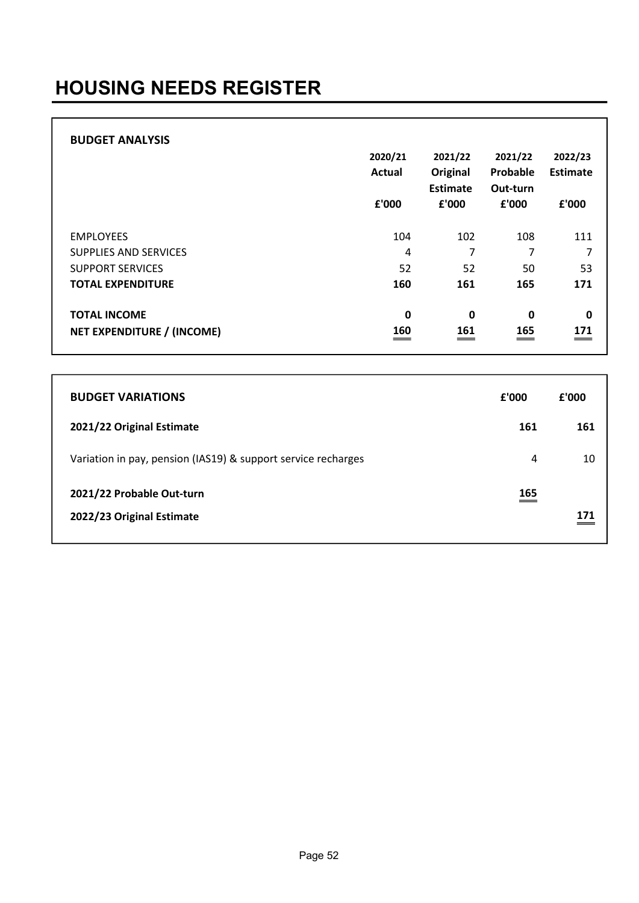# HOUSING NEEDS REGISTER

## BUDGET ANALYSIS

| | 2020/21 Actual £'000 | 2021/22 Original Estimate £'000 | 2021/22 Probable Out-turn £'000 | 2022/23 Estimate £'000 |
|---|---|---|---|---|
| EMPLOYEES | 104 | 102 | 108 | 111 |
| SUPPLIES AND SERVICES | 4 | 7 | 7 | 7 |
| SUPPORT SERVICES | 52 | 52 | 50 | 53 |
| **TOTAL EXPENDITURE** | **160** | **161** | **165** | **171** |
| **TOTAL INCOME** | **0** | **0** | **0** | **0** |
| **NET EXPENDITURE / (INCOME)** | **160** | **161** | **165** | **171** |

## BUDGET VARIATIONS

| | £'000 | £'000 |
|---|---|---|
| **2021/22 Original Estimate** | **161** | **161** |
| Variation in pay, pension (IAS19) & support service recharges | 4 | 10 |
| **2021/22 Probable Out-turn** | **165** | |
| **2022/23 Original Estimate** | | **171** |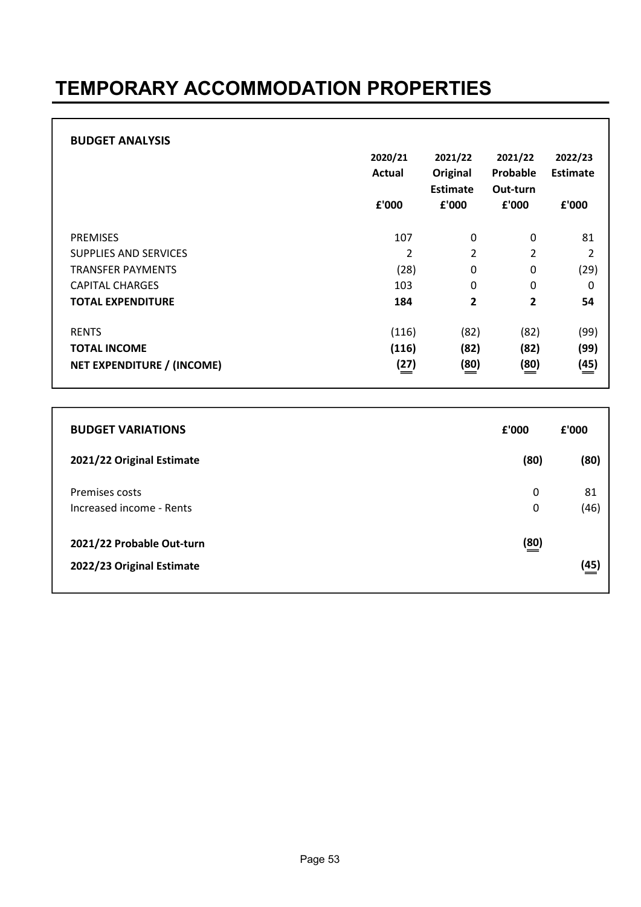# TEMPORARY ACCOMMODATION PROPERTIES

**BUDGET ANALYSIS**

| | 2020/21 Actual £'000 | 2021/22 Original Estimate £'000 | 2021/22 Probable Out-turn £'000 | 2022/23 Estimate £'000 |
|---|---|---|---|---|
| PREMISES | 107 | 0 | 0 | 81 |
| SUPPLIES AND SERVICES | 2 | 2 | 2 | 2 |
| TRANSFER PAYMENTS | (28) | 0 | 0 | (29) |
| CAPITAL CHARGES | 103 | 0 | 0 | 0 |
| **TOTAL EXPENDITURE** | **184** | **2** | **2** | **54** |
| RENTS | (116) | (82) | (82) | (99) |
| **TOTAL INCOME** | **(116)** | **(82)** | **(82)** | **(99)** |
| **NET EXPENDITURE / (INCOME)** | **(27)** | **(80)** | **(80)** | **(45)** |

| **BUDGET VARIATIONS** | **£'000** | **£'000** |
|---|---|---|
| **2021/22 Original Estimate** | **(80)** | **(80)** |
| Premises costs | 0 | 81 |
| Increased income - Rents | 0 | (46) |
| **2021/22 Probable Out-turn** | **(80)** | |
| **2022/23 Original Estimate** | | **(45)** |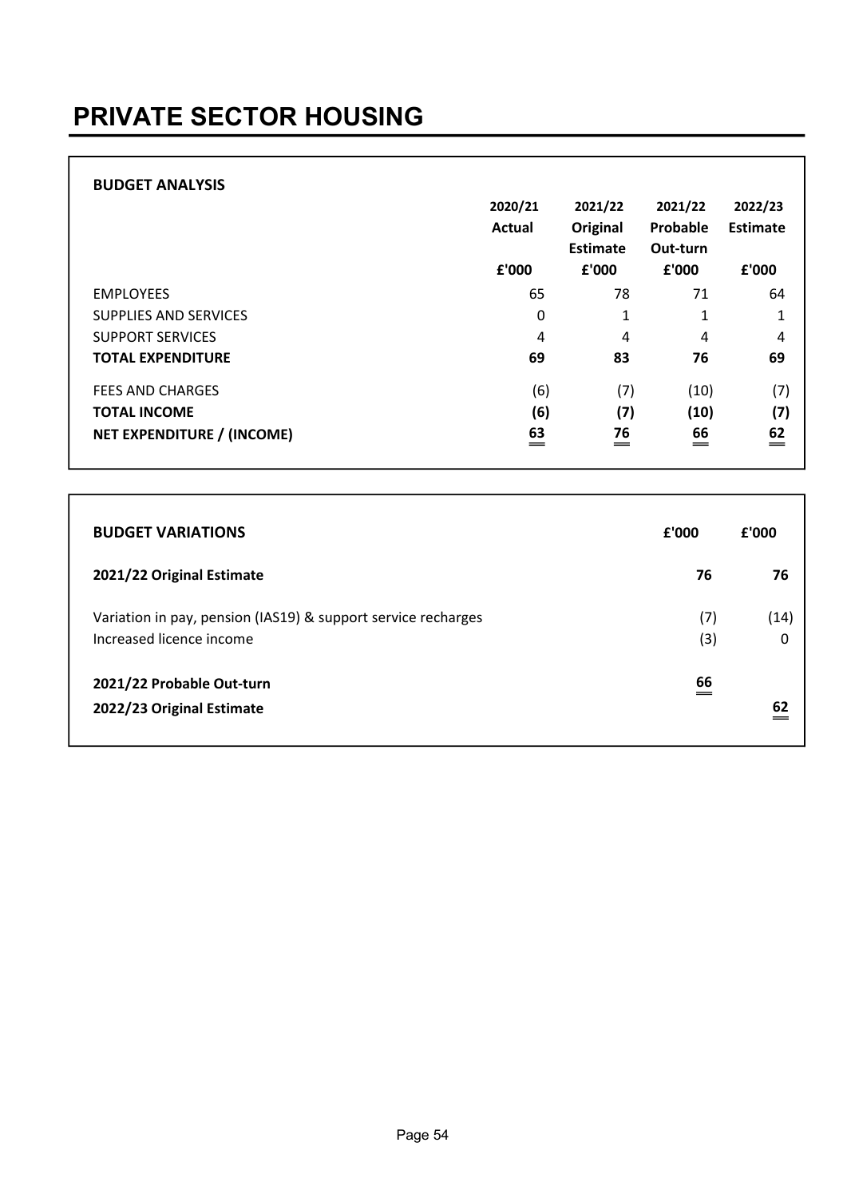# PRIVATE SECTOR HOUSING

**BUDGET ANALYSIS**

| | 2020/21 Actual £'000 | 2021/22 Original Estimate £'000 | 2021/22 Probable Out-turn £'000 | 2022/23 Estimate £'000 |
|---|---|---|---|---|
| EMPLOYEES | 65 | 78 | 71 | 64 |
| SUPPLIES AND SERVICES | 0 | 1 | 1 | 1 |
| SUPPORT SERVICES | 4 | 4 | 4 | 4 |
| **TOTAL EXPENDITURE** | **69** | **83** | **76** | **69** |
| FEES AND CHARGES | (6) | (7) | (10) | (7) |
| **TOTAL INCOME** | **(6)** | **(7)** | **(10)** | **(7)** |
| **NET EXPENDITURE / (INCOME)** | **63** | **76** | **66** | **62** |

| **BUDGET VARIATIONS** | **£'000** | **£'000** |
|---|---|---|
| **2021/22 Original Estimate** | **76** | **76** |
| Variation in pay, pension (IAS19) & support service recharges | (7) | (14) |
| Increased licence income | (3) | 0 |
| **2021/22 Probable Out-turn** | **66** | |
| **2022/23 Original Estimate** | | **62** |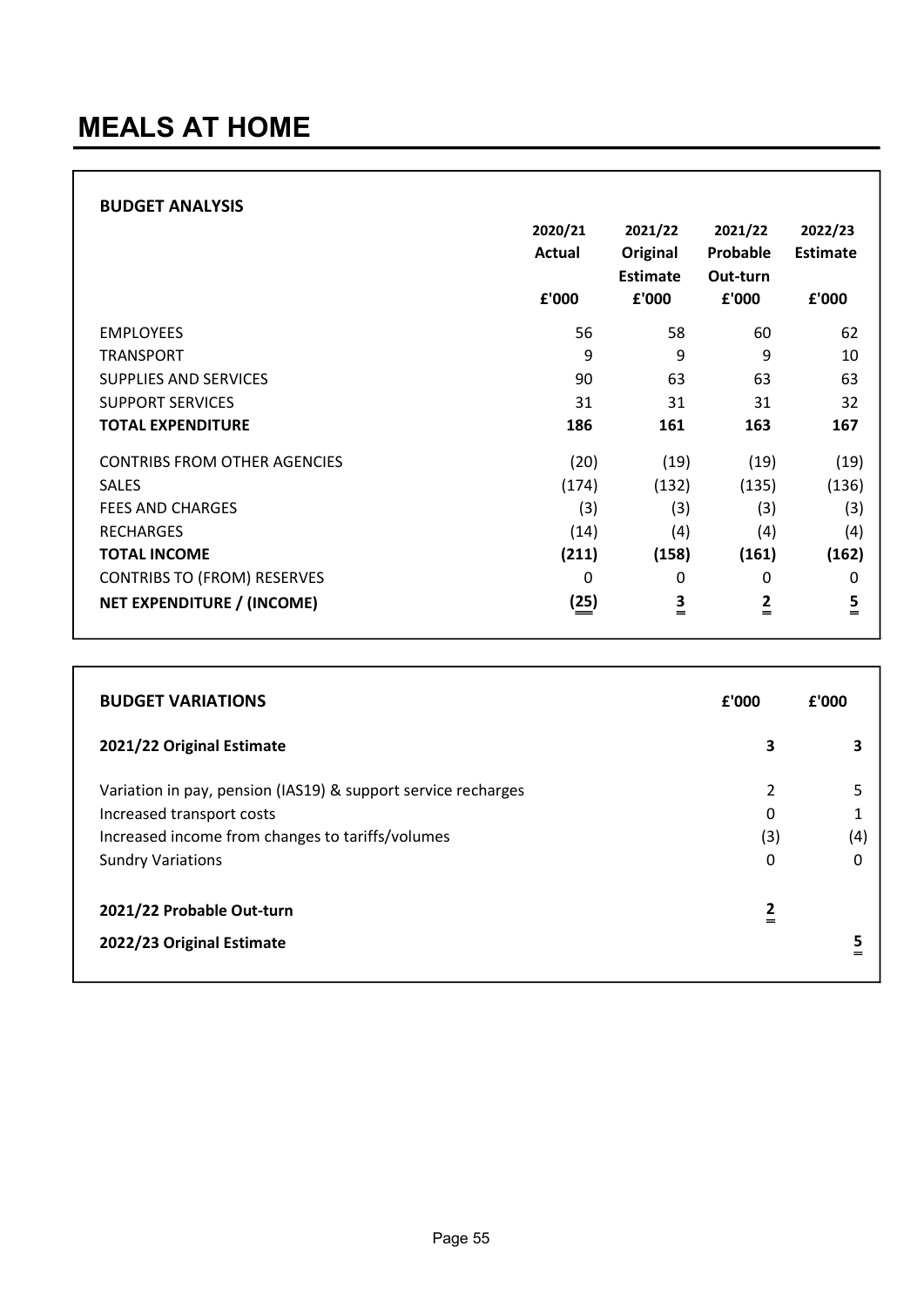# MEALS AT HOME

**BUDGET ANALYSIS**

| | 2020/21 Actual £'000 | 2021/22 Original Estimate £'000 | 2021/22 Probable Out-turn £'000 | 2022/23 Estimate £'000 |
|---|---|---|---|---|
| EMPLOYEES | 56 | 58 | 60 | 62 |
| TRANSPORT | 9 | 9 | 9 | 10 |
| SUPPLIES AND SERVICES | 90 | 63 | 63 | 63 |
| SUPPORT SERVICES | 31 | 31 | 31 | 32 |
| **TOTAL EXPENDITURE** | **186** | **161** | **163** | **167** |
| CONTRIBS FROM OTHER AGENCIES | (20) | (19) | (19) | (19) |
| SALES | (174) | (132) | (135) | (136) |
| FEES AND CHARGES | (3) | (3) | (3) | (3) |
| RECHARGES | (14) | (4) | (4) | (4) |
| **TOTAL INCOME** | **(211)** | **(158)** | **(161)** | **(162)** |
| CONTRIBS TO (FROM) RESERVES | 0 | 0 | 0 | 0 |
| **NET EXPENDITURE / (INCOME)** | **(25)** | **3** | **2** | **5** |

| **BUDGET VARIATIONS** | **£'000** | **£'000** |
|---|---|---|
| **2021/22 Original Estimate** | **3** | **3** |
| Variation in pay, pension (IAS19) & support service recharges | 2 | 5 |
| Increased transport costs | 0 | 1 |
| Increased income from changes to tariffs/volumes | (3) | (4) |
| Sundry Variations | 0 | 0 |
| **2021/22 Probable Out-turn** | **2** | |
| **2022/23 Original Estimate** | | **5** |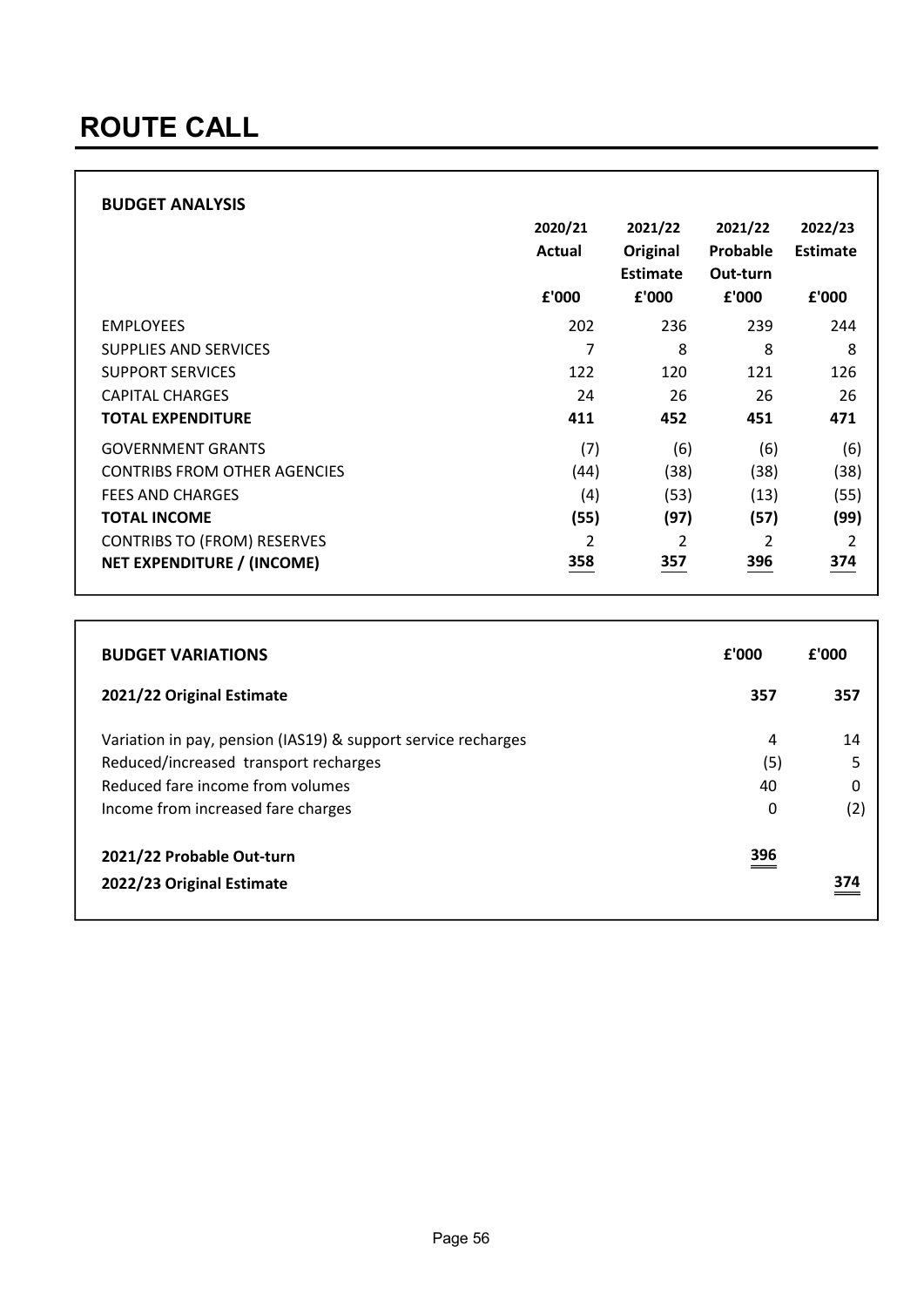# ROUTE CALL

## BUDGET ANALYSIS

| | 2020/21 Actual £'000 | 2021/22 Original Estimate £'000 | 2021/22 Probable Out-turn £'000 | 2022/23 Estimate £'000 |
|---|---|---|---|---|
| EMPLOYEES | 202 | 236 | 239 | 244 |
| SUPPLIES AND SERVICES | 7 | 8 | 8 | 8 |
| SUPPORT SERVICES | 122 | 120 | 121 | 126 |
| CAPITAL CHARGES | 24 | 26 | 26 | 26 |
| **TOTAL EXPENDITURE** | **411** | **452** | **451** | **471** |
| GOVERNMENT GRANTS | (7) | (6) | (6) | (6) |
| CONTRIBS FROM OTHER AGENCIES | (44) | (38) | (38) | (38) |
| FEES AND CHARGES | (4) | (53) | (13) | (55) |
| **TOTAL INCOME** | **(55)** | **(97)** | **(57)** | **(99)** |
| CONTRIBS TO (FROM) RESERVES | 2 | 2 | 2 | 2 |
| **NET EXPENDITURE / (INCOME)** | **358** | **357** | **396** | **374** |

## BUDGET VARIATIONS

| | £'000 | £'000 |
|---|---|---|
| **2021/22 Original Estimate** | **357** | **357** |
| Variation in pay, pension (IAS19) & support service recharges | 4 | 14 |
| Reduced/increased transport recharges | (5) | 5 |
| Reduced fare income from volumes | 40 | 0 |
| Income from increased fare charges | 0 | (2) |
| **2021/22 Probable Out-turn** | **396** | |
| **2022/23 Original Estimate** | | **374** |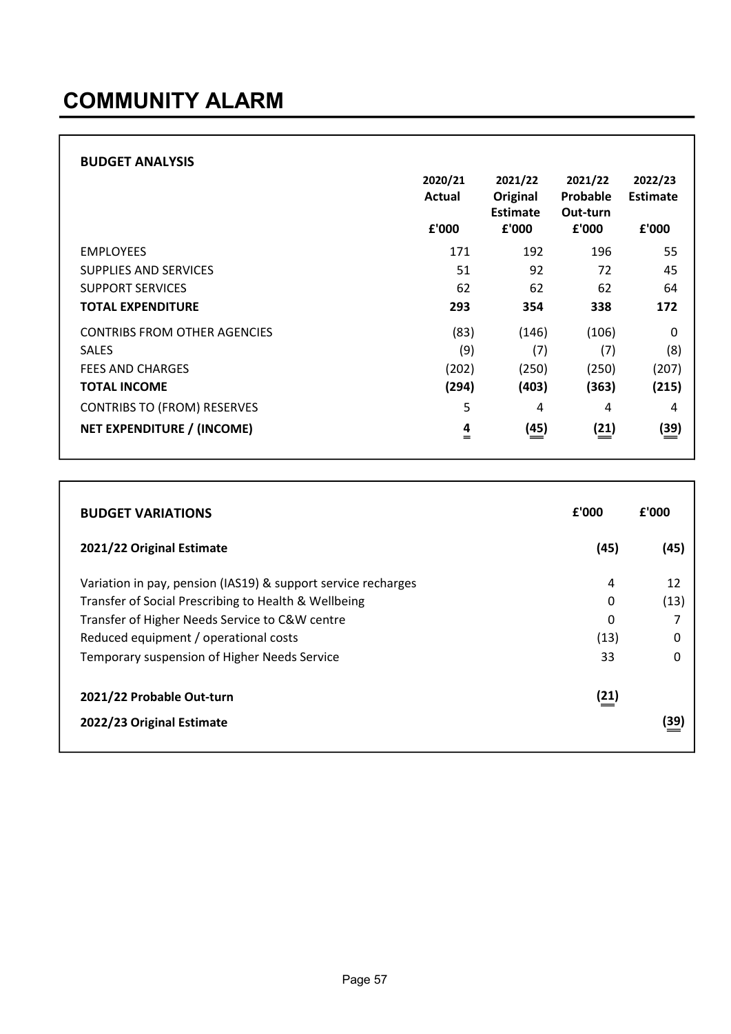# COMMUNITY ALARM

## BUDGET ANALYSIS

| | 2020/21 Actual £'000 | 2021/22 Original Estimate £'000 | 2021/22 Probable Out-turn £'000 | 2022/23 Estimate £'000 |
|---|---|---|---|---|
| EMPLOYEES | 171 | 192 | 196 | 55 |
| SUPPLIES AND SERVICES | 51 | 92 | 72 | 45 |
| SUPPORT SERVICES | 62 | 62 | 62 | 64 |
| **TOTAL EXPENDITURE** | **293** | **354** | **338** | **172** |
| CONTRIBS FROM OTHER AGENCIES | (83) | (146) | (106) | 0 |
| SALES | (9) | (7) | (7) | (8) |
| FEES AND CHARGES | (202) | (250) | (250) | (207) |
| **TOTAL INCOME** | **(294)** | **(403)** | **(363)** | **(215)** |
| CONTRIBS TO (FROM) RESERVES | 5 | 4 | 4 | 4 |
| **NET EXPENDITURE / (INCOME)** | **4** | **(45)** | **(21)** | **(39)** |

## BUDGET VARIATIONS

| | £'000 | £'000 |
|---|---|---|
| **2021/22 Original Estimate** | **(45)** | **(45)** |
| Variation in pay, pension (IAS19) & support service recharges | 4 | 12 |
| Transfer of Social Prescribing to Health & Wellbeing | 0 | (13) |
| Transfer of Higher Needs Service to C&W centre | 0 | 7 |
| Reduced equipment / operational costs | (13) | 0 |
| Temporary suspension of Higher Needs Service | 33 | 0 |
| **2021/22 Probable Out-turn** | **(21)** | |
| **2022/23 Original Estimate** | | **(39)** |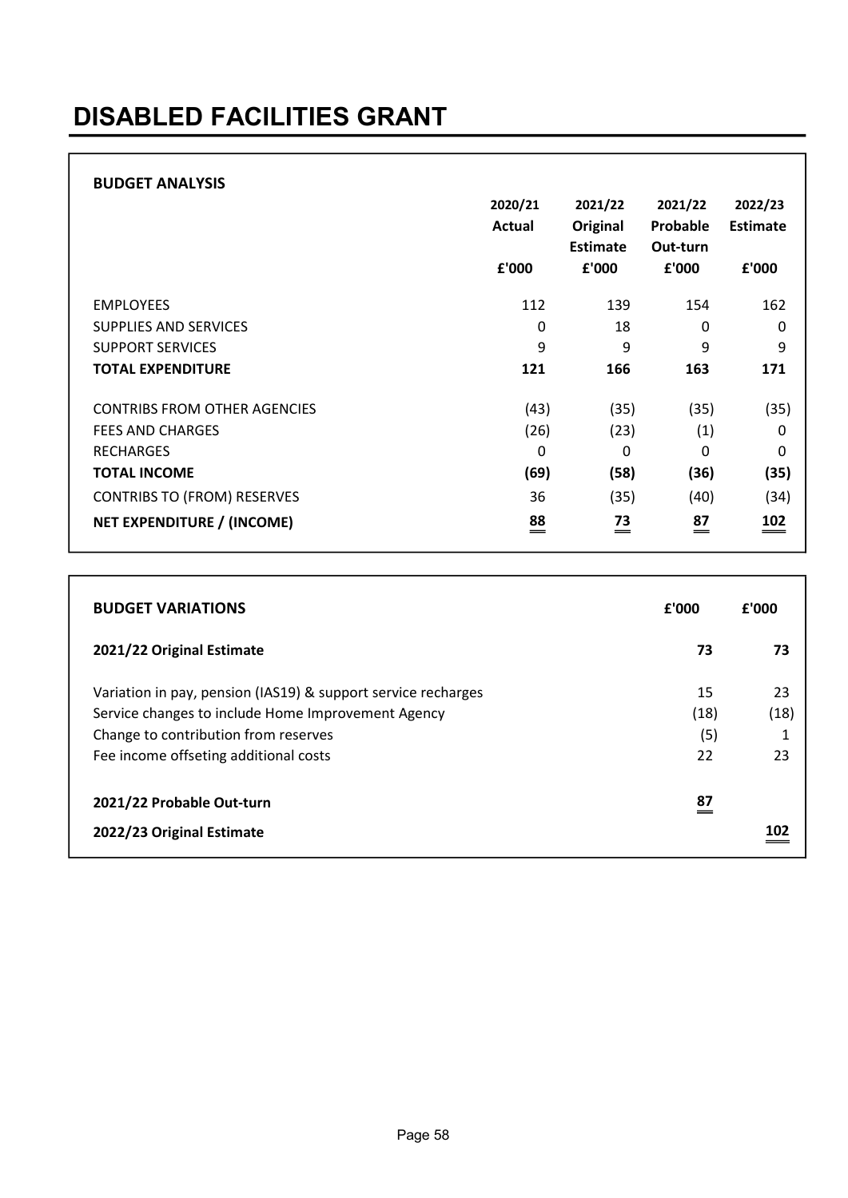# DISABLED FACILITIES GRANT

**BUDGET ANALYSIS**

| | 2020/21 Actual £'000 | 2021/22 Original Estimate £'000 | 2021/22 Probable Out-turn £'000 | 2022/23 Estimate £'000 |
|---|---|---|---|---|
| EMPLOYEES | 112 | 139 | 154 | 162 |
| SUPPLIES AND SERVICES | 0 | 18 | 0 | 0 |
| SUPPORT SERVICES | 9 | 9 | 9 | 9 |
| **TOTAL EXPENDITURE** | **121** | **166** | **163** | **171** |
| CONTRIBS FROM OTHER AGENCIES | (43) | (35) | (35) | (35) |
| FEES AND CHARGES | (26) | (23) | (1) | 0 |
| RECHARGES | 0 | 0 | 0 | 0 |
| **TOTAL INCOME** | **(69)** | **(58)** | **(36)** | **(35)** |
| CONTRIBS TO (FROM) RESERVES | 36 | (35) | (40) | (34) |
| **NET EXPENDITURE / (INCOME)** | **88** | **73** | **87** | **102** |

| **BUDGET VARIATIONS** | **£'000** | **£'000** |
|---|---|---|
| **2021/22 Original Estimate** | **73** | **73** |
| Variation in pay, pension (IAS19) & support service recharges | 15 | 23 |
| Service changes to include Home Improvement Agency | (18) | (18) |
| Change to contribution from reserves | (5) | 1 |
| Fee income offseting additional costs | 22 | 23 |
| **2021/22 Probable Out-turn** | **87** | |
| **2022/23 Original Estimate** | | **102** |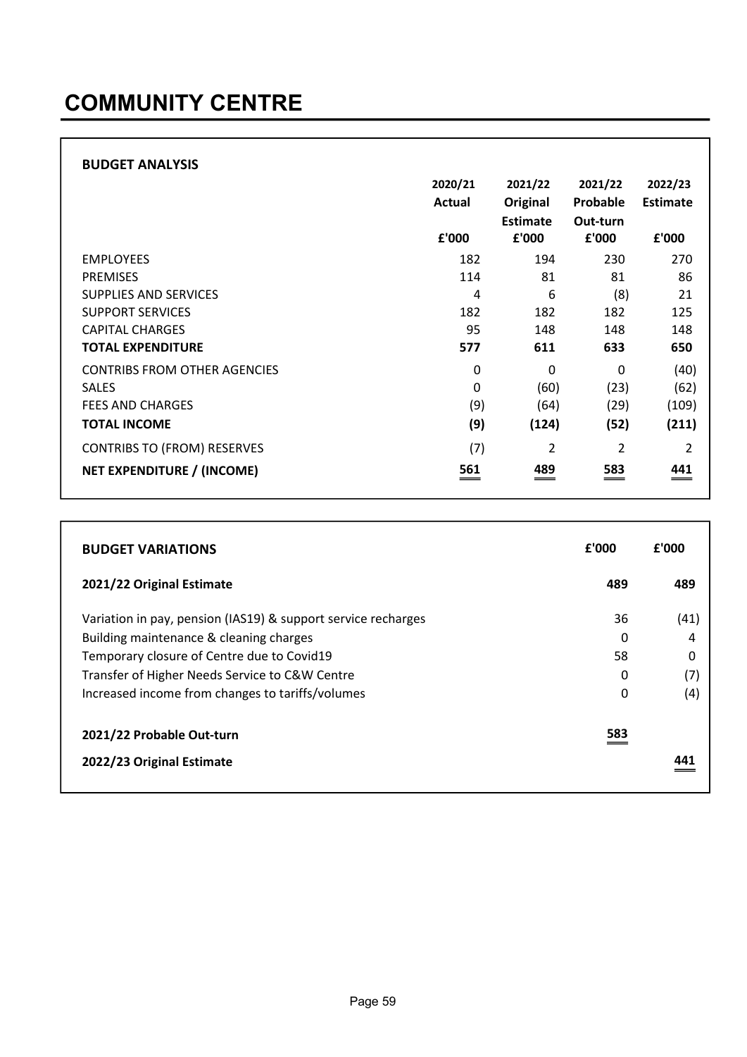# COMMUNITY CENTRE

**BUDGET ANALYSIS**

| | 2020/21 Actual £'000 | 2021/22 Original Estimate £'000 | 2021/22 Probable Out-turn £'000 | 2022/23 Estimate £'000 |
|---|---|---|---|---|
| EMPLOYEES | 182 | 194 | 230 | 270 |
| PREMISES | 114 | 81 | 81 | 86 |
| SUPPLIES AND SERVICES | 4 | 6 | (8) | 21 |
| SUPPORT SERVICES | 182 | 182 | 182 | 125 |
| CAPITAL CHARGES | 95 | 148 | 148 | 148 |
| **TOTAL EXPENDITURE** | **577** | **611** | **633** | **650** |
| CONTRIBS FROM OTHER AGENCIES | 0 | 0 | 0 | (40) |
| SALES | 0 | (60) | (23) | (62) |
| FEES AND CHARGES | (9) | (64) | (29) | (109) |
| **TOTAL INCOME** | **(9)** | **(124)** | **(52)** | **(211)** |
| CONTRIBS TO (FROM) RESERVES | (7) | 2 | 2 | 2 |
| **NET EXPENDITURE / (INCOME)** | **561** | **489** | **583** | **441** |

| **BUDGET VARIATIONS** | **£'000** | **£'000** |
|---|---|---|
| **2021/22 Original Estimate** | **489** | **489** |
| Variation in pay, pension (IAS19) & support service recharges | 36 | (41) |
| Building maintenance & cleaning charges | 0 | 4 |
| Temporary closure of Centre due to Covid19 | 58 | 0 |
| Transfer of Higher Needs Service to C&W Centre | 0 | (7) |
| Increased income from changes to tariffs/volumes | 0 | (4) |
| **2021/22 Probable Out-turn** | **583** | |
| **2022/23 Original Estimate** | | **441** |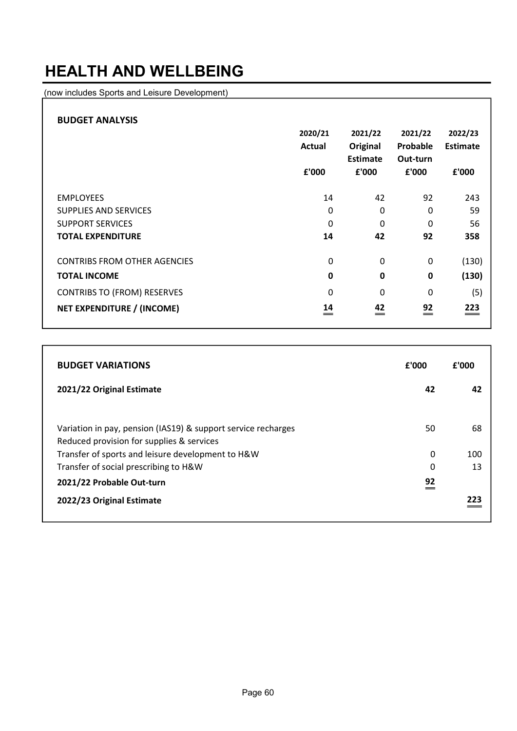# HEALTH AND WELLBEING

(now includes Sports and Leisure Development)

**BUDGET ANALYSIS**

| | 2020/21 Actual £'000 | 2021/22 Original Estimate £'000 | 2021/22 Probable Out-turn £'000 | 2022/23 Estimate £'000 |
|---|---|---|---|---|
| EMPLOYEES | 14 | 42 | 92 | 243 |
| SUPPLIES AND SERVICES | 0 | 0 | 0 | 59 |
| SUPPORT SERVICES | 0 | 0 | 0 | 56 |
| **TOTAL EXPENDITURE** | **14** | **42** | **92** | **358** |
| CONTRIBS FROM OTHER AGENCIES | 0 | 0 | 0 | (130) |
| **TOTAL INCOME** | **0** | **0** | **0** | **(130)** |
| CONTRIBS TO (FROM) RESERVES | 0 | 0 | 0 | (5) |
| **NET EXPENDITURE / (INCOME)** | **14** | **42** | **92** | **223** |

| **BUDGET VARIATIONS** | **£'000** | **£'000** |
|---|---|---|
| **2021/22 Original Estimate** | **42** | **42** |
| Variation in pay, pension (IAS19) & support service recharges | 50 | 68 |
| Reduced provision for supplies & services | | |
| Transfer of sports and leisure development to H&W | 0 | 100 |
| Transfer of social prescribing to H&W | 0 | 13 |
| **2021/22 Probable Out-turn** | **92** | |
| **2022/23 Original Estimate** | | **223** |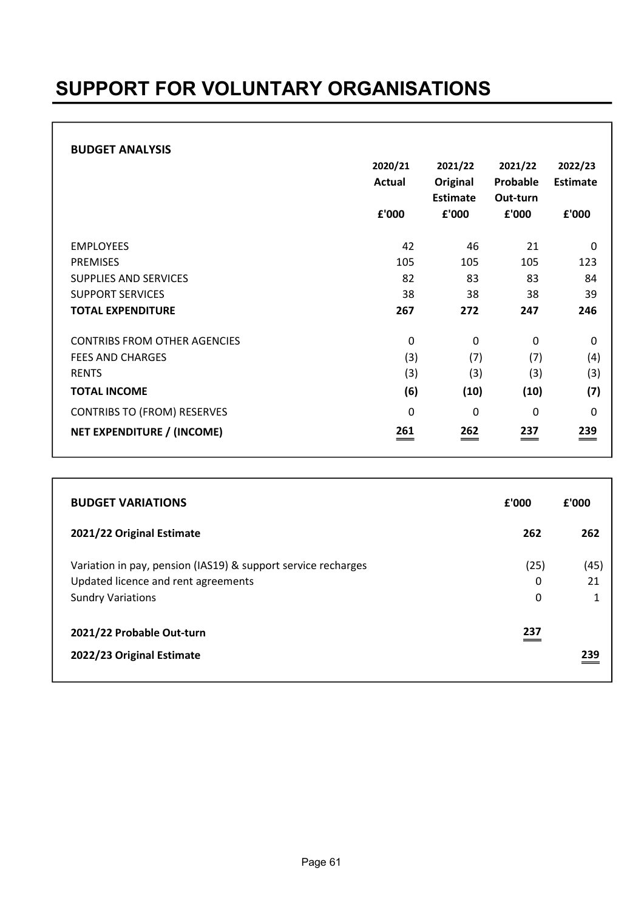# SUPPORT FOR VOLUNTARY ORGANISATIONS

**BUDGET ANALYSIS**

| | 2020/21 Actual £'000 | 2021/22 Original Estimate £'000 | 2021/22 Probable Out-turn £'000 | 2022/23 Estimate £'000 |
|---|---|---|---|---|
| EMPLOYEES | 42 | 46 | 21 | 0 |
| PREMISES | 105 | 105 | 105 | 123 |
| SUPPLIES AND SERVICES | 82 | 83 | 83 | 84 |
| SUPPORT SERVICES | 38 | 38 | 38 | 39 |
| **TOTAL EXPENDITURE** | **267** | **272** | **247** | **246** |
| CONTRIBS FROM OTHER AGENCIES | 0 | 0 | 0 | 0 |
| FEES AND CHARGES | (3) | (7) | (7) | (4) |
| RENTS | (3) | (3) | (3) | (3) |
| **TOTAL INCOME** | **(6)** | **(10)** | **(10)** | **(7)** |
| CONTRIBS TO (FROM) RESERVES | 0 | 0 | 0 | 0 |
| **NET EXPENDITURE / (INCOME)** | **261** | **262** | **237** | **239** |

| **BUDGET VARIATIONS** | **£'000** | **£'000** |
|---|---|---|
| **2021/22 Original Estimate** | **262** | **262** |
| Variation in pay, pension (IAS19) & support service recharges | (25) | (45) |
| Updated licence and rent agreements | 0 | 21 |
| Sundry Variations | 0 | 1 |
| **2021/22 Probable Out-turn** | **237** | |
| **2022/23 Original Estimate** | | **239** |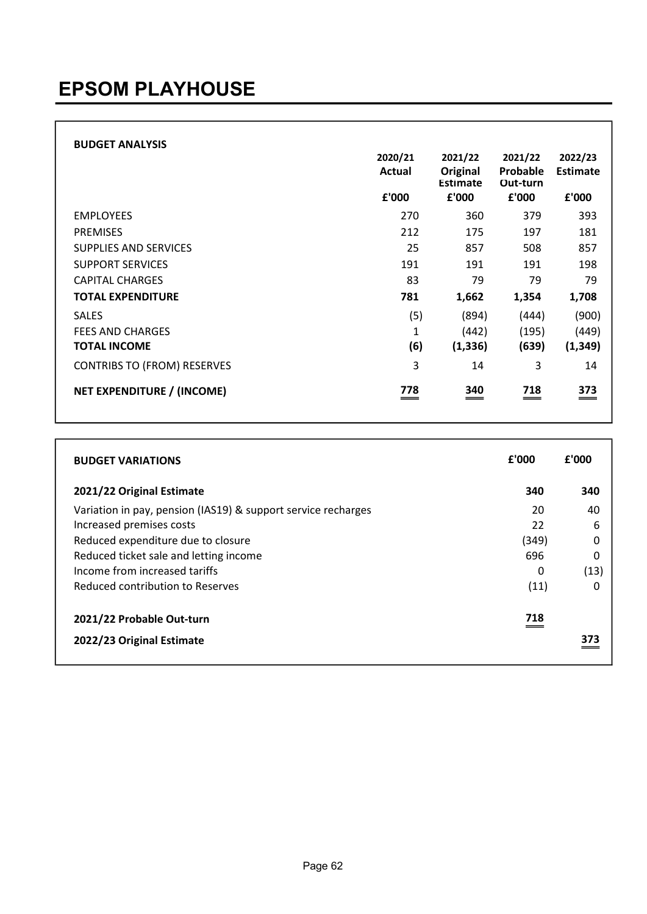# EPSOM PLAYHOUSE

**BUDGET ANALYSIS**

| | 2020/21 Actual | 2021/22 Original Estimate | 2021/22 Probable Out-turn | 2022/23 Estimate |
|---|---|---|---|---|
| | £'000 | £'000 | £'000 | £'000 |
| EMPLOYEES | 270 | 360 | 379 | 393 |
| PREMISES | 212 | 175 | 197 | 181 |
| SUPPLIES AND SERVICES | 25 | 857 | 508 | 857 |
| SUPPORT SERVICES | 191 | 191 | 191 | 198 |
| CAPITAL CHARGES | 83 | 79 | 79 | 79 |
| **TOTAL EXPENDITURE** | **781** | **1,662** | **1,354** | **1,708** |
| SALES | (5) | (894) | (444) | (900) |
| FEES AND CHARGES | 1 | (442) | (195) | (449) |
| **TOTAL INCOME** | **(6)** | **(1,336)** | **(639)** | **(1,349)** |
| CONTRIBS TO (FROM) RESERVES | 3 | 14 | 3 | 14 |
| **NET EXPENDITURE / (INCOME)** | **778** | **340** | **718** | **373** |

| **BUDGET VARIATIONS** | **£'000** | **£'000** |
|---|---|---|
| **2021/22 Original Estimate** | **340** | **340** |
| Variation in pay, pension (IAS19) & support service recharges | 20 | 40 |
| Increased premises costs | 22 | 6 |
| Reduced expenditure due to closure | (349) | 0 |
| Reduced ticket sale and letting income | 696 | 0 |
| Income from increased tariffs | 0 | (13) |
| Reduced contribution to Reserves | (11) | 0 |
| **2021/22 Probable Out-turn** | **718** | |
| **2022/23 Original Estimate** | | **373** |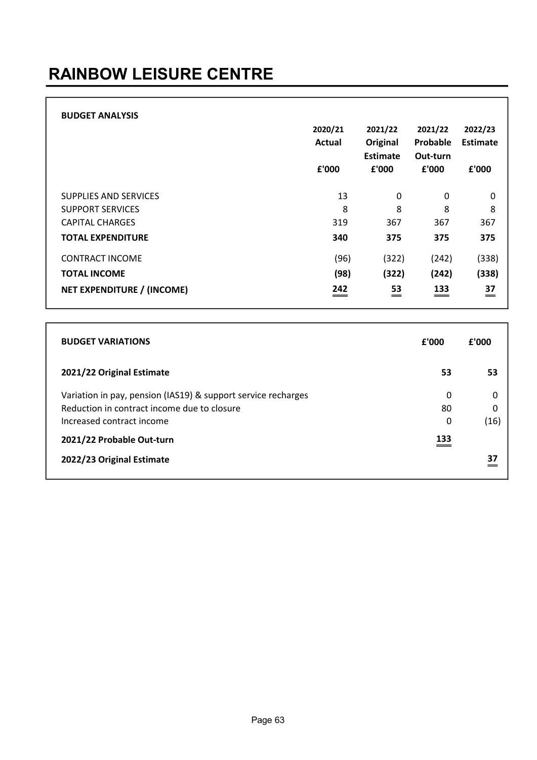# RAINBOW LEISURE CENTRE

| BUDGET ANALYSIS | 2020/21 Actual £'000 | 2021/22 Original Estimate £'000 | 2021/22 Probable Out-turn £'000 | 2022/23 Estimate £'000 |
|---|---|---|---|---|
| SUPPLIES AND SERVICES | 13 | 0 | 0 | 0 |
| SUPPORT SERVICES | 8 | 8 | 8 | 8 |
| CAPITAL CHARGES | 319 | 367 | 367 | 367 |
| **TOTAL EXPENDITURE** | **340** | **375** | **375** | **375** |
| CONTRACT INCOME | (96) | (322) | (242) | (338) |
| **TOTAL INCOME** | **(98)** | **(322)** | **(242)** | **(338)** |
| **NET EXPENDITURE / (INCOME)** | **242** | **53** | **133** | **37** |

| BUDGET VARIATIONS | £'000 | £'000 |
|---|---|---|
| **2021/22 Original Estimate** | **53** | **53** |
| Variation in pay, pension (IAS19) & support service recharges | 0 | 0 |
| Reduction in contract income due to closure | 80 | 0 |
| Increased contract income | 0 | (16) |
| **2021/22 Probable Out-turn** | **133** | |
| **2022/23 Original Estimate** | | **37** |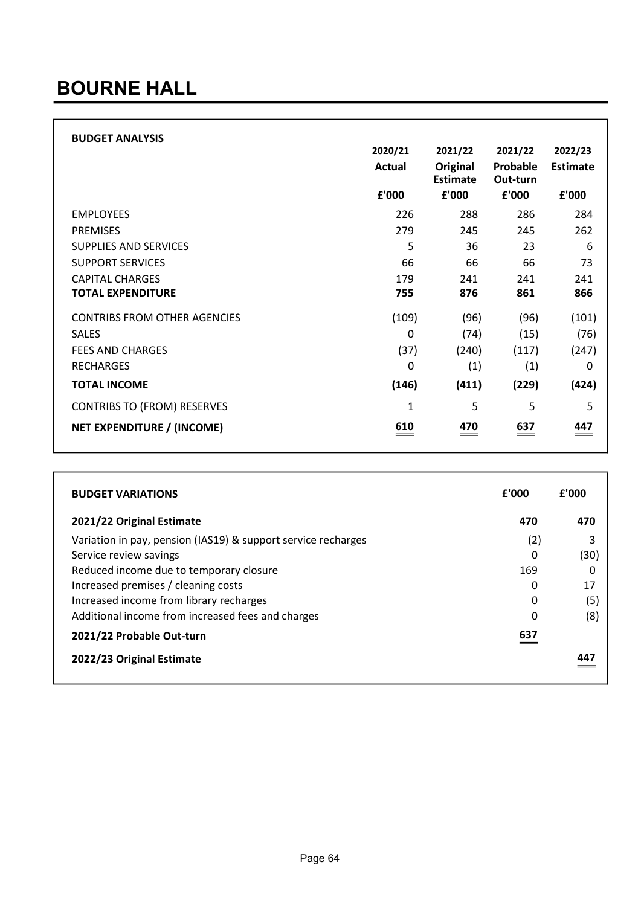# BOURNE HALL

**BUDGET ANALYSIS**

| | 2020/21 Actual £'000 | 2021/22 Original Estimate £'000 | 2021/22 Probable Out-turn £'000 | 2022/23 Estimate £'000 |
|---|---|---|---|---|
| EMPLOYEES | 226 | 288 | 286 | 284 |
| PREMISES | 279 | 245 | 245 | 262 |
| SUPPLIES AND SERVICES | 5 | 36 | 23 | 6 |
| SUPPORT SERVICES | 66 | 66 | 66 | 73 |
| CAPITAL CHARGES | 179 | 241 | 241 | 241 |
| **TOTAL EXPENDITURE** | **755** | **876** | **861** | **866** |
| CONTRIBS FROM OTHER AGENCIES | (109) | (96) | (96) | (101) |
| SALES | 0 | (74) | (15) | (76) |
| FEES AND CHARGES | (37) | (240) | (117) | (247) |
| RECHARGES | 0 | (1) | (1) | 0 |
| **TOTAL INCOME** | **(146)** | **(411)** | **(229)** | **(424)** |
| CONTRIBS TO (FROM) RESERVES | 1 | 5 | 5 | 5 |
| **NET EXPENDITURE / (INCOME)** | **610** | **470** | **637** | **447** |

| **BUDGET VARIATIONS** | **£'000** | **£'000** |
|---|---|---|
| **2021/22 Original Estimate** | **470** | **470** |
| Variation in pay, pension (IAS19) & support service recharges | (2) | 3 |
| Service review savings | 0 | (30) |
| Reduced income due to temporary closure | 169 | 0 |
| Increased premises / cleaning costs | 0 | 17 |
| Increased income from library recharges | 0 | (5) |
| Additional income from increased fees and charges | 0 | (8) |
| **2021/22 Probable Out-turn** | **637** | |
| **2022/23 Original Estimate** | | **447** |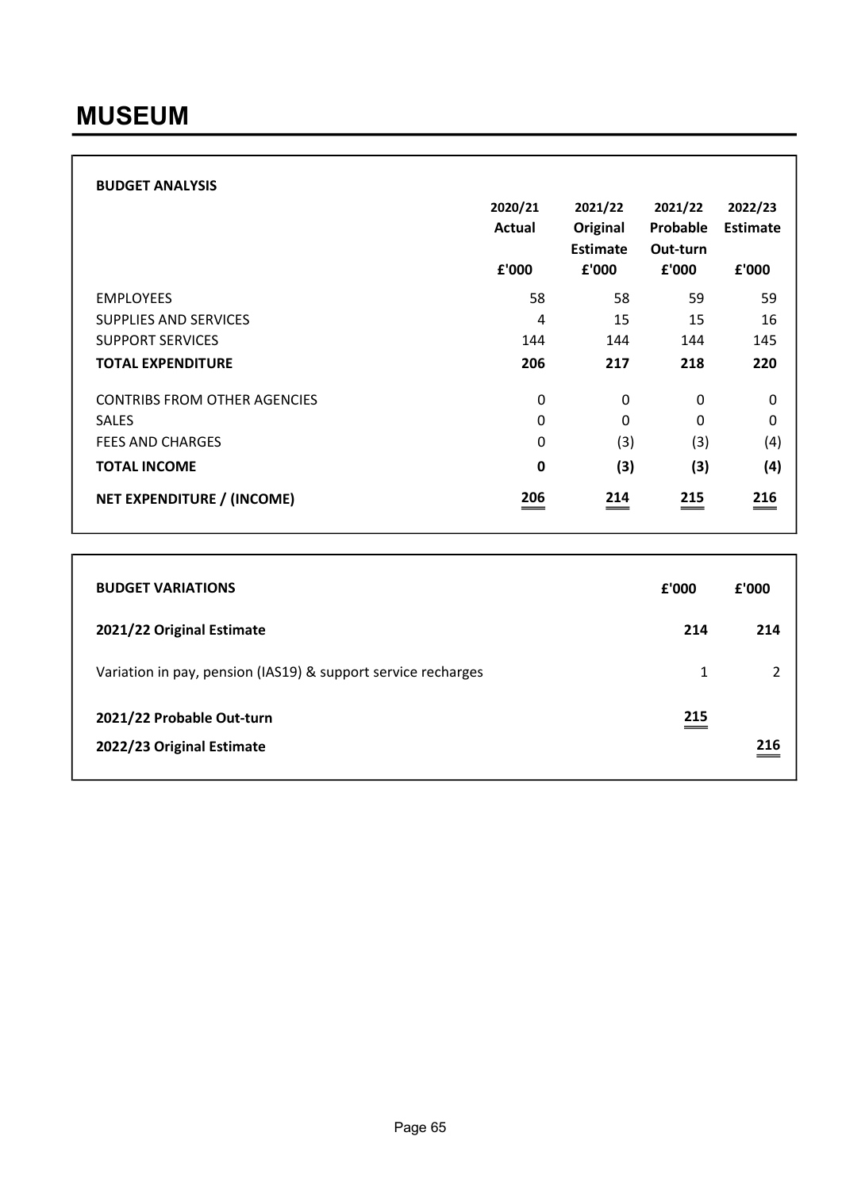# MUSEUM

**BUDGET ANALYSIS**

| | 2020/21 Actual £'000 | 2021/22 Original Estimate £'000 | 2021/22 Probable Out-turn £'000 | 2022/23 Estimate £'000 |
|---|---|---|---|---|
| EMPLOYEES | 58 | 58 | 59 | 59 |
| SUPPLIES AND SERVICES | 4 | 15 | 15 | 16 |
| SUPPORT SERVICES | 144 | 144 | 144 | 145 |
| **TOTAL EXPENDITURE** | **206** | **217** | **218** | **220** |
| CONTRIBS FROM OTHER AGENCIES | 0 | 0 | 0 | 0 |
| SALES | 0 | 0 | 0 | 0 |
| FEES AND CHARGES | 0 | (3) | (3) | (4) |
| **TOTAL INCOME** | **0** | **(3)** | **(3)** | **(4)** |
| **NET EXPENDITURE / (INCOME)** | **206** | **214** | **215** | **216** |

| **BUDGET VARIATIONS** | **£'000** | **£'000** |
|---|---|---|
| **2021/22 Original Estimate** | **214** | **214** |
| Variation in pay, pension (IAS19) & support service recharges | 1 | 2 |
| **2021/22 Probable Out-turn** | **215** | |
| **2022/23 Original Estimate** | | **216** |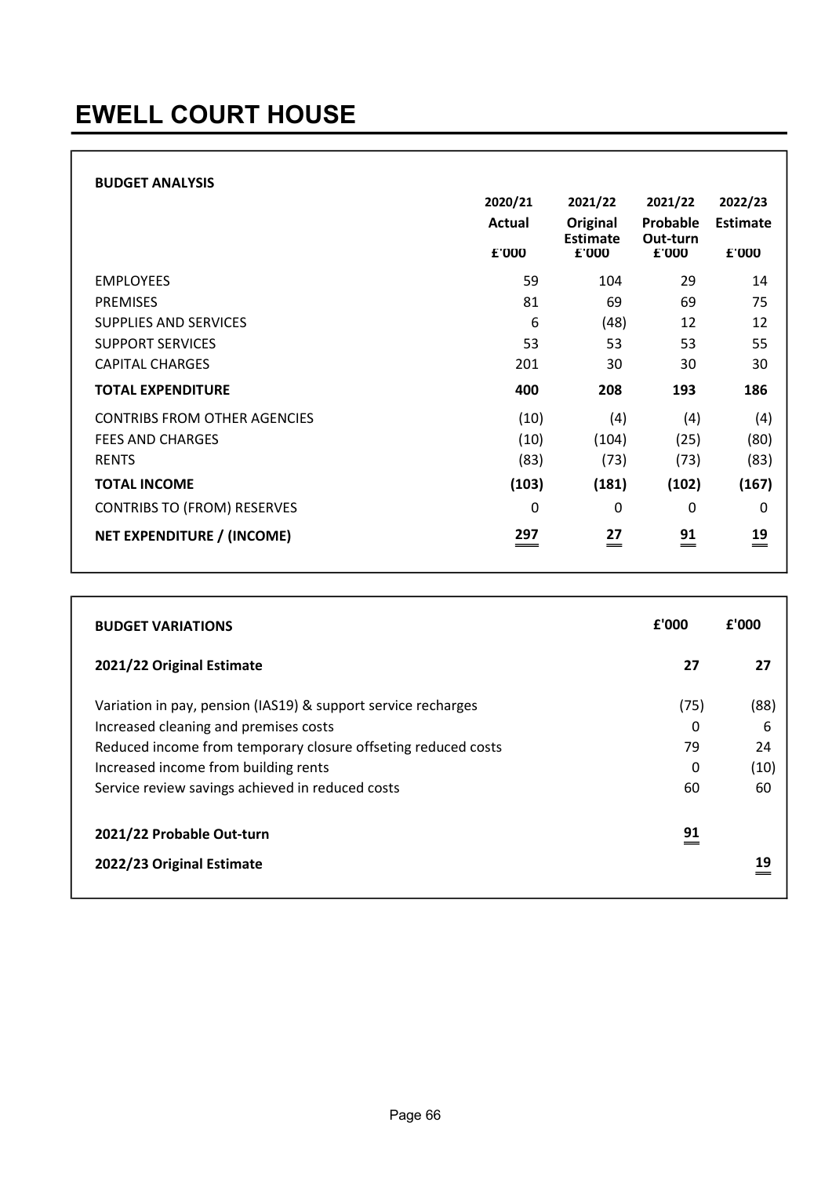# EWELL COURT HOUSE

**BUDGET ANALYSIS**

| | 2020/21 Actual £'000 | 2021/22 Original Estimate £'000 | 2021/22 Probable Out-turn £'000 | 2022/23 Estimate £'000 |
|---|---|---|---|---|
| EMPLOYEES | 59 | 104 | 29 | 14 |
| PREMISES | 81 | 69 | 69 | 75 |
| SUPPLIES AND SERVICES | 6 | (48) | 12 | 12 |
| SUPPORT SERVICES | 53 | 53 | 53 | 55 |
| CAPITAL CHARGES | 201 | 30 | 30 | 30 |
| **TOTAL EXPENDITURE** | **400** | **208** | **193** | **186** |
| CONTRIBS FROM OTHER AGENCIES | (10) | (4) | (4) | (4) |
| FEES AND CHARGES | (10) | (104) | (25) | (80) |
| RENTS | (83) | (73) | (73) | (83) |
| **TOTAL INCOME** | **(103)** | **(181)** | **(102)** | **(167)** |
| CONTRIBS TO (FROM) RESERVES | 0 | 0 | 0 | 0 |
| **NET EXPENDITURE / (INCOME)** | **297** | **27** | **91** | **19** |

| **BUDGET VARIATIONS** | **£'000** | **£'000** |
|---|---|---|
| **2021/22 Original Estimate** | **27** | **27** |
| Variation in pay, pension (IAS19) & support service recharges | (75) | (88) |
| Increased cleaning and premises costs | 0 | 6 |
| Reduced income from temporary closure offseting reduced costs | 79 | 24 |
| Increased income from building rents | 0 | (10) |
| Service review savings achieved in reduced costs | 60 | 60 |
| **2021/22 Probable Out-turn** | **91** | |
| **2022/23 Original Estimate** | | **19** |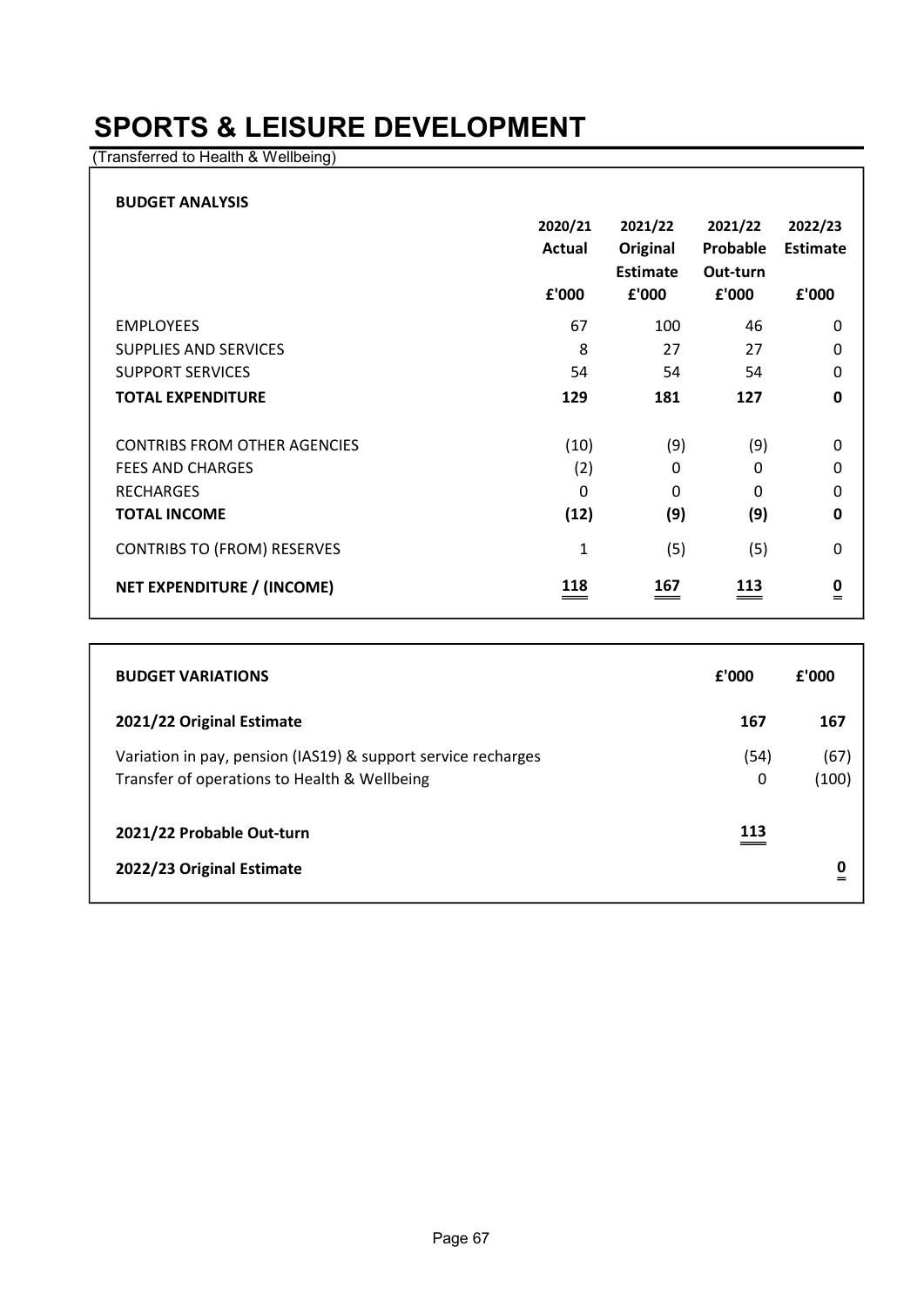# SPORTS & LEISURE DEVELOPMENT

(Transferred to Health & Wellbeing)

**BUDGET ANALYSIS**

| | 2020/21 Actual £'000 | 2021/22 Original Estimate £'000 | 2021/22 Probable Out-turn £'000 | 2022/23 Estimate £'000 |
|---|---|---|---|---|
| EMPLOYEES | 67 | 100 | 46 | 0 |
| SUPPLIES AND SERVICES | 8 | 27 | 27 | 0 |
| SUPPORT SERVICES | 54 | 54 | 54 | 0 |
| **TOTAL EXPENDITURE** | **129** | **181** | **127** | **0** |
| | | | | |
| CONTRIBS FROM OTHER AGENCIES | (10) | (9) | (9) | 0 |
| FEES AND CHARGES | (2) | 0 | 0 | 0 |
| RECHARGES | 0 | 0 | 0 | 0 |
| **TOTAL INCOME** | **(12)** | **(9)** | **(9)** | **0** |
| CONTRIBS TO (FROM) RESERVES | 1 | (5) | (5) | 0 |
| **NET EXPENDITURE / (INCOME)** | **118** | **167** | **113** | **0** |

| **BUDGET VARIATIONS** | **£'000** | **£'000** |
|---|---|---|
| **2021/22 Original Estimate** | **167** | **167** |
| Variation in pay, pension (IAS19) & support service recharges | (54) | (67) |
| Transfer of operations to Health & Wellbeing | 0 | (100) |
| **2021/22 Probable Out-turn** | **113** | |
| **2022/23 Original Estimate** | | **0** |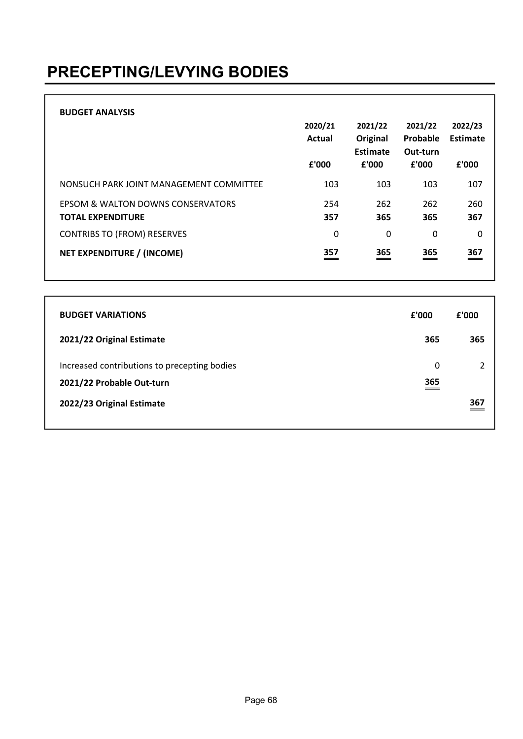# PRECEPTING/LEVYING BODIES

**BUDGET ANALYSIS**

| | 2020/21 Actual £'000 | 2021/22 Original Estimate £'000 | 2021/22 Probable Out-turn £'000 | 2022/23 Estimate £'000 |
|---|---|---|---|---|
| NONSUCH PARK JOINT MANAGEMENT COMMITTEE | 103 | 103 | 103 | 107 |
| EPSOM & WALTON DOWNS CONSERVATORS | 254 | 262 | 262 | 260 |
| **TOTAL EXPENDITURE** | **357** | **365** | **365** | **367** |
| CONTRIBS TO (FROM) RESERVES | 0 | 0 | 0 | 0 |
| **NET EXPENDITURE / (INCOME)** | **357** | **365** | **365** | **367** |

| **BUDGET VARIATIONS** | **£'000** | **£'000** |
|---|---|---|
| **2021/22 Original Estimate** | **365** | **365** |
| Increased contributions to precepting bodies | 0 | 2 |
| **2021/22 Probable Out-turn** | **365** | |
| **2022/23 Original Estimate** | | **367** |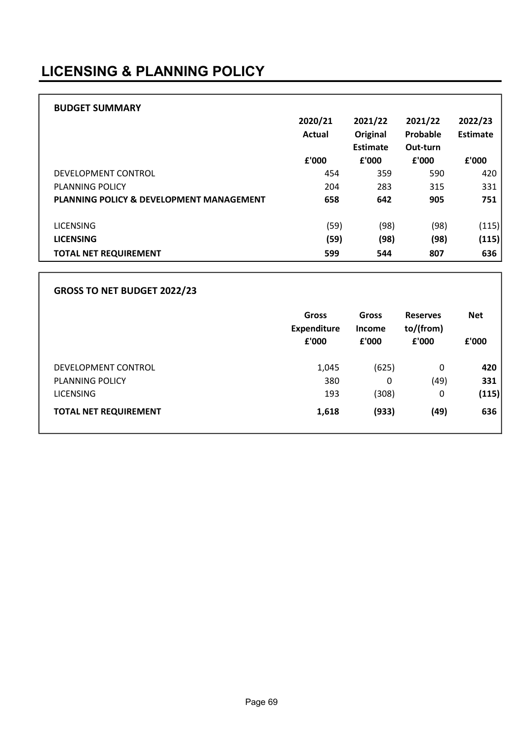# LICENSING & PLANNING POLICY

**BUDGET SUMMARY**

| | 2020/21 Actual | 2021/22 Original Estimate | 2021/22 Probable Out-turn | 2022/23 Estimate |
|---|---|---|---|---|
| | £'000 | £'000 | £'000 | £'000 |
| DEVELOPMENT CONTROL | 454 | 359 | 590 | 420 |
| PLANNING POLICY | 204 | 283 | 315 | 331 |
| **PLANNING POLICY & DEVELOPMENT MANAGEMENT** | **658** | **642** | **905** | **751** |
| | | | | |
| LICENSING | (59) | (98) | (98) | (115) |
| **LICENSING** | **(59)** | **(98)** | **(98)** | **(115)** |
| **TOTAL NET REQUIREMENT** | **599** | **544** | **807** | **636** |

**GROSS TO NET BUDGET 2022/23**

| | Gross Expenditure | Gross Income | Reserves to/(from) | Net |
|---|---|---|---|---|
| | £'000 | £'000 | £'000 | £'000 |
| DEVELOPMENT CONTROL | 1,045 | (625) | 0 | **420** |
| PLANNING POLICY | 380 | 0 | (49) | **331** |
| LICENSING | 193 | (308) | 0 | **(115)** |
| **TOTAL NET REQUIREMENT** | **1,618** | **(933)** | **(49)** | **636** |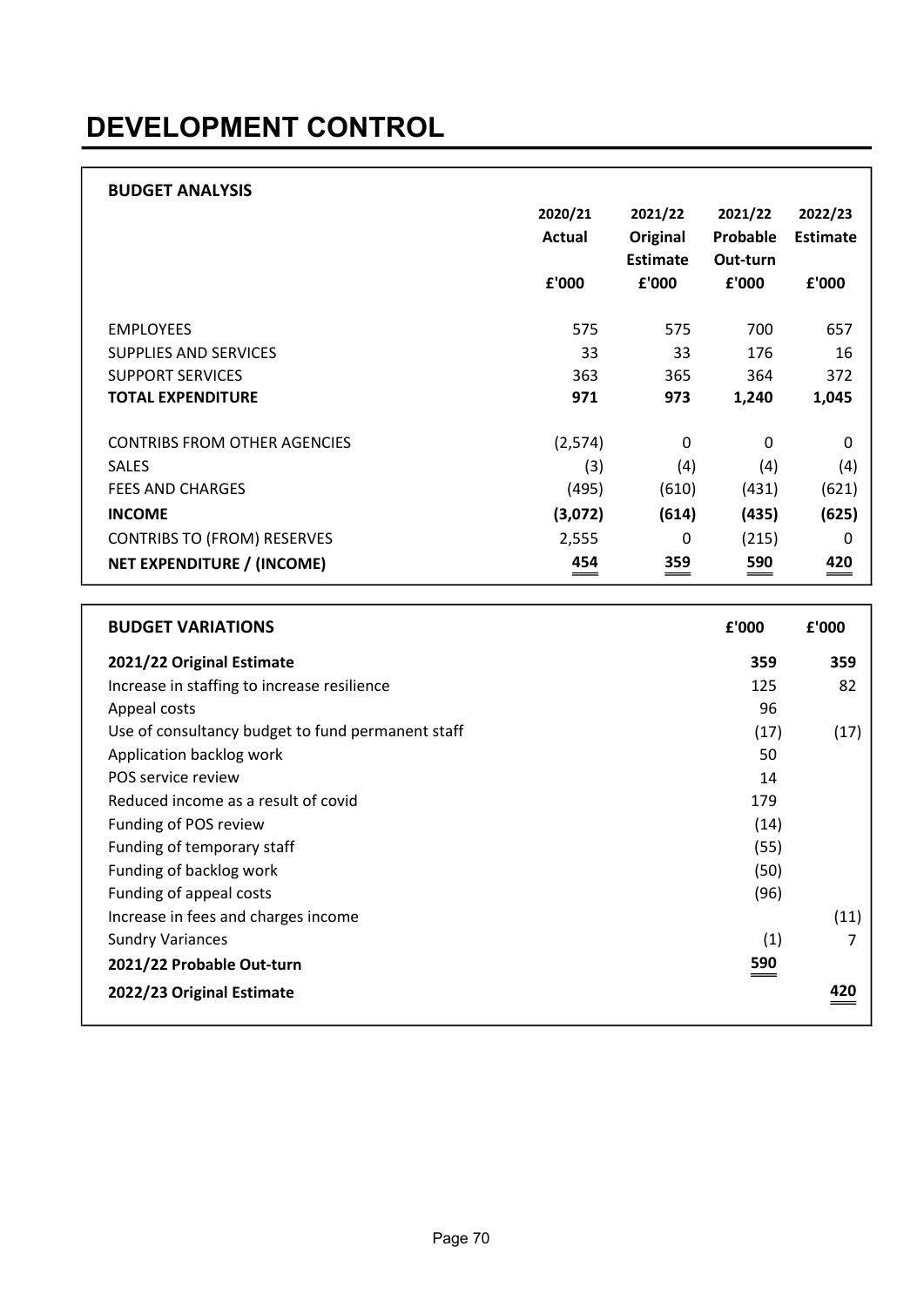# DEVELOPMENT CONTROL

**BUDGET ANALYSIS**

| | 2020/21 Actual £'000 | 2021/22 Original Estimate £'000 | 2021/22 Probable Out-turn £'000 | 2022/23 Estimate £'000 |
|---|---|---|---|---|
| EMPLOYEES | 575 | 575 | 700 | 657 |
| SUPPLIES AND SERVICES | 33 | 33 | 176 | 16 |
| SUPPORT SERVICES | 363 | 365 | 364 | 372 |
| **TOTAL EXPENDITURE** | **971** | **973** | **1,240** | **1,045** |
| CONTRIBS FROM OTHER AGENCIES | (2,574) | 0 | 0 | 0 |
| SALES | (3) | (4) | (4) | (4) |
| FEES AND CHARGES | (495) | (610) | (431) | (621) |
| **INCOME** | **(3,072)** | **(614)** | **(435)** | **(625)** |
| CONTRIBS TO (FROM) RESERVES | 2,555 | 0 | (215) | 0 |
| **NET EXPENDITURE / (INCOME)** | **454** | **359** | **590** | **420** |

| **BUDGET VARIATIONS** | **£'000** | **£'000** |
|---|---|---|
| **2021/22 Original Estimate** | **359** | **359** |
| Increase in staffing to increase resilience | 125 | 82 |
| Appeal costs | 96 | |
| Use of consultancy budget to fund permanent staff | (17) | (17) |
| Application backlog work | 50 | |
| POS service review | 14 | |
| Reduced income as a result of covid | 179 | |
| Funding of POS review | (14) | |
| Funding of temporary staff | (55) | |
| Funding of backlog work | (50) | |
| Funding of appeal costs | (96) | |
| Increase in fees and charges income | | (11) |
| Sundry Variances | (1) | 7 |
| **2021/22 Probable Out-turn** | **590** | |
| **2022/23 Original Estimate** | | **420** |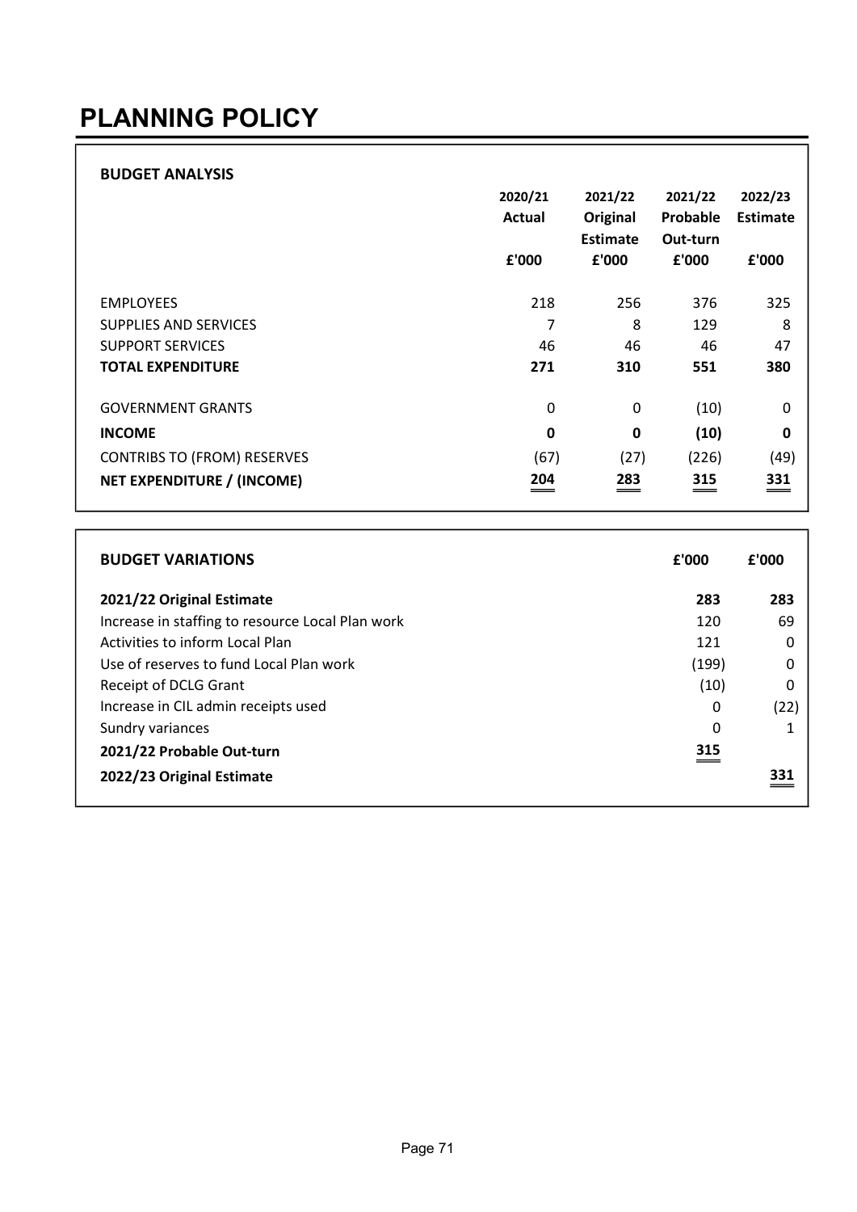# PLANNING POLICY

**BUDGET ANALYSIS**

| | 2020/21 Actual £'000 | 2021/22 Original Estimate £'000 | 2021/22 Probable Out-turn £'000 | 2022/23 Estimate £'000 |
|---|---|---|---|---|
| EMPLOYEES | 218 | 256 | 376 | 325 |
| SUPPLIES AND SERVICES | 7 | 8 | 129 | 8 |
| SUPPORT SERVICES | 46 | 46 | 46 | 47 |
| **TOTAL EXPENDITURE** | **271** | **310** | **551** | **380** |
| GOVERNMENT GRANTS | 0 | 0 | (10) | 0 |
| **INCOME** | **0** | **0** | **(10)** | **0** |
| CONTRIBS TO (FROM) RESERVES | (67) | (27) | (226) | (49) |
| **NET EXPENDITURE / (INCOME)** | **204** | **283** | **315** | **331** |

| **BUDGET VARIATIONS** | **£'000** | **£'000** |
|---|---|---|
| **2021/22 Original Estimate** | **283** | **283** |
| Increase in staffing to resource Local Plan work | 120 | 69 |
| Activities to inform Local Plan | 121 | 0 |
| Use of reserves to fund Local Plan work | (199) | 0 |
| Receipt of DCLG Grant | (10) | 0 |
| Increase in CIL admin receipts used | 0 | (22) |
| Sundry variances | 0 | 1 |
| **2021/22 Probable Out-turn** | **315** | |
| **2022/23 Original Estimate** | | **331** |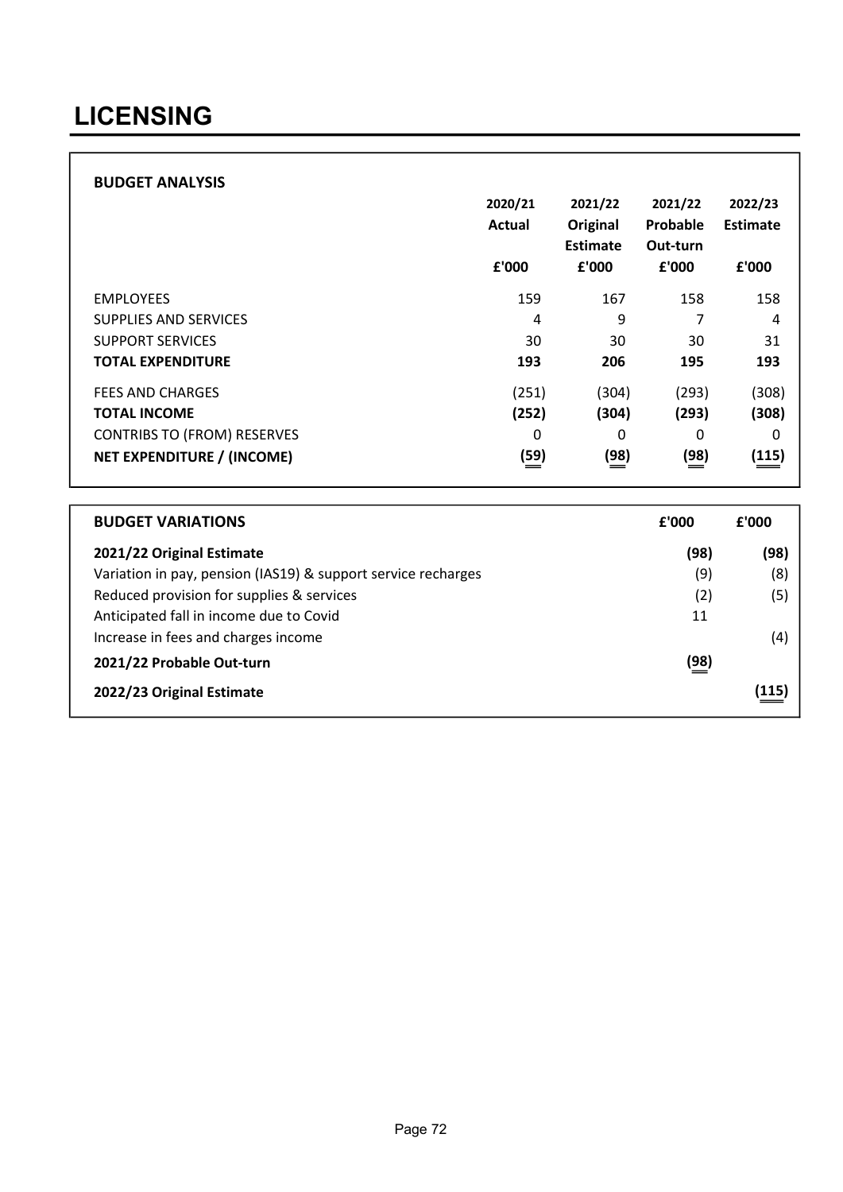# LICENSING

## BUDGET ANALYSIS

| | 2020/21 Actual £'000 | 2021/22 Original Estimate £'000 | 2021/22 Probable Out-turn £'000 | 2022/23 Estimate £'000 |
|---|---|---|---|---|
| EMPLOYEES | 159 | 167 | 158 | 158 |
| SUPPLIES AND SERVICES | 4 | 9 | 7 | 4 |
| SUPPORT SERVICES | 30 | 30 | 30 | 31 |
| **TOTAL EXPENDITURE** | **193** | **206** | **195** | **193** |
| FEES AND CHARGES | (251) | (304) | (293) | (308) |
| **TOTAL INCOME** | **(252)** | **(304)** | **(293)** | **(308)** |
| CONTRIBS TO (FROM) RESERVES | 0 | 0 | 0 | 0 |
| **NET EXPENDITURE / (INCOME)** | **(59)** | **(98)** | **(98)** | **(115)** |

## BUDGET VARIATIONS

| | £'000 | £'000 |
|---|---|---|
| **2021/22 Original Estimate** | **(98)** | **(98)** |
| Variation in pay, pension (IAS19) & support service recharges | (9) | (8) |
| Reduced provision for supplies & services | (2) | (5) |
| Anticipated fall in income due to Covid | 11 | |
| Increase in fees and charges income | | (4) |
| **2021/22 Probable Out-turn** | **(98)** | |
| **2022/23 Original Estimate** | | **(115)** |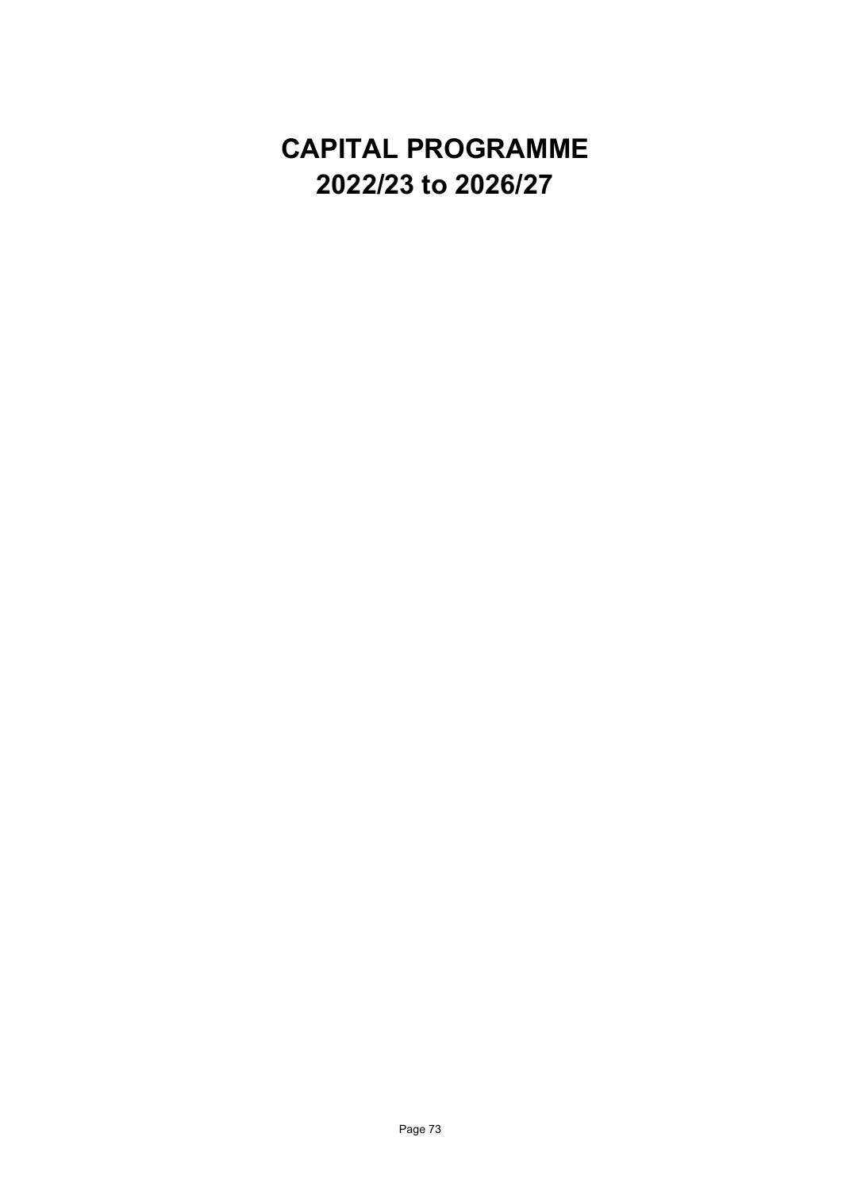# CAPITAL PROGRAMME
# 2022/23 to 2026/27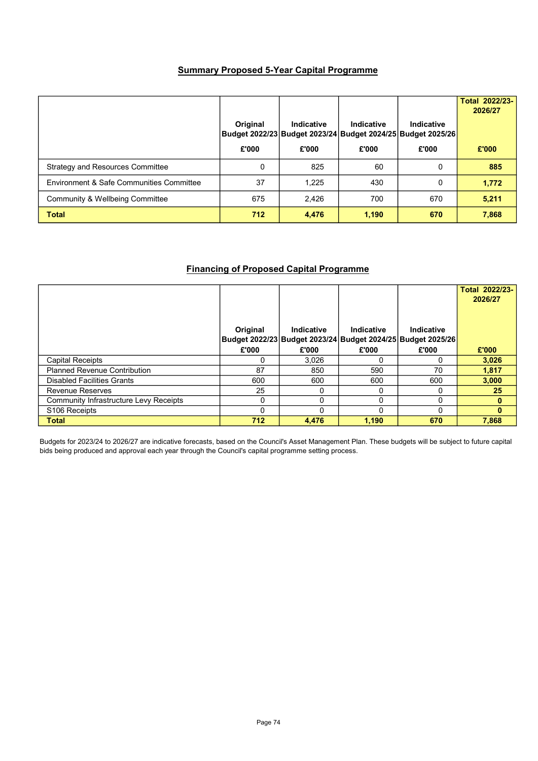## Summary Proposed 5-Year Capital Programme

| | Original Budget 2022/23 £'000 | Indicative Budget 2023/24 £'000 | Indicative Budget 2024/25 £'000 | Indicative Budget 2025/26 £'000 | Total 2022/23-2026/27 £'000 |
|---|---|---|---|---|---|
| Strategy and Resources Committee | 0 | 825 | 60 | 0 | **885** |
| Environment & Safe Communities Committee | 37 | 1,225 | 430 | 0 | **1,772** |
| Community & Wellbeing Committee | 675 | 2,426 | 700 | 670 | **5,211** |
| **Total** | **712** | **4,476** | **1,190** | **670** | **7,868** |

## Financing of Proposed Capital Programme

| | Original Budget 2022/23 £'000 | Indicative Budget 2023/24 £'000 | Indicative Budget 2024/25 £'000 | Indicative Budget 2025/26 £'000 | Total 2022/23-2026/27 £'000 |
|---|---|---|---|---|---|
| Capital Receipts | 0 | 3,026 | 0 | 0 | **3,026** |
| Planned Revenue Contribution | 87 | 850 | 590 | 70 | **1,817** |
| Disabled Facilities Grants | 600 | 600 | 600 | 600 | **3,000** |
| Revenue Reserves | 25 | 0 | 0 | 0 | **25** |
| Community Infrastructure Levy Receipts | 0 | 0 | 0 | 0 | **0** |
| S106 Receipts | 0 | 0 | 0 | 0 | **0** |
| **Total** | **712** | **4,476** | **1,190** | **670** | **7,868** |

Budgets for 2023/24 to 2026/27 are indicative forecasts, based on the Council's Asset Management Plan. These budgets will be subject to future capital bids being produced and approval each year through the Council's capital programme setting process.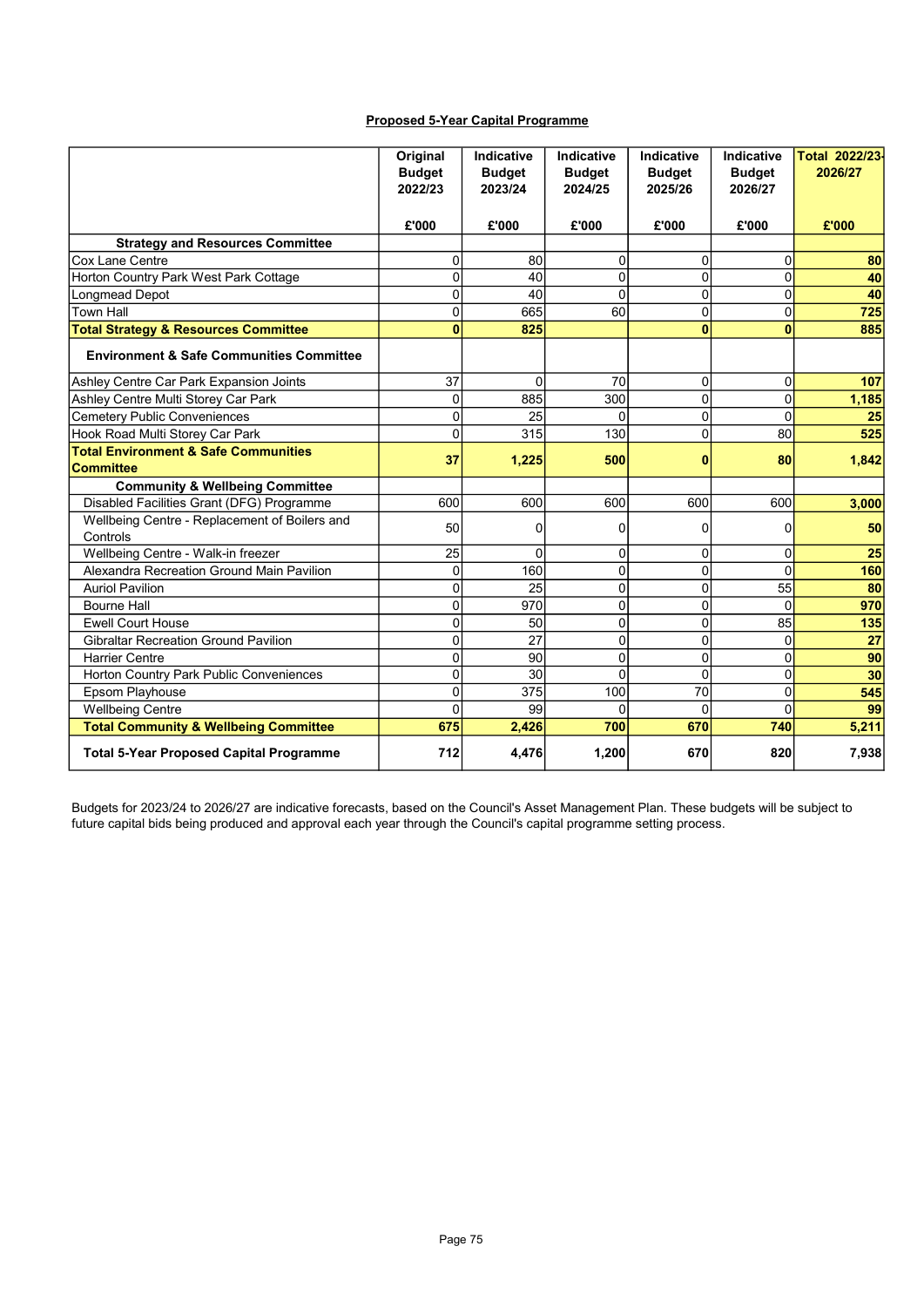## Proposed 5-Year Capital Program​me

| | Original Budget 2022/23 | Indicative Budget 2023/24 | Indicative Budget 2024/25 | Indicative Budget 2025/26 | Indicative Budget 2026/27 | Total 2022/23-2026/27 |
|---|---|---|---|---|---|---|
| | £'000 | £'000 | £'000 | £'000 | £'000 | £'000 |
| **Strategy and Resources Committee** | | | | | | |
| Cox Lane Centre | 0 | 80 | 0 | 0 | 0 | **80** |
| Horton Country Park West Park Cottage | 0 | 40 | 0 | 0 | 0 | **40** |
| Longmead Depot | 0 | 40 | 0 | 0 | 0 | **40** |
| Town Hall | 0 | 665 | 60 | 0 | 0 | **725** |
| **Total Strategy & Resources Committee** | **0** | **825** | | **0** | **0** | **885** |
| **Environment & Safe Communities Committee** | | | | | | |
| Ashley Centre Car Park Expansion Joints | 37 | 0 | 70 | 0 | 0 | **107** |
| Ashley Centre Multi Storey Car Park | 0 | 885 | 300 | 0 | 0 | **1,185** |
| Cemetery Public Conveniences | 0 | 25 | 0 | 0 | 0 | **25** |
| Hook Road Multi Storey Car Park | 0 | 315 | 130 | 0 | 80 | **525** |
| **Total Environment & Safe Communities Committee** | **37** | **1,225** | **500** | **0** | **80** | **1,842** |
| **Community & Wellbeing Committee** | | | | | | |
| Disabled Facilities Grant (DFG) Programme | 600 | 600 | 600 | 600 | 600 | **3,000** |
| Wellbeing Centre - Replacement of Boilers and Controls | 50 | 0 | 0 | 0 | 0 | **50** |
| Wellbeing Centre - Walk-in freezer | 25 | 0 | 0 | 0 | 0 | **25** |
| Alexandra Recreation Ground Main Pavilion | 0 | 160 | 0 | 0 | 0 | **160** |
| Auriol Pavilion | 0 | 25 | 0 | 0 | 55 | **80** |
| Bourne Hall | 0 | 970 | 0 | 0 | 0 | **970** |
| Ewell Court House | 0 | 50 | 0 | 0 | 85 | **135** |
| Gibraltar Recreation Ground Pavilion | 0 | 27 | 0 | 0 | 0 | **27** |
| Harrier Centre | 0 | 90 | 0 | 0 | 0 | **90** |
| Horton Country Park Public Conveniences | 0 | 30 | 0 | 0 | 0 | **30** |
| Epsom Playhouse | 0 | 375 | 100 | 70 | 0 | **545** |
| Wellbeing Centre | 0 | 99 | 0 | 0 | 0 | **99** |
| **Total Community & Wellbeing Committee** | **675** | **2,426** | **700** | **670** | **740** | **5,211** |
| **Total 5-Year Proposed Capital Programme** | **712** | **4,476** | **1,200** | **670** | **820** | **7,938** |

Budgets for 2023/24 to 2026/27 are indicative forecasts, based on the Council's Asset Management Plan. These budgets will be subject to future capital bids being produced and approval each year through the Council's capital programme setting process.